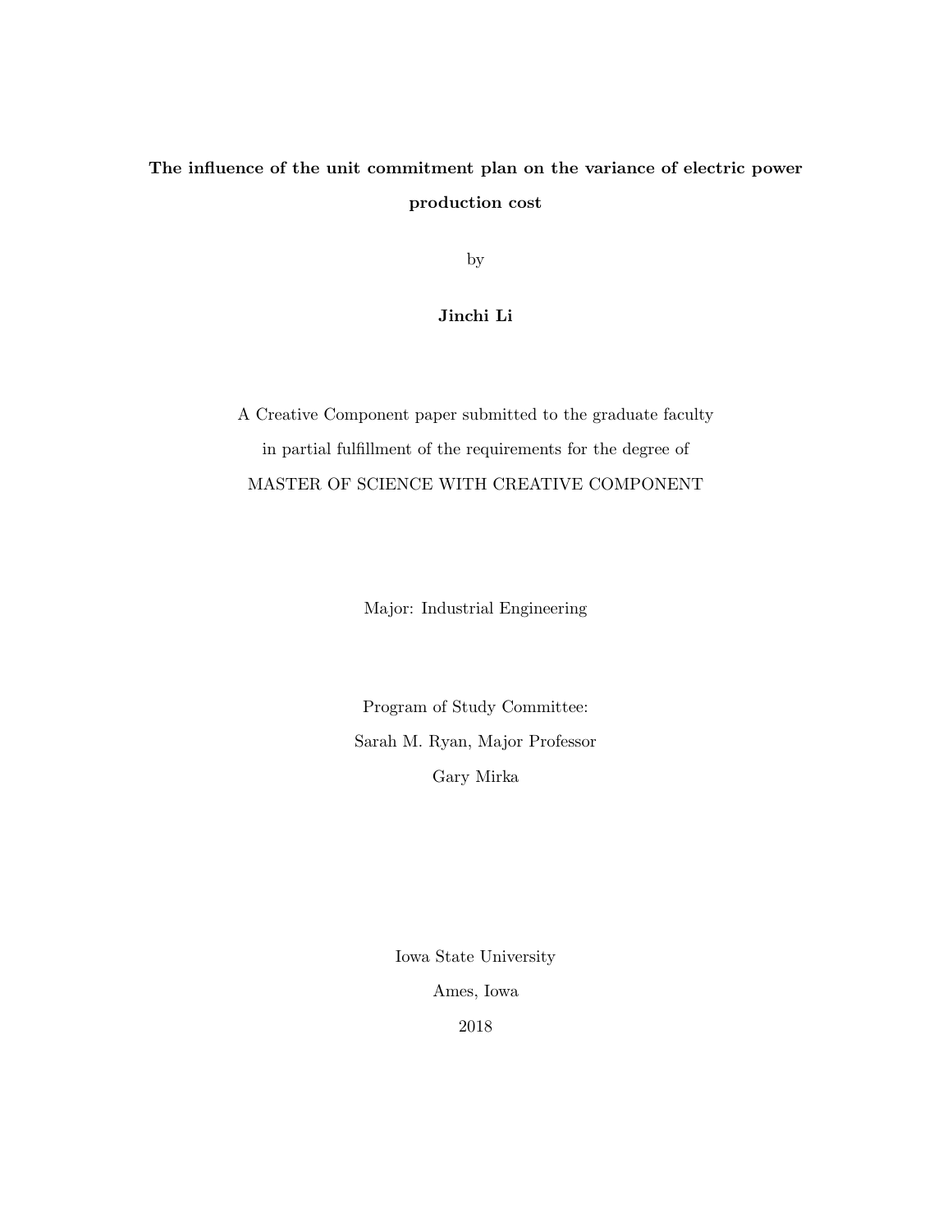# The influence of the unit commitment plan on the variance of electric power production cost

by

**Jinchi Li**

A Creative Component paper submitted to the graduate faculty

in partial fulfillment of the requirements for the degree of

MASTER OF SCIENCE WITH CREATIVE COMPONENT

Major: Industrial Engineering

Program of Study Committee:

Sarah M. Ryan, Major Professor

Gary Mirka

Iowa State University

Ames, Iowa

2018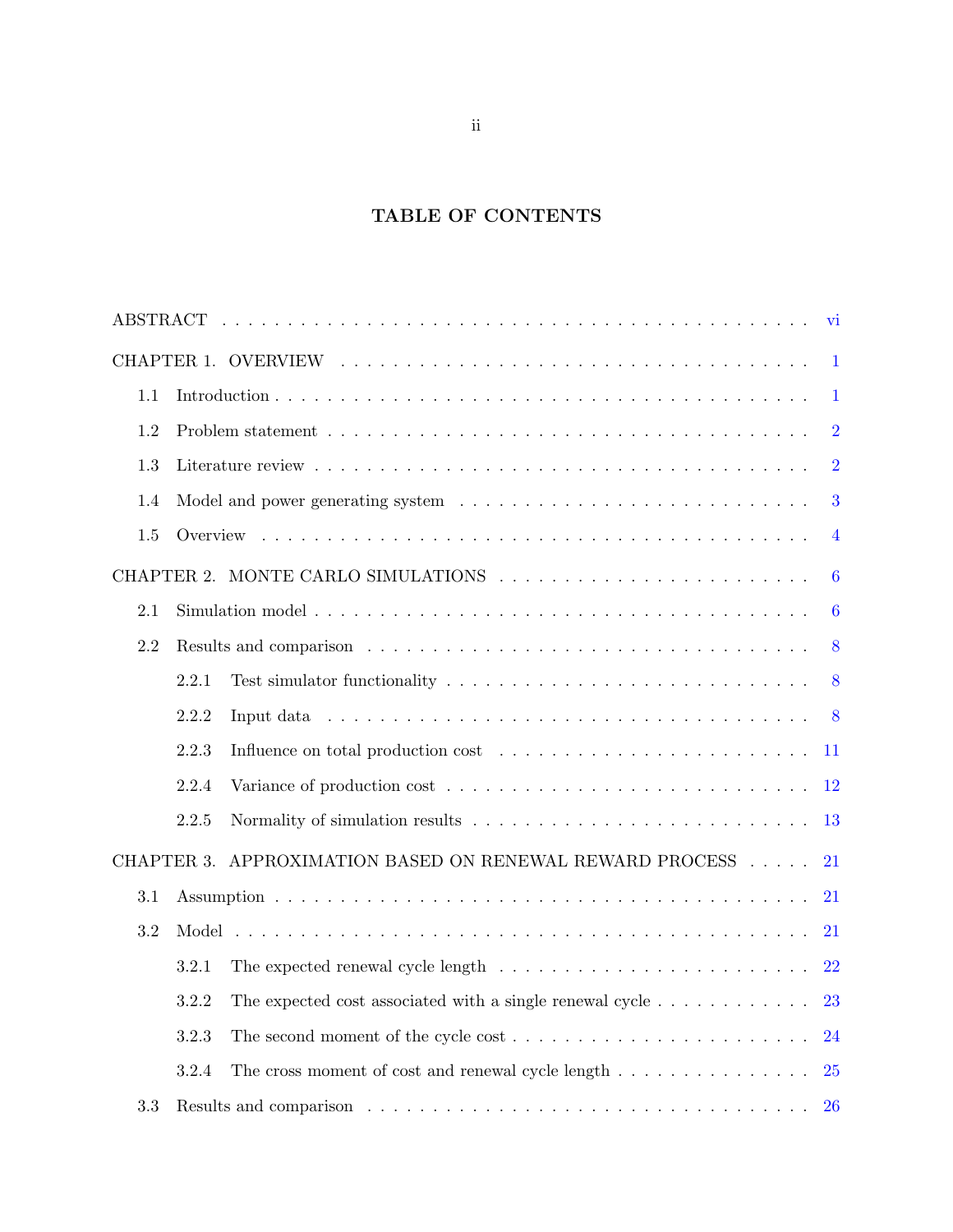# TABLE OF CONTENTS

ABSTRACT . . . . . . . . . . vi

CHAPTER 1. OVERVIEW . . . . . . . . . . 1

- 1.1 Introduction . . . . . . . . . . 1
- 1.2 Problem statement . . . . . . . . . . 2
- 1.3 Literature review . . . . . . . . . . 2
- 1.4 Model and power generating system . . . . . . . . . . 3
- 1.5 Overview . . . . . . . . . . 4

CHAPTER 2. MONTE CARLO SIMULATIONS . . . . . . . . . . 6

- 2.1 Simulation model . . . . . . . . . . 6
- 2.2 Results and comparison . . . . . . . . . . 8
  - 2.2.1 Test simulator functionality . . . . . . . . . . 8
  - 2.2.2 Input data . . . . . . . . . . 8
  - 2.2.3 Influence on total production cost . . . . . . . . . . 11
  - 2.2.4 Variance of production cost . . . . . . . . . . 12
  - 2.2.5 Normality of simulation results . . . . . . . . . . 13

CHAPTER 3. APPROXIMATION BASED ON RENEWAL REWARD PROCESS . . . . . 21

- 3.1 Assumption . . . . . . . . . . 21
- 3.2 Model . . . . . . . . . . 21
  - 3.2.1 The expected renewal cycle length . . . . . . . . . . 22
  - 3.2.2 The expected cost associated with a single renewal cycle . . . . . . . . . . 23
  - 3.2.3 The second moment of the cycle cost . . . . . . . . . . 24
  - 3.2.4 The cross moment of cost and renewal cycle length . . . . . . . . . . 25
- 3.3 Results and comparison . . . . . . . . . . 26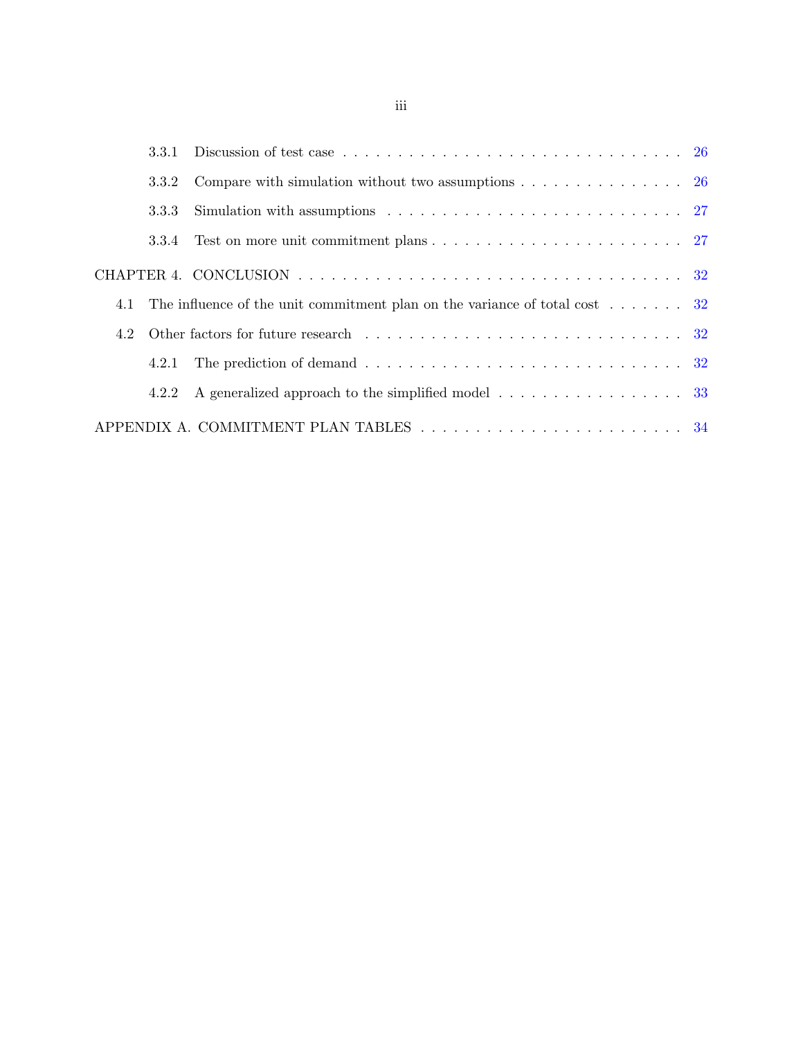- 3.3.1 Discussion of test case . . . . . . . . . . . . . . . . . . . . . . . . . . . . . . . . 26
- 3.3.2 Compare with simulation without two assumptions . . . . . . . . . . . . . . . . 26
- 3.3.3 Simulation with assumptions . . . . . . . . . . . . . . . . . . . . . . . . . . . . 27
- 3.3.4 Test on more unit commitment plans . . . . . . . . . . . . . . . . . . . . . . . . 27

CHAPTER 4. CONCLUSION . . . . . . . . . . . . . . . . . . . . . . . . . . . . . . . . . . . 32

- 4.1 The influence of the unit commitment plan on the variance of total cost . . . . . . . . 32
- 4.2 Other factors for future research . . . . . . . . . . . . . . . . . . . . . . . . . . . . . 32
  - 4.2.1 The prediction of demand . . . . . . . . . . . . . . . . . . . . . . . . . . . . . . 32
  - 4.2.2 A generalized approach to the simplified model . . . . . . . . . . . . . . . . . . 33

APPENDIX A. COMMITMENT PLAN TABLES . . . . . . . . . . . . . . . . . . . . . . . . 34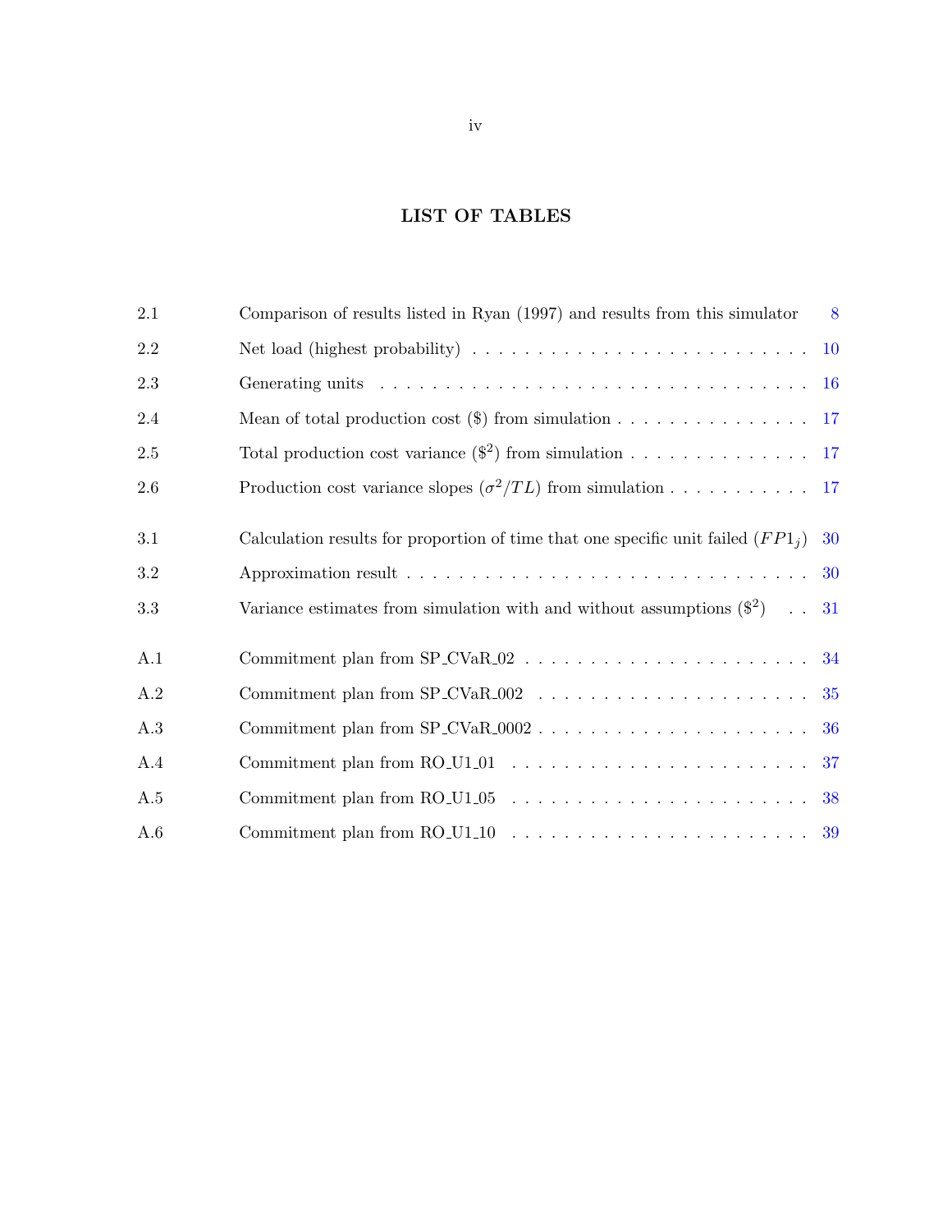## LIST OF TABLES

| | | |
|---|---|---|
| 2.1 | Comparison of results listed in Ryan (1997) and results from this simulator | 8 |
| 2.2 | Net load (highest probability) | 10 |
| 2.3 | Generating units | 16 |
| 2.4 | Mean of total production cost ($) from simulation | 17 |
| 2.5 | Total production cost variance ($\$^2$) from simulation | 17 |
| 2.6 | Production cost variance slopes ($\sigma^2/TL$) from simulation | 17 |
| 3.1 | Calculation results for proportion of time that one specific unit failed ($FP1_j$) | 30 |
| 3.2 | Approximation result | 30 |
| 3.3 | Variance estimates from simulation with and without assumptions ($\$^2$) | 31 |
| A.1 | Commitment plan from SP_CVaR_02 | 34 |
| A.2 | Commitment plan from SP_CVaR_002 | 35 |
| A.3 | Commitment plan from SP_CVaR_0002 | 36 |
| A.4 | Commitment plan from RO_U1_01 | 37 |
| A.5 | Commitment plan from RO_U1_05 | 38 |
| A.6 | Commitment plan from RO_U1_10 | 39 |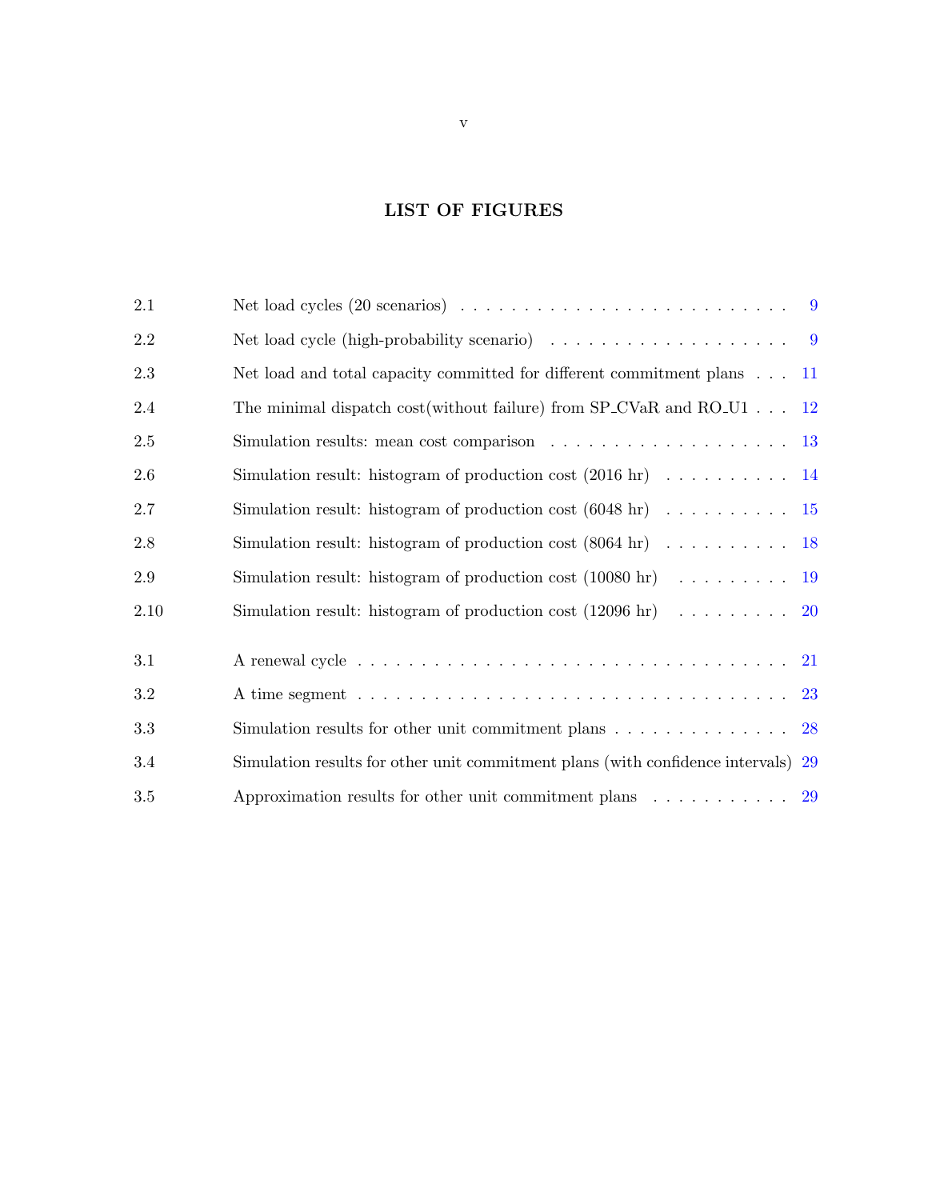# LIST OF FIGURES

| | | |
|---|---|---|
| 2.1 | Net load cycles (20 scenarios) | 9 |
| 2.2 | Net load cycle (high-probability scenario) | 9 |
| 2.3 | Net load and total capacity committed for different commitment plans | 11 |
| 2.4 | The minimal dispatch cost(without failure) from SP_CVaR and RO_U1 | 12 |
| 2.5 | Simulation results: mean cost comparison | 13 |
| 2.6 | Simulation result: histogram of production cost (2016 hr) | 14 |
| 2.7 | Simulation result: histogram of production cost (6048 hr) | 15 |
| 2.8 | Simulation result: histogram of production cost (8064 hr) | 18 |
| 2.9 | Simulation result: histogram of production cost (10080 hr) | 19 |
| 2.10 | Simulation result: histogram of production cost (12096 hr) | 20 |
| 3.1 | A renewal cycle | 21 |
| 3.2 | A time segment | 23 |
| 3.3 | Simulation results for other unit commitment plans | 28 |
| 3.4 | Simulation results for other unit commitment plans (with confidence intervals) | 29 |
| 3.5 | Approximation results for other unit commitment plans | 29 |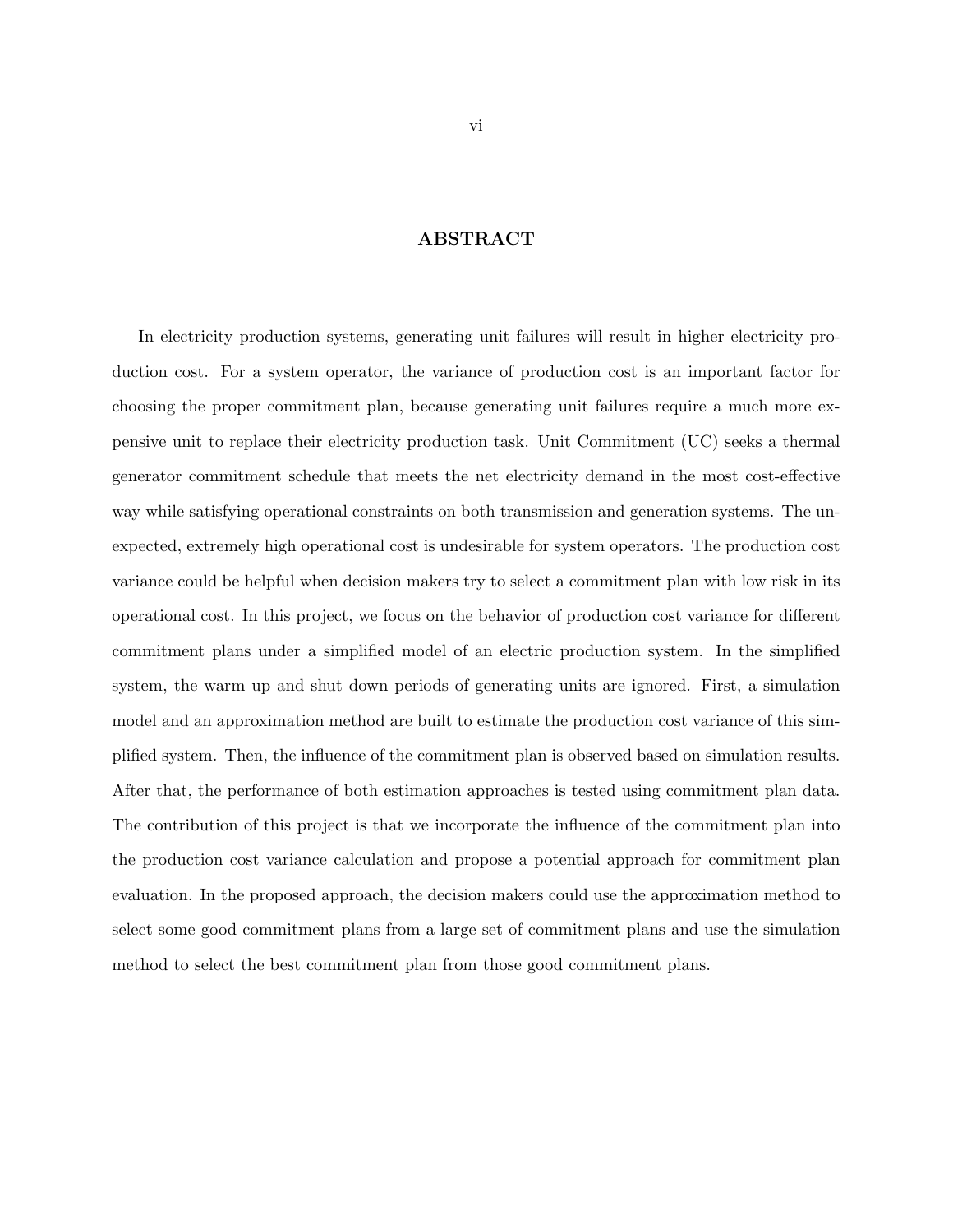# ABSTRACT

In electricity production systems, generating unit failures will result in higher electricity production cost. For a system operator, the variance of production cost is an important factor for choosing the proper commitment plan, because generating unit failures require a much more expensive unit to replace their electricity production task. Unit Commitment (UC) seeks a thermal generator commitment schedule that meets the net electricity demand in the most cost-effective way while satisfying operational constraints on both transmission and generation systems. The unexpected, extremely high operational cost is undesirable for system operators. The production cost variance could be helpful when decision makers try to select a commitment plan with low risk in its operational cost. In this project, we focus on the behavior of production cost variance for different commitment plans under a simplified model of an electric production system. In the simplified system, the warm up and shut down periods of generating units are ignored. First, a simulation model and an approximation method are built to estimate the production cost variance of this simplified system. Then, the influence of the commitment plan is observed based on simulation results. After that, the performance of both estimation approaches is tested using commitment plan data. The contribution of this project is that we incorporate the influence of the commitment plan into the production cost variance calculation and propose a potential approach for commitment plan evaluation. In the proposed approach, the decision makers could use the approximation method to select some good commitment plans from a large set of commitment plans and use the simulation method to select the best commitment plan from those good commitment plans.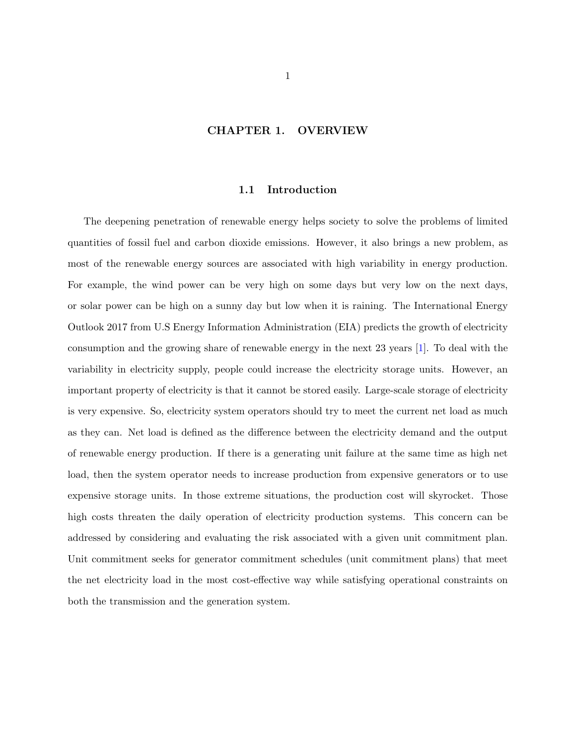# CHAPTER 1. OVERVIEW

## 1.1 Introduction

The deepening penetration of renewable energy helps society to solve the problems of limited quantities of fossil fuel and carbon dioxide emissions. However, it also brings a new problem, as most of the renewable energy sources are associated with high variability in energy production. For example, the wind power can be very high on some days but very low on the next days, or solar power can be high on a sunny day but low when it is raining. The International Energy Outlook 2017 from U.S Energy Information Administration (EIA) predicts the growth of electricity consumption and the growing share of renewable energy in the next 23 years [1]. To deal with the variability in electricity supply, people could increase the electricity storage units. However, an important property of electricity is that it cannot be stored easily. Large-scale storage of electricity is very expensive. So, electricity system operators should try to meet the current net load as much as they can. Net load is defined as the difference between the electricity demand and the output of renewable energy production. If there is a generating unit failure at the same time as high net load, then the system operator needs to increase production from expensive generators or to use expensive storage units. In those extreme situations, the production cost will skyrocket. Those high costs threaten the daily operation of electricity production systems. This concern can be addressed by considering and evaluating the risk associated with a given unit commitment plan. Unit commitment seeks for generator commitment schedules (unit commitment plans) that meet the net electricity load in the most cost-effective way while satisfying operational constraints on both the transmission and the generation system.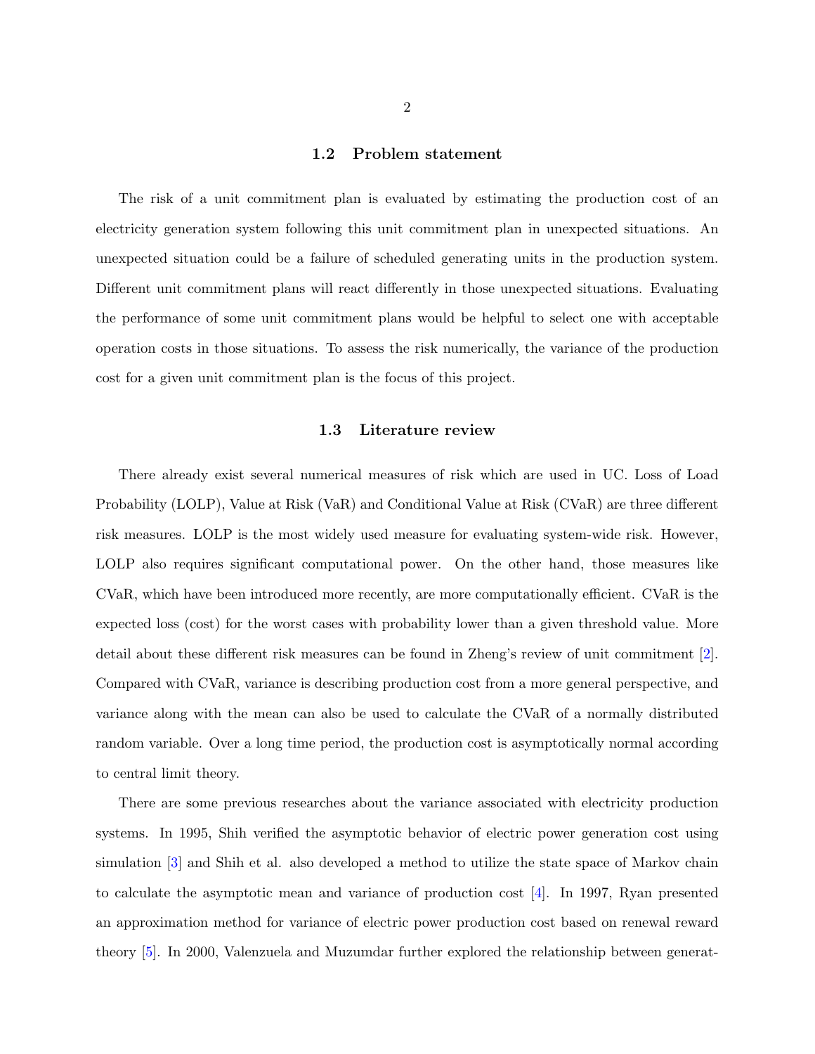## 1.2 Problem statement

The risk of a unit commitment plan is evaluated by estimating the production cost of an electricity generation system following this unit commitment plan in unexpected situations. An unexpected situation could be a failure of scheduled generating units in the production system. Different unit commitment plans will react differently in those unexpected situations. Evaluating the performance of some unit commitment plans would be helpful to select one with acceptable operation costs in those situations. To assess the risk numerically, the variance of the production cost for a given unit commitment plan is the focus of this project.

## 1.3 Literature review

There already exist several numerical measures of risk which are used in UC. Loss of Load Probability (LOLP), Value at Risk (VaR) and Conditional Value at Risk (CVaR) are three different risk measures. LOLP is the most widely used measure for evaluating system-wide risk. However, LOLP also requires significant computational power. On the other hand, those measures like CVaR, which have been introduced more recently, are more computationally efficient. CVaR is the expected loss (cost) for the worst cases with probability lower than a given threshold value. More detail about these different risk measures can be found in Zheng's review of unit commitment [2]. Compared with CVaR, variance is describing production cost from a more general perspective, and variance along with the mean can also be used to calculate the CVaR of a normally distributed random variable. Over a long time period, the production cost is asymptotically normal according to central limit theory.

There are some previous researches about the variance associated with electricity production systems. In 1995, Shih verified the asymptotic behavior of electric power generation cost using simulation [3] and Shih et al. also developed a method to utilize the state space of Markov chain to calculate the asymptotic mean and variance of production cost [4]. In 1997, Ryan presented an approximation method for variance of electric power production cost based on renewal reward theory [5]. In 2000, Valenzuela and Muzumdar further explored the relationship between generat-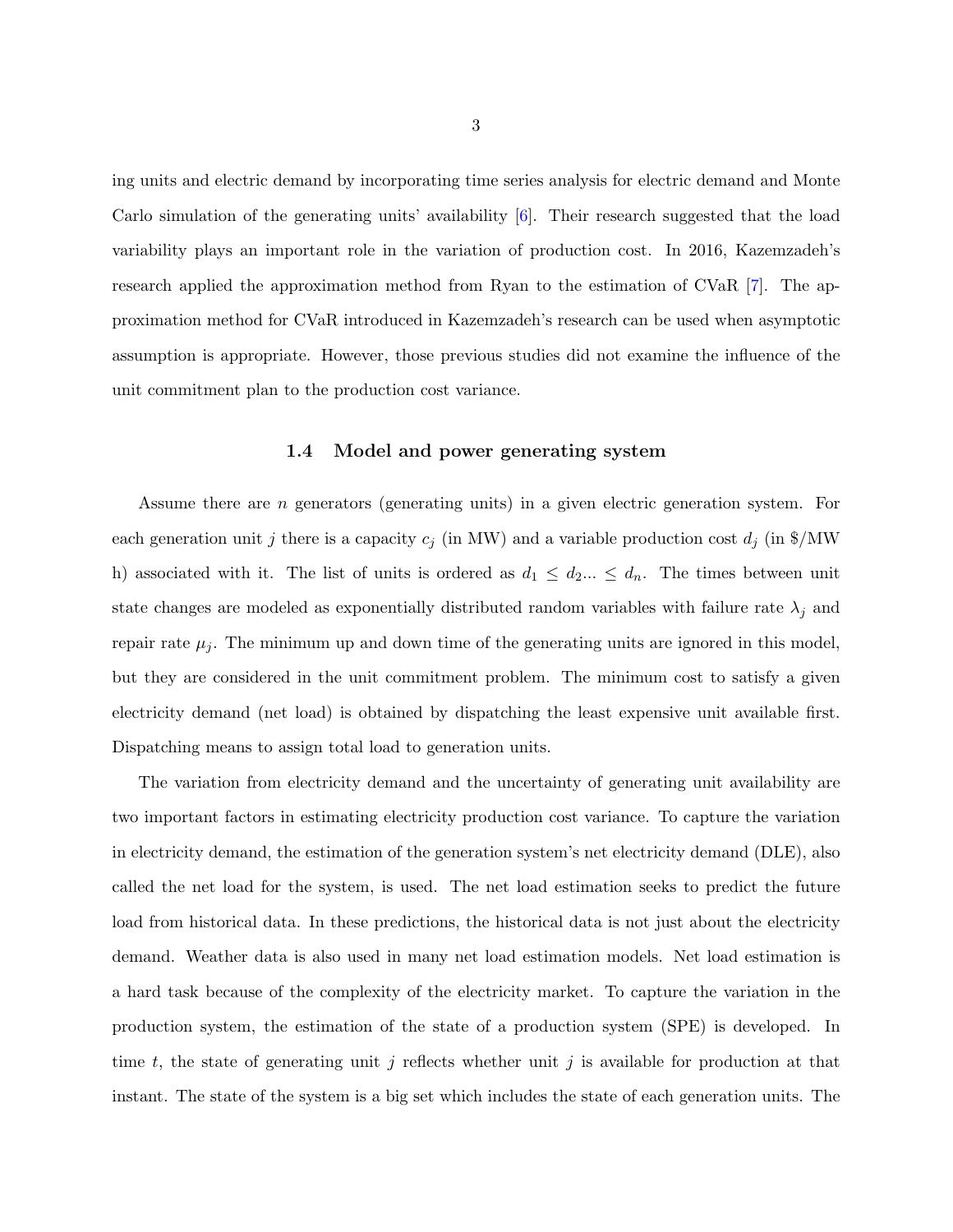ing units and electric demand by incorporating time series analysis for electric demand and Monte Carlo simulation of the generating units' availability [6]. Their research suggested that the load variability plays an important role in the variation of production cost. In 2016, Kazemzadeh's research applied the approximation method from Ryan to the estimation of CVaR [7]. The approximation method for CVaR introduced in Kazemzadeh's research can be used when asymptotic assumption is appropriate. However, those previous studies did not examine the influence of the unit commitment plan to the production cost variance.

### 1.4 Model and power generating system

Assume there are $n$ generators (generating units) in a given electric generation system. For each generation unit $j$ there is a capacity $c_j$ (in MW) and a variable production cost $d_j$ (in $/MW h) associated with it. The list of units is ordered as $d_1 \leq d_2 ... \leq d_n$. The times between unit state changes are modeled as exponentially distributed random variables with failure rate $\lambda_j$ and repair rate $\mu_j$. The minimum up and down time of the generating units are ignored in this model, but they are considered in the unit commitment problem. The minimum cost to satisfy a given electricity demand (net load) is obtained by dispatching the least expensive unit available first. Dispatching means to assign total load to generation units.

The variation from electricity demand and the uncertainty of generating unit availability are two important factors in estimating electricity production cost variance. To capture the variation in electricity demand, the estimation of the generation system's net electricity demand (DLE), also called the net load for the system, is used. The net load estimation seeks to predict the future load from historical data. In these predictions, the historical data is not just about the electricity demand. Weather data is also used in many net load estimation models. Net load estimation is a hard task because of the complexity of the electricity market. To capture the variation in the production system, the estimation of the state of a production system (SPE) is developed. In time $t$, the state of generating unit $j$ reflects whether unit $j$ is available for production at that instant. The state of the system is a big set which includes the state of each generation units. The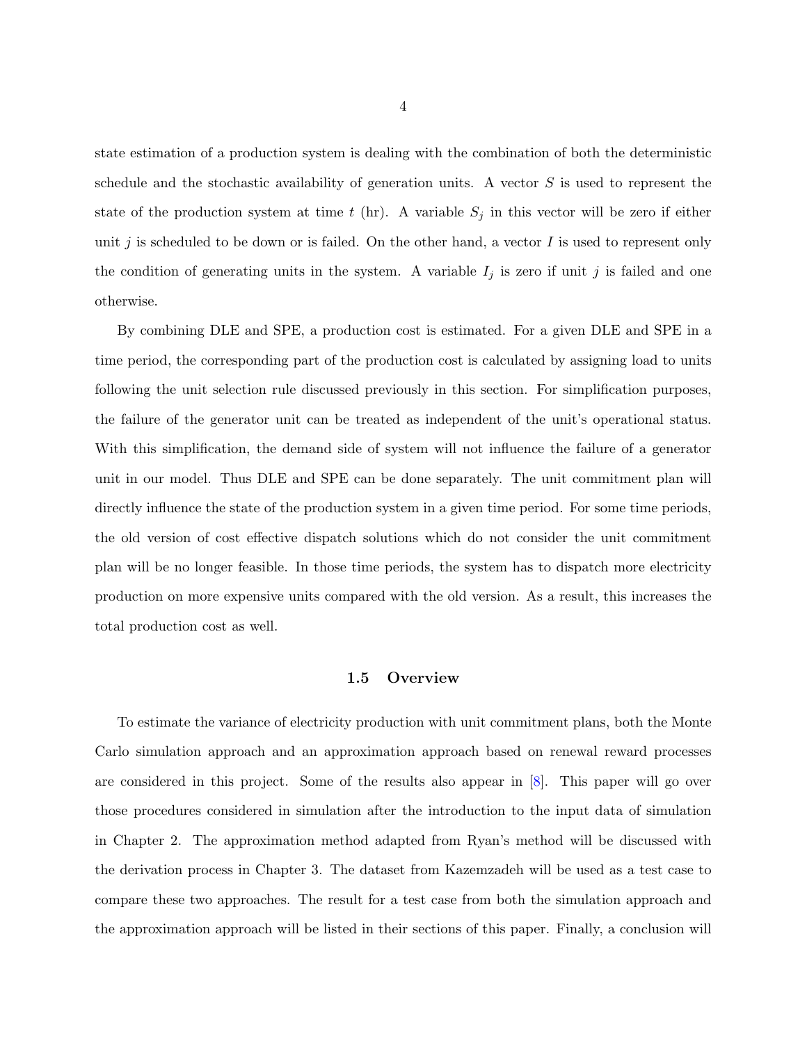state estimation of a production system is dealing with the combination of both the deterministic schedule and the stochastic availability of generation units. A vector $S$ is used to represent the state of the production system at time $t$ (hr). A variable $S_j$ in this vector will be zero if either unit $j$ is scheduled to be down or is failed. On the other hand, a vector $I$ is used to represent only the condition of generating units in the system. A variable $I_j$ is zero if unit $j$ is failed and one otherwise.

By combining DLE and SPE, a production cost is estimated. For a given DLE and SPE in a time period, the corresponding part of the production cost is calculated by assigning load to units following the unit selection rule discussed previously in this section. For simplification purposes, the failure of the generator unit can be treated as independent of the unit's operational status. With this simplification, the demand side of system will not influence the failure of a generator unit in our model. Thus DLE and SPE can be done separately. The unit commitment plan will directly influence the state of the production system in a given time period. For some time periods, the old version of cost effective dispatch solutions which do not consider the unit commitment plan will be no longer feasible. In those time periods, the system has to dispatch more electricity production on more expensive units compared with the old version. As a result, this increases the total production cost as well.

### 1.5 Overview

To estimate the variance of electricity production with unit commitment plans, both the Monte Carlo simulation approach and an approximation approach based on renewal reward processes are considered in this project. Some of the results also appear in [8]. This paper will go over those procedures considered in simulation after the introduction to the input data of simulation in Chapter 2. The approximation method adapted from Ryan's method will be discussed with the derivation process in Chapter 3. The dataset from Kazemzadeh will be used as a test case to compare these two approaches. The result for a test case from both the simulation approach and the approximation approach will be listed in their sections of this paper. Finally, a conclusion will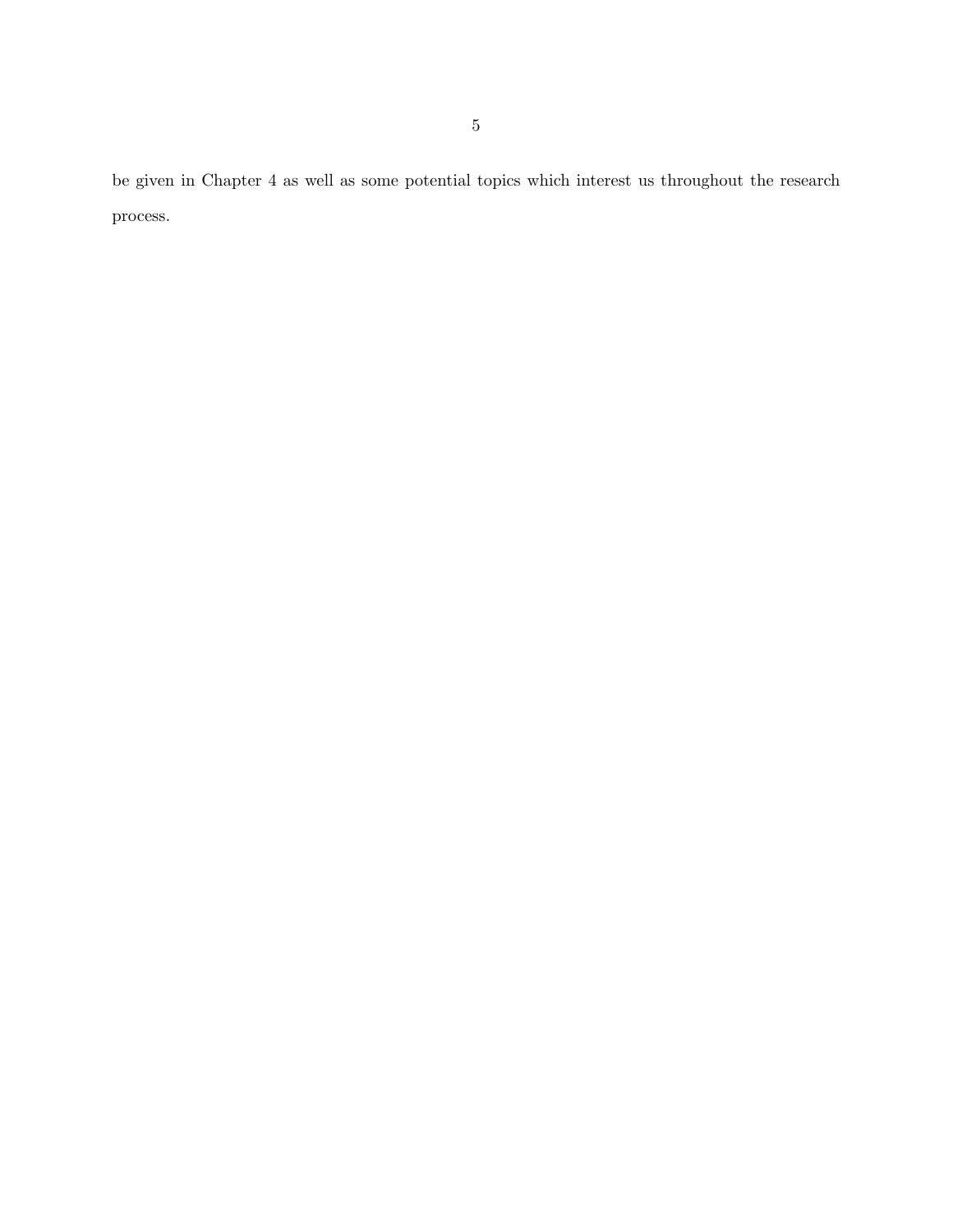be given in Chapter 4 as well as some potential topics which interest us throughout the research process.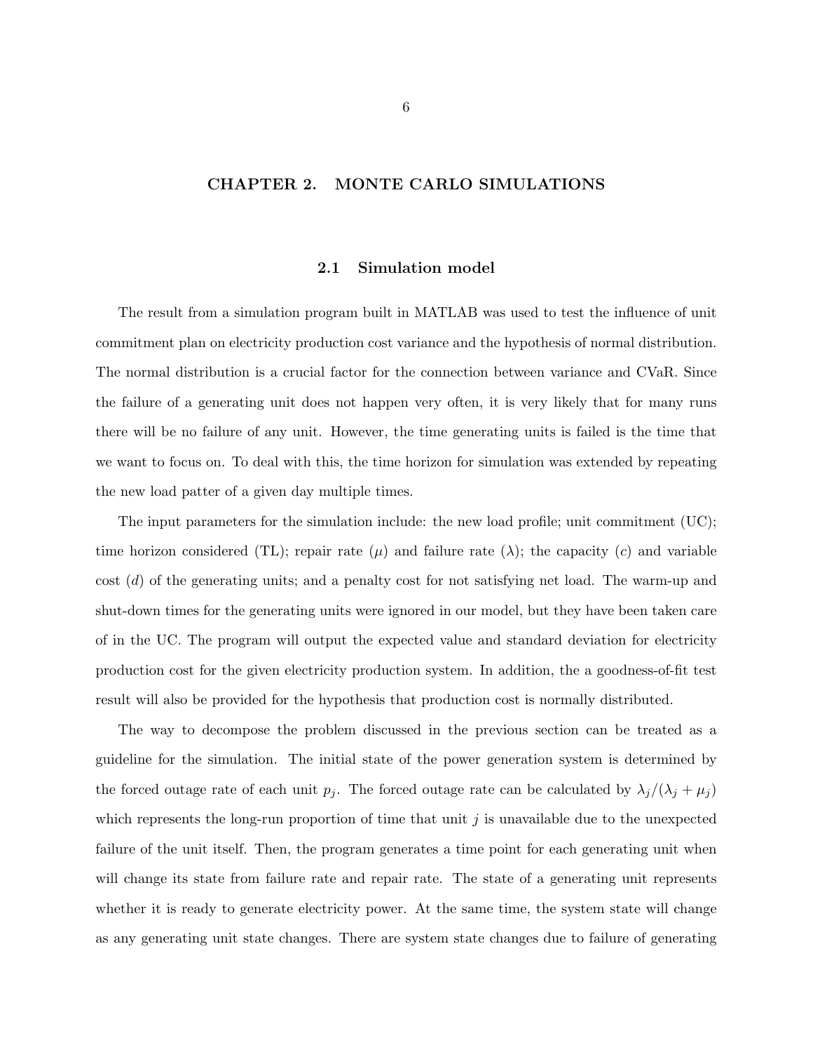# CHAPTER 2. MONTE CARLO SIMULATIONS

## 2.1 Simulation model

The result from a simulation program built in MATLAB was used to test the influence of unit commitment plan on electricity production cost variance and the hypothesis of normal distribution. The normal distribution is a crucial factor for the connection between variance and CVaR. Since the failure of a generating unit does not happen very often, it is very likely that for many runs there will be no failure of any unit. However, the time generating units is failed is the time that we want to focus on. To deal with this, the time horizon for simulation was extended by repeating the new load patter of a given day multiple times.

The input parameters for the simulation include: the new load profile; unit commitment (UC); time horizon considered (TL); repair rate ($\mu$) and failure rate ($\lambda$); the capacity ($c$) and variable cost ($d$) of the generating units; and a penalty cost for not satisfying net load. The warm-up and shut-down times for the generating units were ignored in our model, but they have been taken care of in the UC. The program will output the expected value and standard deviation for electricity production cost for the given electricity production system. In addition, the a goodness-of-fit test result will also be provided for the hypothesis that production cost is normally distributed.

The way to decompose the problem discussed in the previous section can be treated as a guideline for the simulation. The initial state of the power generation system is determined by the forced outage rate of each unit $p_j$. The forced outage rate can be calculated by $\lambda_j/(\lambda_j + \mu_j)$ which represents the long-run proportion of time that unit $j$ is unavailable due to the unexpected failure of the unit itself. Then, the program generates a time point for each generating unit when will change its state from failure rate and repair rate. The state of a generating unit represents whether it is ready to generate electricity power. At the same time, the system state will change as any generating unit state changes. There are system state changes due to failure of generating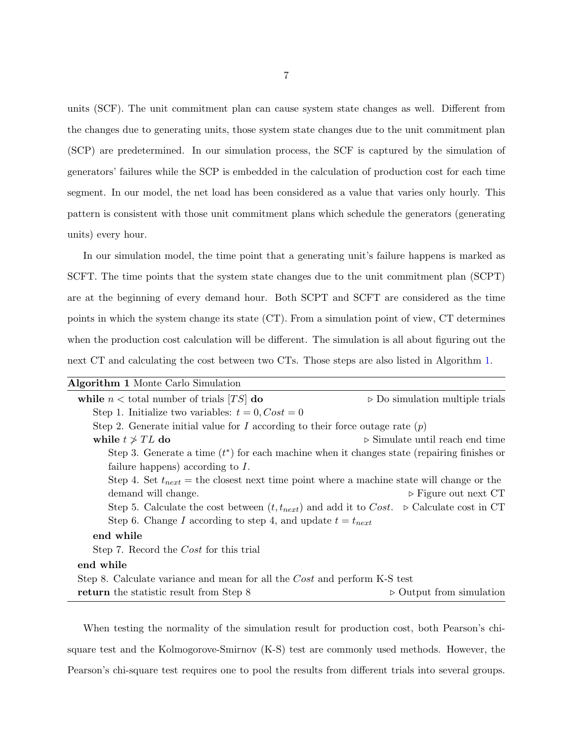units (SCF). The unit commitment plan can cause system state changes as well. Different from the changes due to generating units, those system state changes due to the unit commitment plan (SCP) are predetermined. In our simulation process, the SCF is captured by the simulation of generators' failures while the SCP is embedded in the calculation of production cost for each time segment. In our model, the net load has been considered as a value that varies only hourly. This pattern is consistent with those unit commitment plans which schedule the generators (generating units) every hour.

In our simulation model, the time point that a generating unit's failure happens is marked as SCFT. The time points that the system state changes due to the unit commitment plan (SCPT) are at the beginning of every demand hour. Both SCPT and SCFT are considered as the time points in which the system change its state (CT). From a simulation point of view, CT determines when the production cost calculation will be different. The simulation is all about figuring out the next CT and calculating the cost between two CTs. Those steps are also listed in Algorithm 1.

**Algorithm 1** Monte Carlo Simulation

```
while n < total number of trials [TS] do                          ▷ Do simulation multiple trials
    Step 1. Initialize two variables: t = 0, Cost = 0
    Step 2. Generate initial value for I according to their force outage rate (p)
    while t ≯ TL do                                                ▷ Simulate until reach end time
        Step 3. Generate a time (t*) for each machine when it changes state (repairing finishes or
        failure happens) according to I.
        Step 4. Set t_next = the closest next time point where a machine state will change or the
        demand will change.                                        ▷ Figure out next CT
        Step 5. Calculate the cost between (t, t_next) and add it to Cost.   ▷ Calculate cost in CT
        Step 6. Change I according to step 4, and update t = t_next
    end while
    Step 7. Record the Cost for this trial
end while
Step 8. Calculate variance and mean for all the Cost and perform K-S test
return the statistic result from Step 8                            ▷ Output from simulation
```

When testing the normality of the simulation result for production cost, both Pearson's chi-square test and the Kolmogorove-Smirnov (K-S) test are commonly used methods. However, the Pearson's chi-square test requires one to pool the results from different trials into several groups.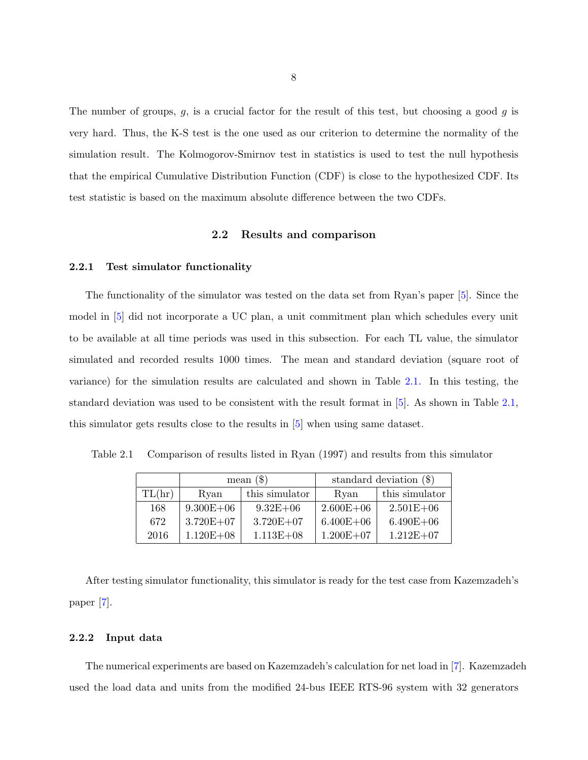The number of groups, $g$, is a crucial factor for the result of this test, but choosing a good $g$ is very hard. Thus, the K-S test is the one used as our criterion to determine the normality of the simulation result. The Kolmogorov-Smirnov test in statistics is used to test the null hypothesis that the empirical Cumulative Distribution Function (CDF) is close to the hypothesized CDF. Its test statistic is based on the maximum absolute difference between the two CDFs.

## 2.2 Results and comparison

### 2.2.1 Test simulator functionality

The functionality of the simulator was tested on the data set from Ryan's paper [5]. Since the model in [5] did not incorporate a UC plan, a unit commitment plan which schedules every unit to be available at all time periods was used in this subsection. For each TL value, the simulator simulated and recorded results 1000 times. The mean and standard deviation (square root of variance) for the simulation results are calculated and shown in Table 2.1. In this testing, the standard deviation was used to be consistent with the result format in [5]. As shown in Table 2.1, this simulator gets results close to the results in [5] when using same dataset.

Table 2.1 Comparison of results listed in Ryan (1997) and results from this simulator

| | mean ($) | | standard deviation ($) | |
|---|---|---|---|---|
| TL(hr) | Ryan | this simulator | Ryan | this simulator |
| 168 | 9.300E+06 | 9.32E+06 | 2.600E+06 | 2.501E+06 |
| 672 | 3.720E+07 | 3.720E+07 | 6.400E+06 | 6.490E+06 |
| 2016 | 1.120E+08 | 1.113E+08 | 1.200E+07 | 1.212E+07 |

After testing simulator functionality, this simulator is ready for the test case from Kazemzadeh's paper [7].

### 2.2.2 Input data

The numerical experiments are based on Kazemzadeh's calculation for net load in [7]. Kazemzadeh used the load data and units from the modified 24-bus IEEE RTS-96 system with 32 generators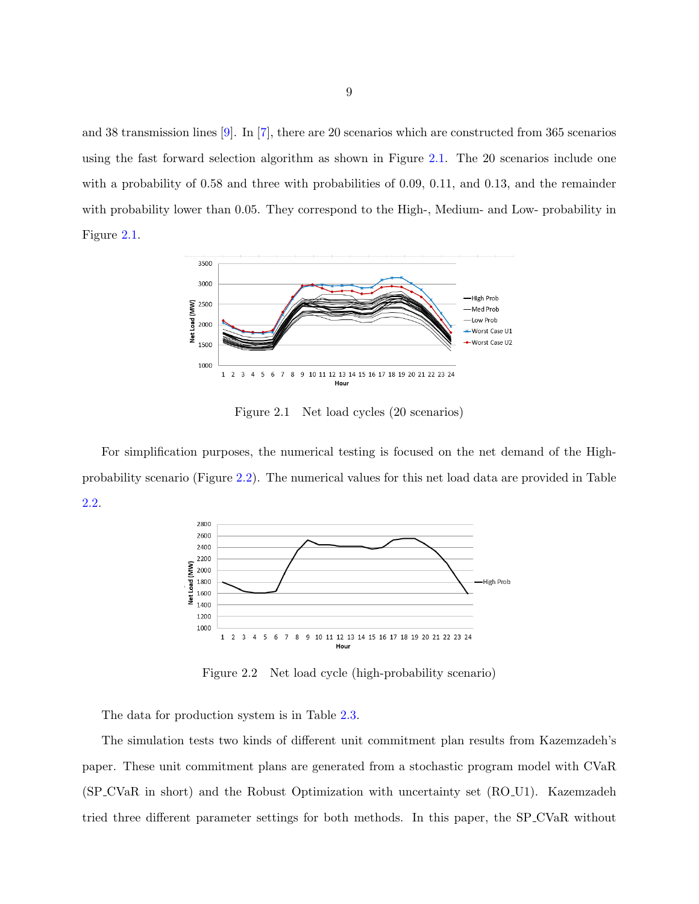and 38 transmission lines [9]. In [7], there are 20 scenarios which are constructed from 365 scenarios using the fast forward selection algorithm as shown in Figure 2.1. The 20 scenarios include one with a probability of 0.58 and three with probabilities of 0.09, 0.11, and 0.13, and the remainder with probability lower than 0.05. They correspond to the High-, Medium- and Low- probability in Figure 2.1.

Figure 2.1 Net load cycles (20 scenarios)

For simplification purposes, the numerical testing is focused on the net demand of the High-probability scenario (Figure 2.2). The numerical values for this net load data are provided in Table 2.2.

Figure 2.2 Net load cycle (high-probability scenario)

The data for production system is in Table 2.3.

The simulation tests two kinds of different unit commitment plan results from Kazemzadeh's paper. These unit commitment plans are generated from a stochastic program model with CVaR (SP_CVaR in short) and the Robust Optimization with uncertainty set (RO_U1). Kazemzadeh tried three different parameter settings for both methods. In this paper, the SP_CVaR without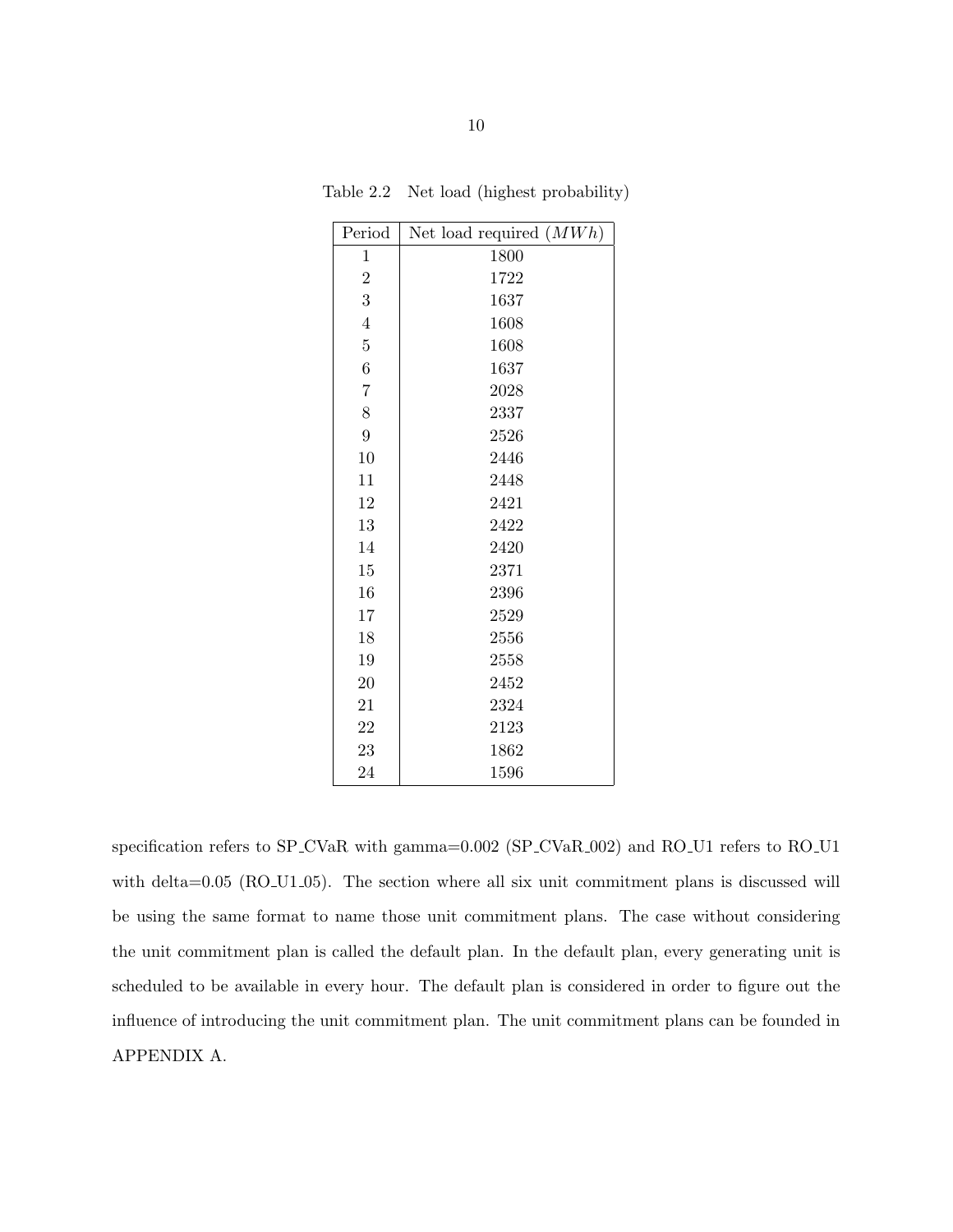Table 2.2 Net load (highest probability)

| Period | Net load required ($MWh$) |
|---|---|
| 1 | 1800 |
| 2 | 1722 |
| 3 | 1637 |
| 4 | 1608 |
| 5 | 1608 |
| 6 | 1637 |
| 7 | 2028 |
| 8 | 2337 |
| 9 | 2526 |
| 10 | 2446 |
| 11 | 2448 |
| 12 | 2421 |
| 13 | 2422 |
| 14 | 2420 |
| 15 | 2371 |
| 16 | 2396 |
| 17 | 2529 |
| 18 | 2556 |
| 19 | 2558 |
| 20 | 2452 |
| 21 | 2324 |
| 22 | 2123 |
| 23 | 1862 |
| 24 | 1596 |

specification refers to SP_CVaR with gamma=0.002 (SP_CVaR_002) and RO_U1 refers to RO_U1 with delta=0.05 (RO_U1_05). The section where all six unit commitment plans is discussed will be using the same format to name those unit commitment plans. The case without considering the unit commitment plan is called the default plan. In the default plan, every generating unit is scheduled to be available in every hour. The default plan is considered in order to figure out the influence of introducing the unit commitment plan. The unit commitment plans can be founded in APPENDIX A.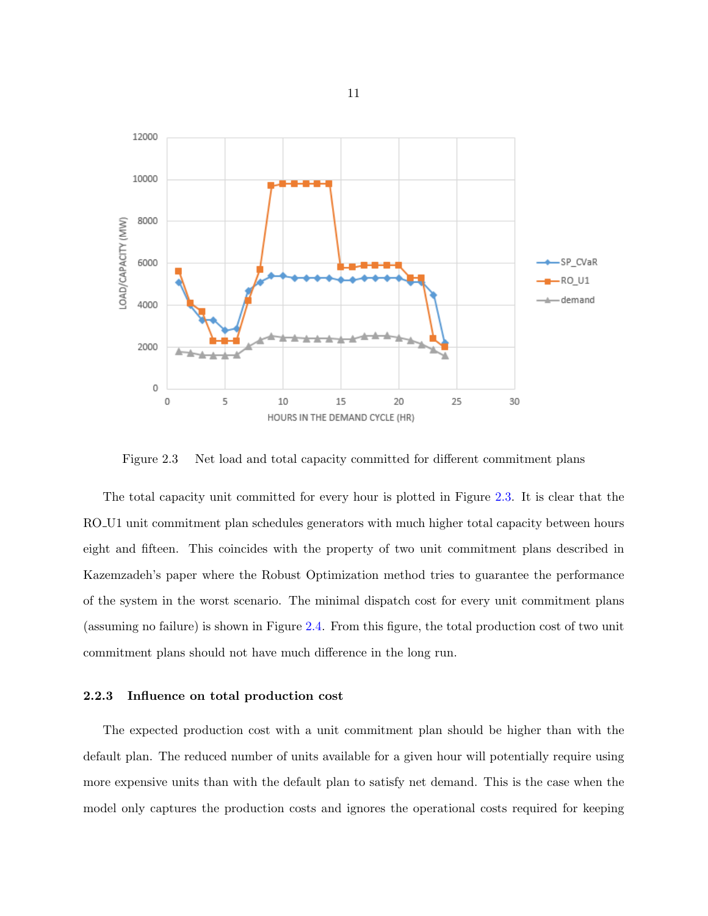Figure 2.3 Net load and total capacity committed for different commitment plans

The total capacity unit committed for every hour is plotted in Figure 2.3. It is clear that the RO_U1 unit commitment plan schedules generators with much higher total capacity between hours eight and fifteen. This coincides with the property of two unit commitment plans described in Kazemzadeh's paper where the Robust Optimization method tries to guarantee the performance of the system in the worst scenario. The minimal dispatch cost for every unit commitment plans (assuming no failure) is shown in Figure 2.4. From this figure, the total production cost of two unit commitment plans should not have much difference in the long run.

### 2.2.3 Influence on total production cost

The expected production cost with a unit commitment plan should be higher than with the default plan. The reduced number of units available for a given hour will potentially require using more expensive units than with the default plan to satisfy net demand. This is the case when the model only captures the production costs and ignores the operational costs required for keeping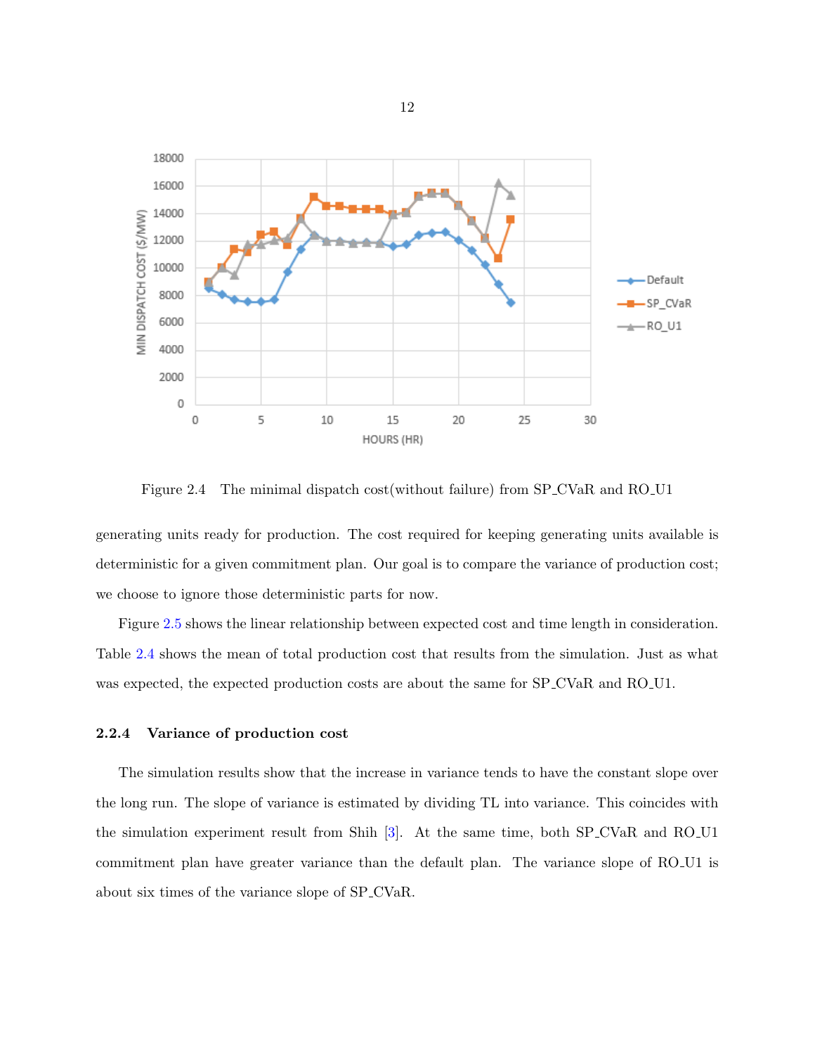Figure 2.4 The minimal dispatch cost(without failure) from SP_CVaR and RO_U1

generating units ready for production. The cost required for keeping generating units available is deterministic for a given commitment plan. Our goal is to compare the variance of production cost; we choose to ignore those deterministic parts for now.

Figure 2.5 shows the linear relationship between expected cost and time length in consideration. Table 2.4 shows the mean of total production cost that results from the simulation. Just as what was expected, the expected production costs are about the same for SP_CVaR and RO_U1.

### 2.2.4 Variance of production cost

The simulation results show that the increase in variance tends to have the constant slope over the long run. The slope of variance is estimated by dividing TL into variance. This coincides with the simulation experiment result from Shih [3]. At the same time, both SP_CVaR and RO_U1 commitment plan have greater variance than the default plan. The variance slope of RO_U1 is about six times of the variance slope of SP_CVaR.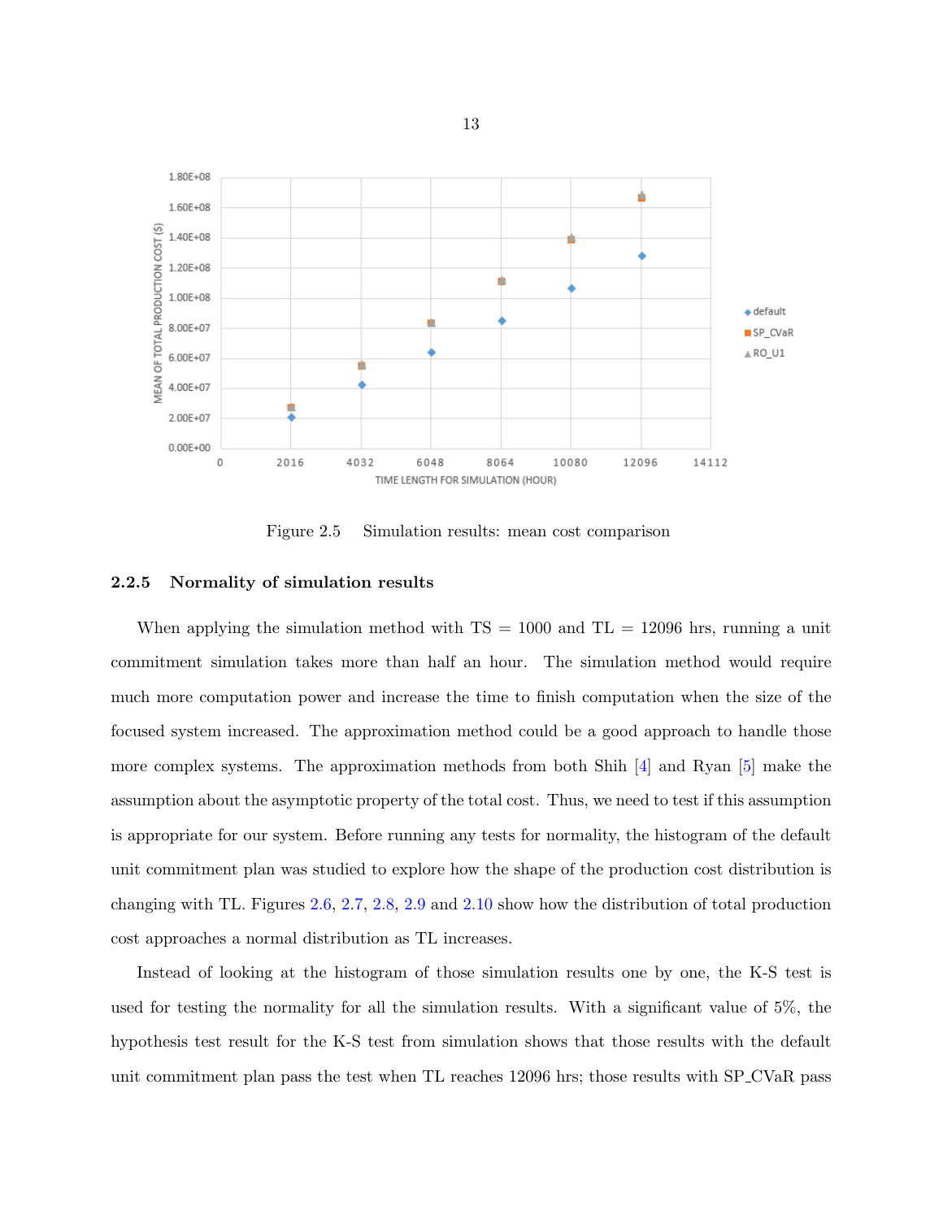Figure 2.5 Simulation results: mean cost comparison

### 2.2.5 Normality of simulation results

When applying the simulation method with TS = 1000 and TL = 12096 hrs, running a unit commitment simulation takes more than half an hour. The simulation method would require much more computation power and increase the time to finish computation when the size of the focused system increased. The approximation method could be a good approach to handle those more complex systems. The approximation methods from both Shih [4] and Ryan [5] make the assumption about the asymptotic property of the total cost. Thus, we need to test if this assumption is appropriate for our system. Before running any tests for normality, the histogram of the default unit commitment plan was studied to explore how the shape of the production cost distribution is changing with TL. Figures 2.6, 2.7, 2.8, 2.9 and 2.10 show how the distribution of total production cost approaches a normal distribution as TL increases.

Instead of looking at the histogram of those simulation results one by one, the K-S test is used for testing the normality for all the simulation results. With a significant value of 5%, the hypothesis test result for the K-S test from simulation shows that those results with the default unit commitment plan pass the test when TL reaches 12096 hrs; those results with SP_CVaR pass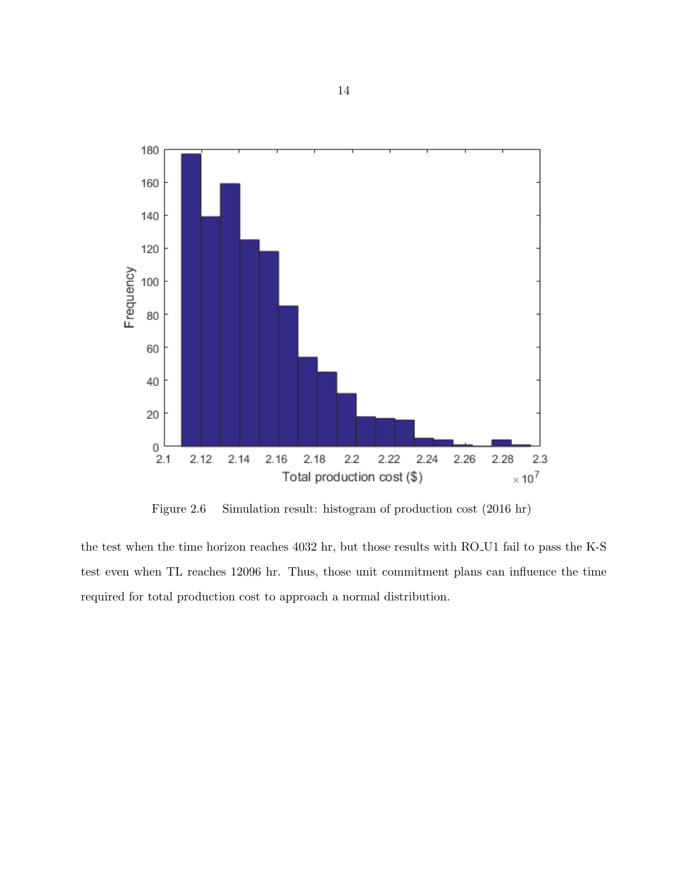Figure 2.6 Simulation result: histogram of production cost (2016 hr)

the test when the time horizon reaches 4032 hr, but those results with RO_U1 fail to pass the K-S test even when TL reaches 12096 hr. Thus, those unit commitment plans can influence the time required for total production cost to approach a normal distribution.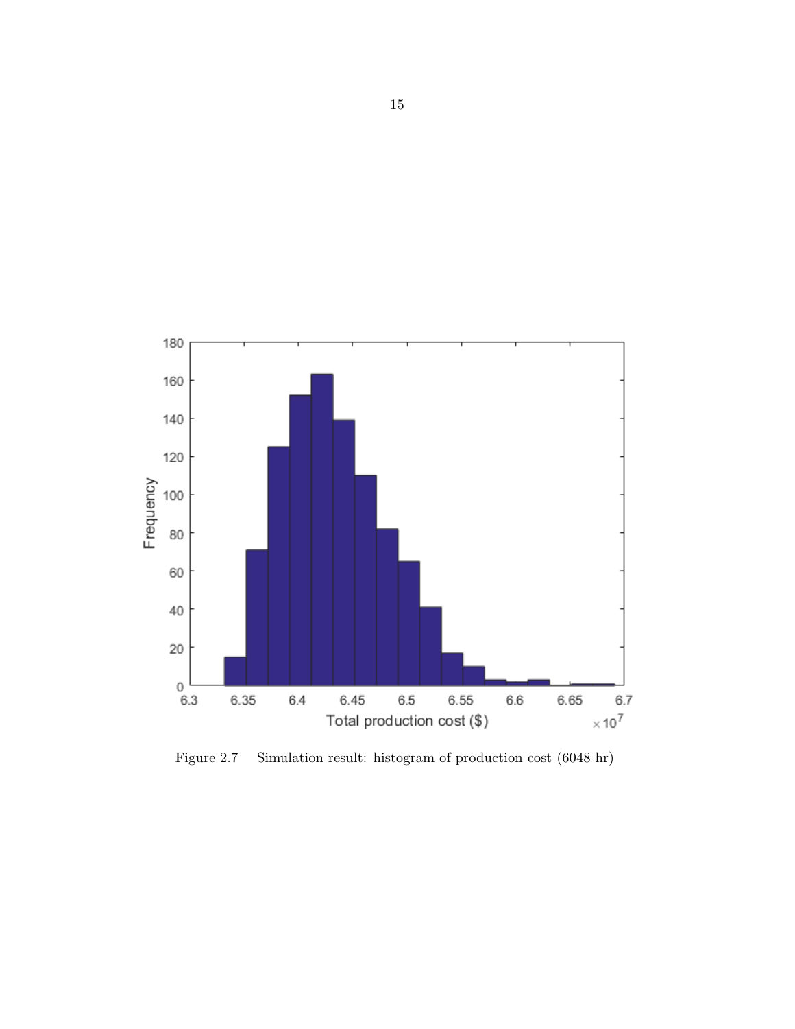Figure 2.7    Simulation result: histogram of production cost (6048 hr)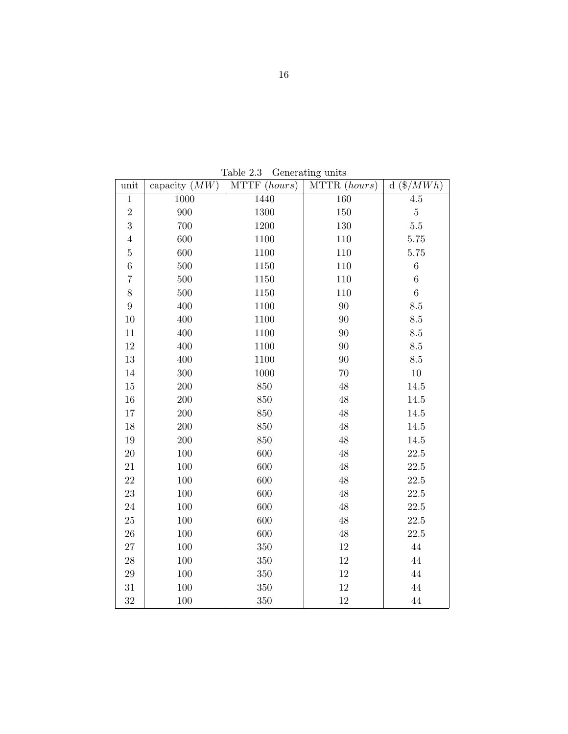Table 2.3 Generating units

| unit | capacity ($MW$) | MTTF ($hours$) | MTTR ($hours$) | d ($\$/MWh$) |
|---|---|---|---|---|
| 1 | 1000 | 1440 | 160 | 4.5 |
| 2 | 900 | 1300 | 150 | 5 |
| 3 | 700 | 1200 | 130 | 5.5 |
| 4 | 600 | 1100 | 110 | 5.75 |
| 5 | 600 | 1100 | 110 | 5.75 |
| 6 | 500 | 1150 | 110 | 6 |
| 7 | 500 | 1150 | 110 | 6 |
| 8 | 500 | 1150 | 110 | 6 |
| 9 | 400 | 1100 | 90 | 8.5 |
| 10 | 400 | 1100 | 90 | 8.5 |
| 11 | 400 | 1100 | 90 | 8.5 |
| 12 | 400 | 1100 | 90 | 8.5 |
| 13 | 400 | 1100 | 90 | 8.5 |
| 14 | 300 | 1000 | 70 | 10 |
| 15 | 200 | 850 | 48 | 14.5 |
| 16 | 200 | 850 | 48 | 14.5 |
| 17 | 200 | 850 | 48 | 14.5 |
| 18 | 200 | 850 | 48 | 14.5 |
| 19 | 200 | 850 | 48 | 14.5 |
| 20 | 100 | 600 | 48 | 22.5 |
| 21 | 100 | 600 | 48 | 22.5 |
| 22 | 100 | 600 | 48 | 22.5 |
| 23 | 100 | 600 | 48 | 22.5 |
| 24 | 100 | 600 | 48 | 22.5 |
| 25 | 100 | 600 | 48 | 22.5 |
| 26 | 100 | 600 | 48 | 22.5 |
| 27 | 100 | 350 | 12 | 44 |
| 28 | 100 | 350 | 12 | 44 |
| 29 | 100 | 350 | 12 | 44 |
| 31 | 100 | 350 | 12 | 44 |
| 32 | 100 | 350 | 12 | 44 |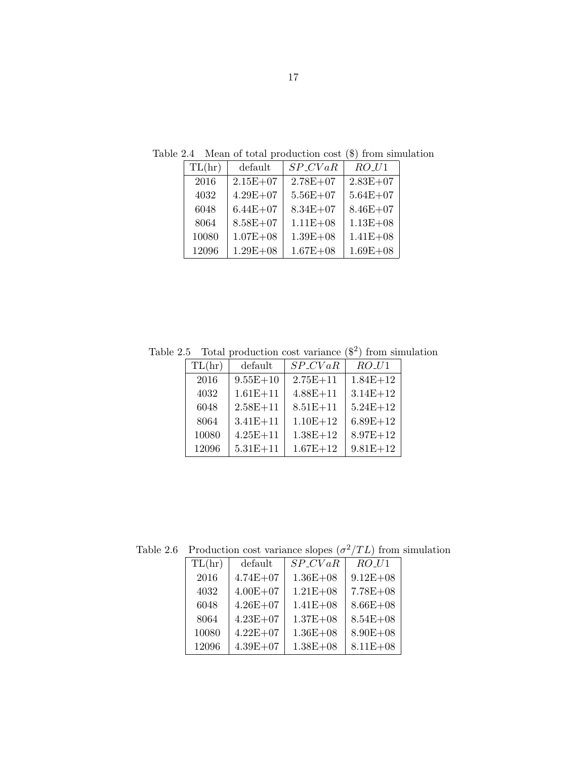Table 2.4 Mean of total production cost ($) from simulation

| TL(hr) | default | $SP\_CVaR$ | $RO\_U1$ |
|---|---|---|---|
| 2016 | 2.15E+07 | 2.78E+07 | 2.83E+07 |
| 4032 | 4.29E+07 | 5.56E+07 | 5.64E+07 |
| 6048 | 6.44E+07 | 8.34E+07 | 8.46E+07 |
| 8064 | 8.58E+07 | 1.11E+08 | 1.13E+08 |
| 10080 | 1.07E+08 | 1.39E+08 | 1.41E+08 |
| 12096 | 1.29E+08 | 1.67E+08 | 1.69E+08 |

Table 2.5 Total production cost variance ($\$^2$) from simulation

| TL(hr) | default | $SP\_CVaR$ | $RO\_U1$ |
|---|---|---|---|
| 2016 | 9.55E+10 | 2.75E+11 | 1.84E+12 |
| 4032 | 1.61E+11 | 4.88E+11 | 3.14E+12 |
| 6048 | 2.58E+11 | 8.51E+11 | 5.24E+12 |
| 8064 | 3.41E+11 | 1.10E+12 | 6.89E+12 |
| 10080 | 4.25E+11 | 1.38E+12 | 8.97E+12 |
| 12096 | 5.31E+11 | 1.67E+12 | 9.81E+12 |

Table 2.6 Production cost variance slopes ($\sigma^2/TL$) from simulation

| TL(hr) | default | $SP\_CVaR$ | $RO\_U1$ |
|---|---|---|---|
| 2016 | 4.74E+07 | 1.36E+08 | 9.12E+08 |
| 4032 | 4.00E+07 | 1.21E+08 | 7.78E+08 |
| 6048 | 4.26E+07 | 1.41E+08 | 8.66E+08 |
| 8064 | 4.23E+07 | 1.37E+08 | 8.54E+08 |
| 10080 | 4.22E+07 | 1.36E+08 | 8.90E+08 |
| 12096 | 4.39E+07 | 1.38E+08 | 8.11E+08 |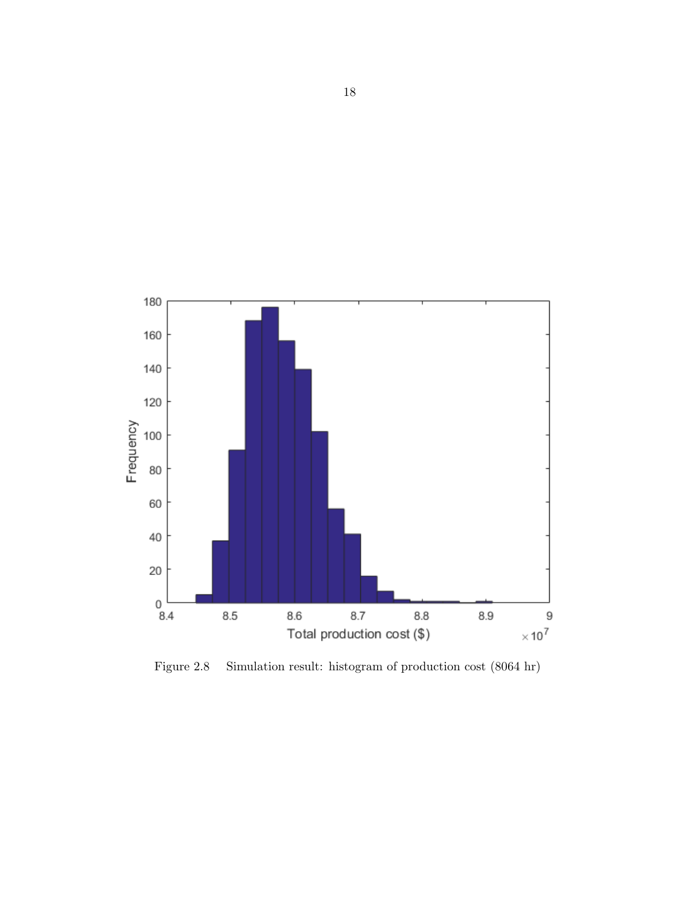Figure 2.8 Simulation result: histogram of production cost (8064 hr)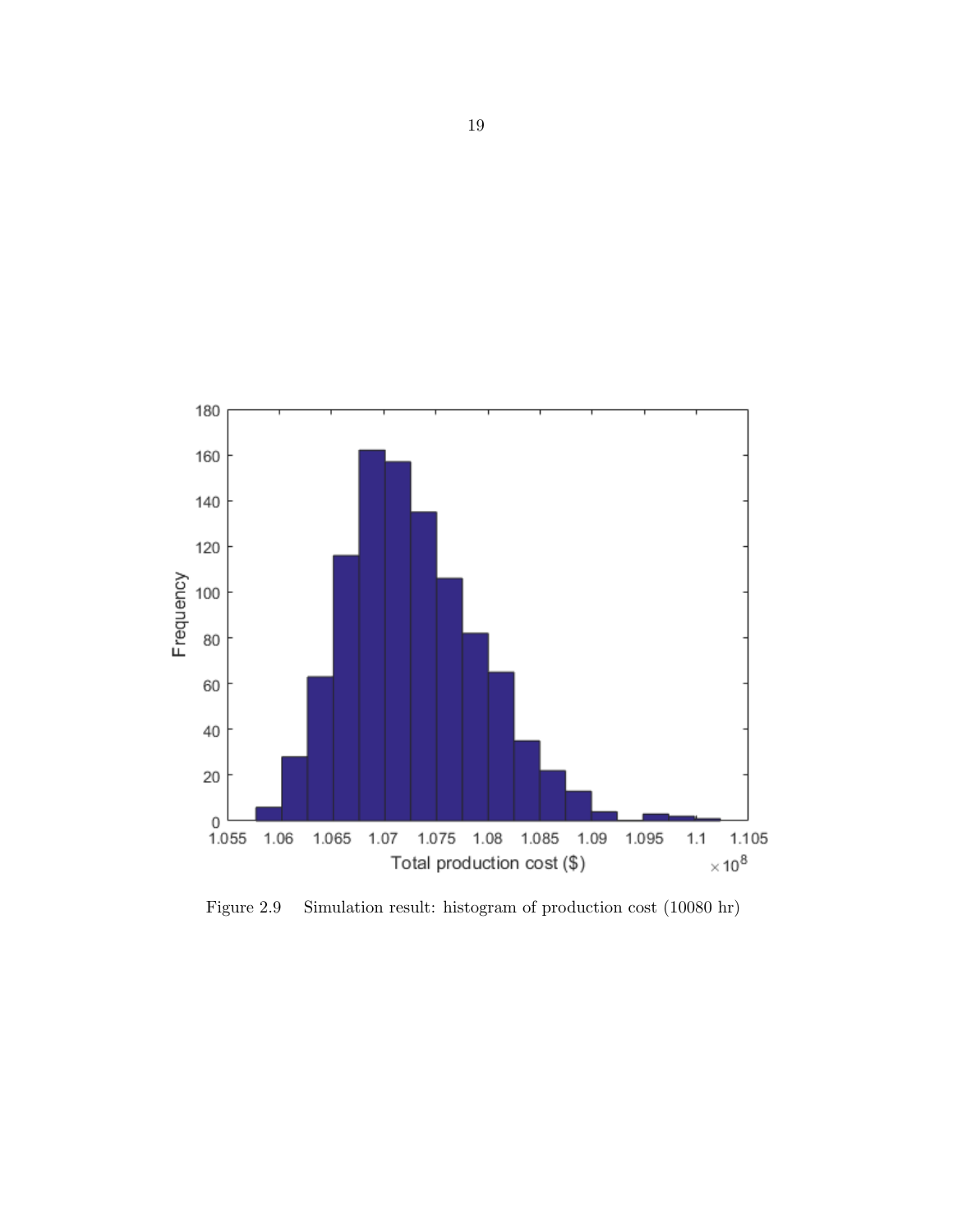Figure 2.9 Simulation result: histogram of production cost (10080 hr)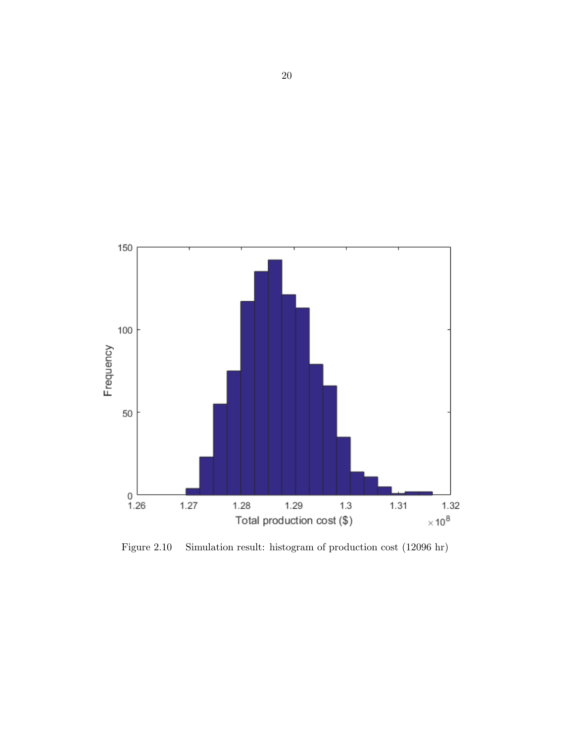Figure 2.10 Simulation result: histogram of production cost (12096 hr)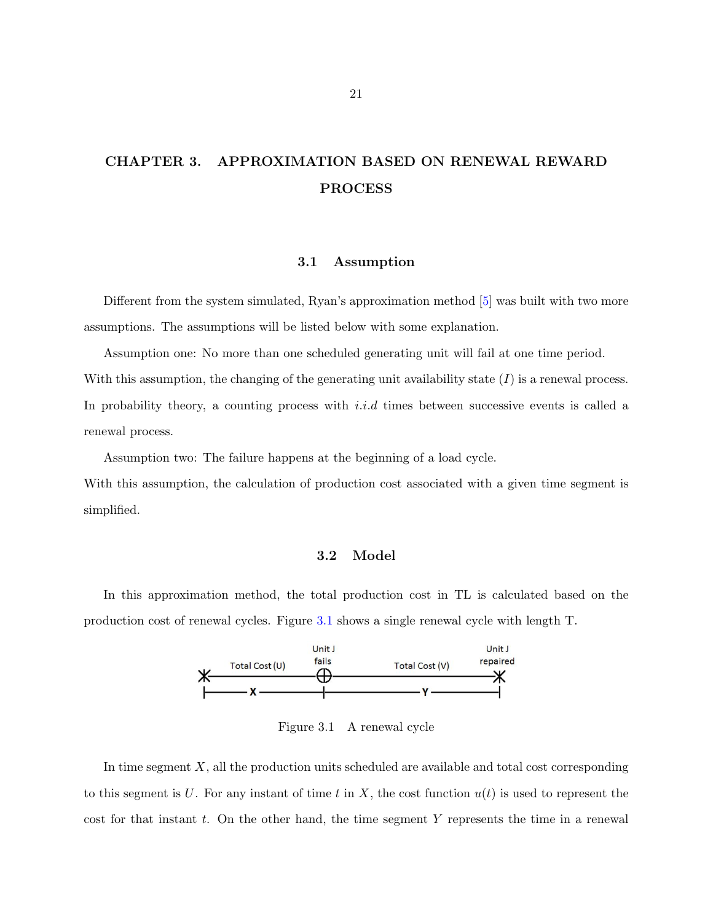# CHAPTER 3. APPROXIMATION BASED ON RENEWAL REWARD PROCESS

## 3.1 Assumption

Different from the system simulated, Ryan's approximation method [5] was built with two more assumptions. The assumptions will be listed below with some explanation.

Assumption one: No more than one scheduled generating unit will fail at one time period.
With this assumption, the changing of the generating unit availability state ($I$) is a renewal process. In probability theory, a counting process with *i.i.d* times between successive events is called a renewal process.

Assumption two: The failure happens at the beginning of a load cycle.
With this assumption, the calculation of production cost associated with a given time segment is simplified.

## 3.2 Model

In this approximation method, the total production cost in TL is calculated based on the production cost of renewal cycles. Figure 3.1 shows a single renewal cycle with length T.

Figure 3.1 A renewal cycle

In time segment $X$, all the production units scheduled are available and total cost corresponding to this segment is $U$. For any instant of time $t$ in $X$, the cost function $u(t)$ is used to represent the cost for that instant $t$. On the other hand, the time segment $Y$ represents the time in a renewal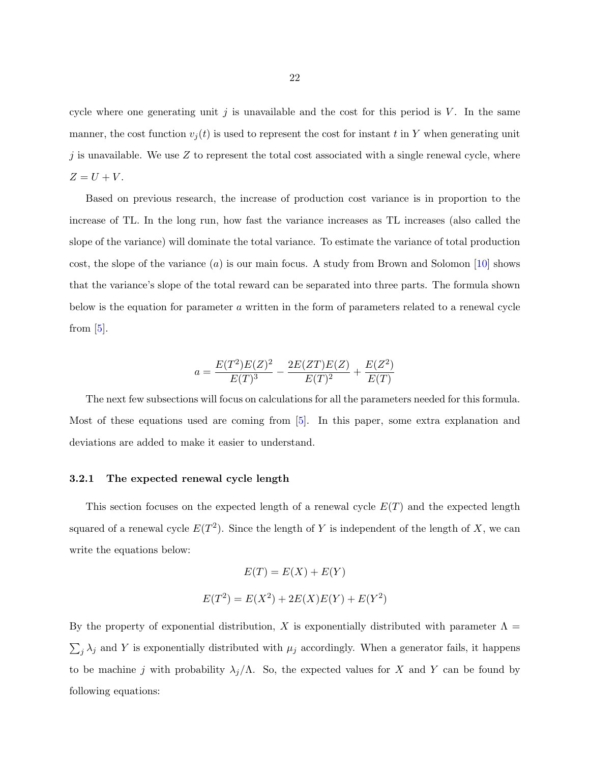cycle where one generating unit $j$ is unavailable and the cost for this period is $V$. In the same manner, the cost function $v_j(t)$ is used to represent the cost for instant $t$ in $Y$ when generating unit $j$ is unavailable. We use $Z$ to represent the total cost associated with a single renewal cycle, where $Z = U + V$.

Based on previous research, the increase of production cost variance is in proportion to the increase of TL. In the long run, how fast the variance increases as TL increases (also called the slope of the variance) will dominate the total variance. To estimate the variance of total production cost, the slope of the variance ($a$) is our main focus. A study from Brown and Solomon [10] shows that the variance's slope of the total reward can be separated into three parts. The formula shown below is the equation for parameter $a$ written in the form of parameters related to a renewal cycle from [5].

$$a = \frac{E(T^2)E(Z)^2}{E(T)^3} - \frac{2E(ZT)E(Z)}{E(T)^2} + \frac{E(Z^2)}{E(T)}$$

The next few subsections will focus on calculations for all the parameters needed for this formula. Most of these equations used are coming from [5]. In this paper, some extra explanation and deviations are added to make it easier to understand.

### 3.2.1 The expected renewal cycle length

This section focuses on the expected length of a renewal cycle $E(T)$ and the expected length squared of a renewal cycle $E(T^2)$. Since the length of $Y$ is independent of the length of $X$, we can write the equations below:

$$E(T) = E(X) + E(Y)$$

$$E(T^2) = E(X^2) + 2E(X)E(Y) + E(Y^2)$$

By the property of exponential distribution, $X$ is exponentially distributed with parameter $\Lambda = \sum_j \lambda_j$ and $Y$ is exponentially distributed with $\mu_j$ accordingly. When a generator fails, it happens to be machine $j$ with probability $\lambda_j/\Lambda$. So, the expected values for $X$ and $Y$ can be found by following equations: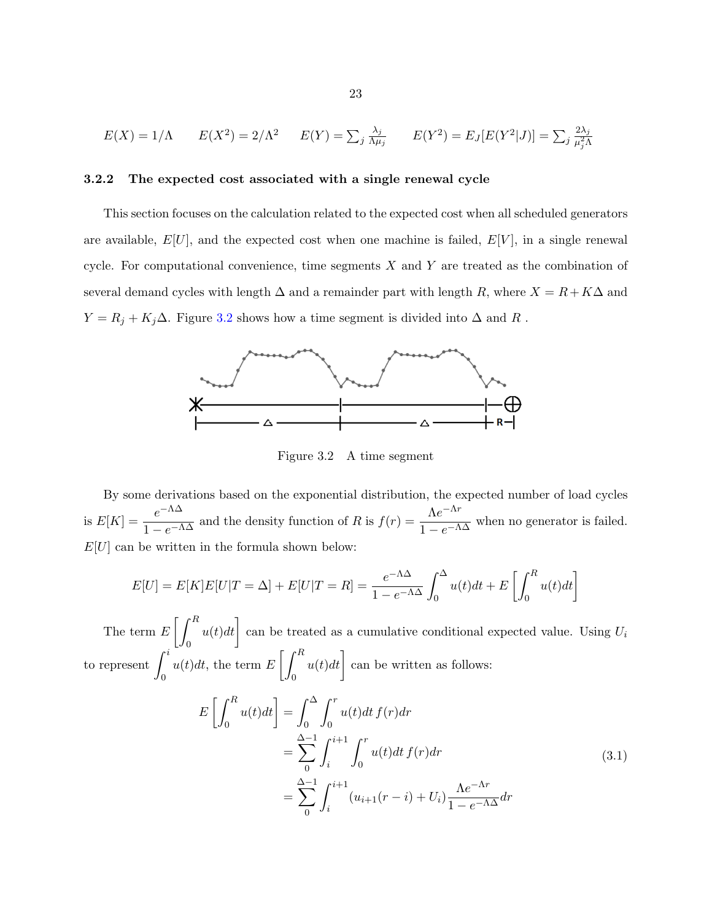$E(X) = 1/\Lambda \qquad E(X^2) = 2/\Lambda^2 \qquad E(Y) = \sum_j \frac{\lambda_j}{\Lambda \mu_j} \qquad E(Y^2) = E_J[E(Y^2|J)] = \sum_j \frac{2\lambda_j}{\mu_j^2 \Lambda}$

### 3.2.2 The expected cost associated with a single renewal cycle

This section focuses on the calculation related to the expected cost when all scheduled generators are available, $E[U]$, and the expected cost when one machine is failed, $E[V]$, in a single renewal cycle. For computational convenience, time segments $X$ and $Y$ are treated as the combination of several demand cycles with length $\Delta$ and a remainder part with length $R$, where $X = R + K\Delta$ and $Y = R_j + K_j\Delta$. Figure 3.2 shows how a time segment is divided into $\Delta$ and $R$ .

Figure 3.2 A time segment

By some derivations based on the exponential distribution, the expected number of load cycles is $E[K] = \dfrac{e^{-\Lambda\Delta}}{1 - e^{-\Lambda\Delta}}$ and the density function of $R$ is $f(r) = \dfrac{\Lambda e^{-\Lambda r}}{1 - e^{-\Lambda\Delta}}$ when no generator is failed. $E[U]$ can be written in the formula shown below:

$$E[U] = E[K]E[U|T = \Delta] + E[U|T = R] = \frac{e^{-\Lambda\Delta}}{1 - e^{-\Lambda\Delta}} \int_0^{\Delta} u(t)dt + E\left[\int_0^R u(t)dt\right]$$

The term $E\left[\int_0^R u(t)dt\right]$ can be treated as a cumulative conditional expected value. Using $U_i$ to represent $\int_0^i u(t)dt$, the term $E\left[\int_0^R u(t)dt\right]$ can be written as follows:

$$\begin{aligned}
E\left[\int_0^R u(t)dt\right] &= \int_0^{\Delta} \int_0^r u(t)dt\, f(r)dr \\
&= \sum_0^{\Delta-1} \int_i^{i+1} \int_0^r u(t)dt\, f(r)dr \\
&= \sum_0^{\Delta-1} \int_i^{i+1} (u_{i+1}(r-i) + U_i) \frac{\Lambda e^{-\Lambda r}}{1 - e^{-\Lambda\Delta}} dr
\end{aligned} \tag{3.1}$$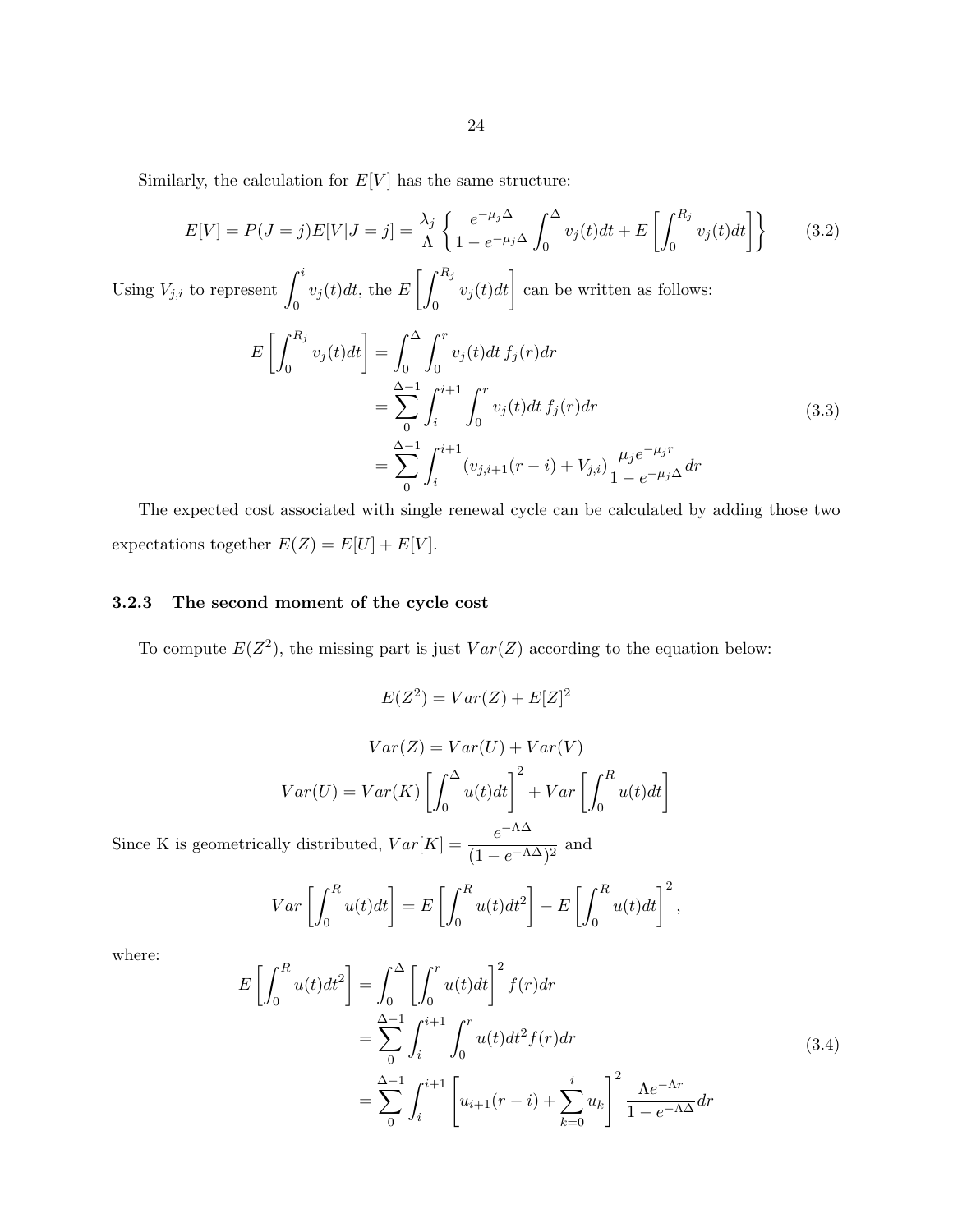Similarly, the calculation for $E[V]$ has the same structure:

$$E[V] = P(J=j)E[V|J=j] = \frac{\lambda_j}{\Lambda}\left\{\frac{e^{-\mu_j\Delta}}{1-e^{-\mu_j\Delta}}\int_0^\Delta v_j(t)dt + E\left[\int_0^{R_j} v_j(t)dt\right]\right\} \tag{3.2}$$

Using $V_{j,i}$ to represent $\int_0^i v_j(t)dt$, the $E\left[\int_0^{R_j} v_j(t)dt\right]$ can be written as follows:

$$\begin{aligned}
E\left[\int_0^{R_j} v_j(t)dt\right] &= \int_0^\Delta \int_0^r v_j(t)dt\, f_j(r)dr \\
&= \sum_0^{\Delta-1}\int_i^{i+1}\int_0^r v_j(t)dt\, f_j(r)dr \\
&= \sum_0^{\Delta-1}\int_i^{i+1}(v_{j,i+1}(r-i)+V_{j,i})\frac{\mu_j e^{-\mu_j r}}{1-e^{-\mu_j\Delta}}dr
\end{aligned} \tag{3.3}$$

The expected cost associated with single renewal cycle can be calculated by adding those two expectations together $E(Z) = E[U] + E[V]$.

### 3.2.3 The second moment of the cycle cost

To compute $E(Z^2)$, the missing part is just $Var(Z)$ according to the equation below:

$$E(Z^2) = Var(Z) + E[Z]^2$$

$$Var(Z) = Var(U) + Var(V)$$

$$Var(U) = Var(K)\left[\int_0^\Delta u(t)dt\right]^2 + Var\left[\int_0^R u(t)dt\right]$$

Since K is geometrically distributed, $Var[K] = \dfrac{e^{-\Lambda\Delta}}{(1-e^{-\Lambda\Delta})^2}$ and

$$Var\left[\int_0^R u(t)dt\right] = E\left[\int_0^R u(t)dt^2\right] - E\left[\int_0^R u(t)dt\right]^2,$$

where:

$$\begin{aligned}
E\left[\int_0^R u(t)dt^2\right] &= \int_0^\Delta \left[\int_0^r u(t)dt\right]^2 f(r)dr \\
&= \sum_0^{\Delta-1}\int_i^{i+1}\int_0^r u(t)dt^2 f(r)dr \\
&= \sum_0^{\Delta-1}\int_i^{i+1}\left[u_{i+1}(r-i)+\sum_{k=0}^{i}u_k\right]^2\frac{\Lambda e^{-\Lambda r}}{1-e^{-\Lambda\Delta}}dr
\end{aligned} \tag{3.4}$$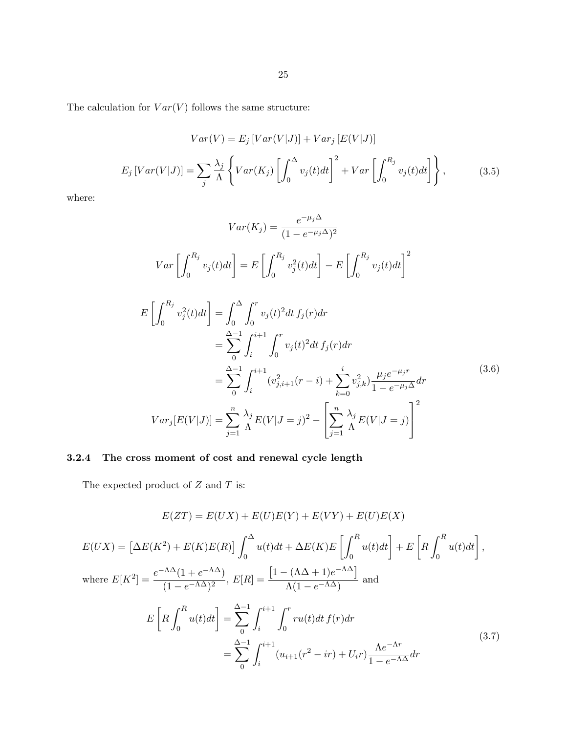The calculation for $Var(V)$ follows the same structure:

$$Var(V) = E_j\left[Var(V|J)\right] + Var_j\left[E(V|J)\right]$$

$$E_j\left[Var(V|J)\right] = \sum_j \frac{\lambda_j}{\Lambda}\left\{Var(K_j)\left[\int_0^{\Delta} v_j(t)dt\right]^2 + Var\left[\int_0^{R_j} v_j(t)dt\right]\right\}, \tag{3.5}$$

where:

$$Var(K_j) = \frac{e^{-\mu_j\Delta}}{(1-e^{-\mu_j\Delta})^2}$$

$$Var\left[\int_0^{R_j} v_j(t)dt\right] = E\left[\int_0^{R_j} v_j^2(t)dt\right] - E\left[\int_0^{R_j} v_j(t)dt\right]^2$$

$$\begin{aligned}
E\left[\int_0^{R_j} v_j^2(t)dt\right] &= \int_0^{\Delta}\int_0^{r} v_j(t)^2 dt\, f_j(r)dr \\
&= \sum_0^{\Delta-1}\int_i^{i+1}\int_0^{r} v_j(t)^2 dt\, f_j(r)dr \\
&= \sum_0^{\Delta-1}\int_i^{i+1}\left(v_{j,i+1}^2(r-i) + \sum_{k=0}^{i} v_{j,k}^2\right)\frac{\mu_j e^{-\mu_j r}}{1-e^{-\mu_j\Delta}}dr \\
Var_j[E(V|J)] &= \sum_{j=1}^{n}\frac{\lambda_j}{\Lambda}E(V|J=j)^2 - \left[\sum_{j=1}^{n}\frac{\lambda_j}{\Lambda}E(V|J=j)\right]^2
\end{aligned} \tag{3.6}$$

### 3.2.4 The cross moment of cost and renewal cycle length

The expected product of $Z$ and $T$ is:

$$E(ZT) = E(UX) + E(U)E(Y) + E(VY) + E(U)E(X)$$

$$E(UX) = \left[\Delta E(K^2) + E(K)E(R)\right]\int_0^{\Delta} u(t)dt + \Delta E(K)E\left[\int_0^{R} u(t)dt\right] + E\left[R\int_0^{R} u(t)dt\right],$$

where $E[K^2] = \dfrac{e^{-\Lambda\Delta}(1+e^{-\Lambda\Delta})}{(1-e^{-\Lambda\Delta})^2}$, $E[R] = \dfrac{\left[1-(\Lambda\Delta+1)e^{-\Lambda\Delta}\right]}{\Lambda(1-e^{-\Lambda\Delta})}$ and

$$\begin{aligned}
E\left[R\int_0^{R} u(t)dt\right] &= \sum_0^{\Delta-1}\int_i^{i+1}\int_0^{r} r u(t)dt\, f(r)dr \\
&= \sum_0^{\Delta-1}\int_i^{i+1}\left(u_{i+1}(r^2-ir) + U_i r\right)\frac{\Lambda e^{-\Lambda r}}{1-e^{-\Lambda\Delta}}dr
\end{aligned} \tag{3.7}$$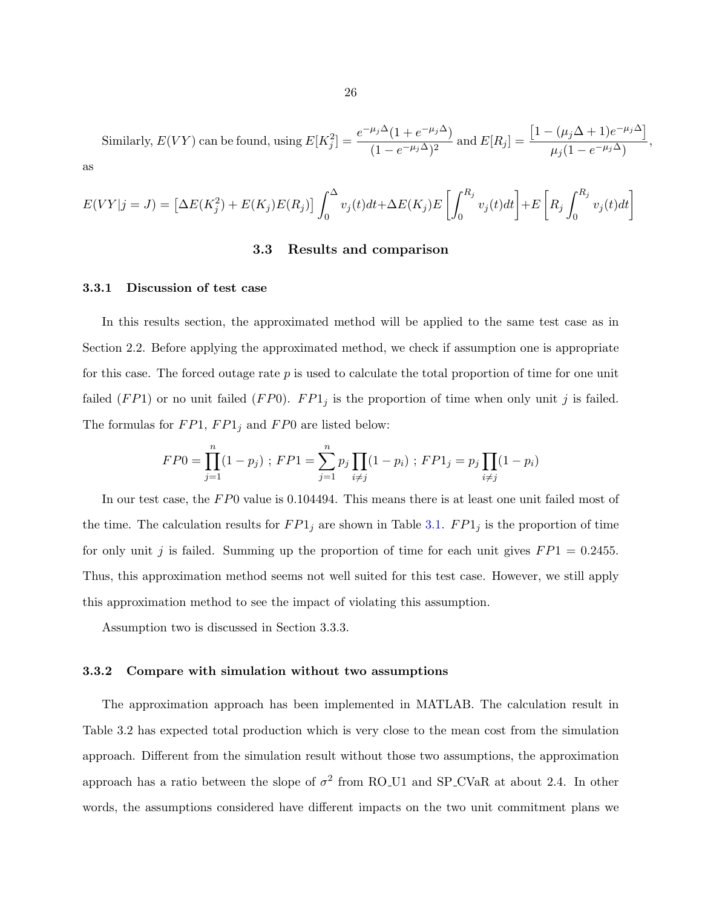Similarly, $E(VY)$ can be found, using $E[K_j^2] = \dfrac{e^{-\mu_j \Delta}(1 + e^{-\mu_j \Delta})}{(1 - e^{-\mu_j \Delta})^2}$ and $E[R_j] = \dfrac{\left[1 - (\mu_j \Delta + 1)e^{-\mu_j \Delta}\right]}{\mu_j(1 - e^{-\mu_j \Delta})}$, as

$$E(VY|j = J) = \left[\Delta E(K_j^2) + E(K_j)E(R_j)\right] \int_0^{\Delta} v_j(t)dt + \Delta E(K_j) E\left[\int_0^{R_j} v_j(t)dt\right] + E\left[R_j \int_0^{R_j} v_j(t)dt\right]$$

## 3.3 Results and comparison

### 3.3.1 Discussion of test case

In this results section, the approximated method will be applied to the same test case as in Section 2.2. Before applying the approximated method, we check if assumption one is appropriate for this case. The forced outage rate $p$ is used to calculate the total proportion of time for one unit failed ($FP1$) or no unit failed ($FP0$). $FP1_j$ is the proportion of time when only unit $j$ is failed. The formulas for $FP1$, $FP1_j$ and $FP0$ are listed below:

$$FP0 = \prod_{j=1}^{n}(1 - p_j) \; ; \; FP1 = \sum_{j=1}^{n} p_j \prod_{i \neq j}(1 - p_i) \; ; \; FP1_j = p_j \prod_{i \neq j}(1 - p_i)$$

In our test case, the $FP0$ value is 0.104494. This means there is at least one unit failed most of the time. The calculation results for $FP1_j$ are shown in Table 3.1. $FP1_j$ is the proportion of time for only unit $j$ is failed. Summing up the proportion of time for each unit gives $FP1 = 0.2455$. Thus, this approximation method seems not well suited for this test case. However, we still apply this approximation method to see the impact of violating this assumption.

Assumption two is discussed in Section 3.3.3.

### 3.3.2 Compare with simulation without two assumptions

The approximation approach has been implemented in MATLAB. The calculation result in Table 3.2 has expected total production which is very close to the mean cost from the simulation approach. Different from the simulation result without those two assumptions, the approximation approach has a ratio between the slope of $\sigma^2$ from RO_U1 and SP_CVaR at about 2.4. In other words, the assumptions considered have different impacts on the two unit commitment plans we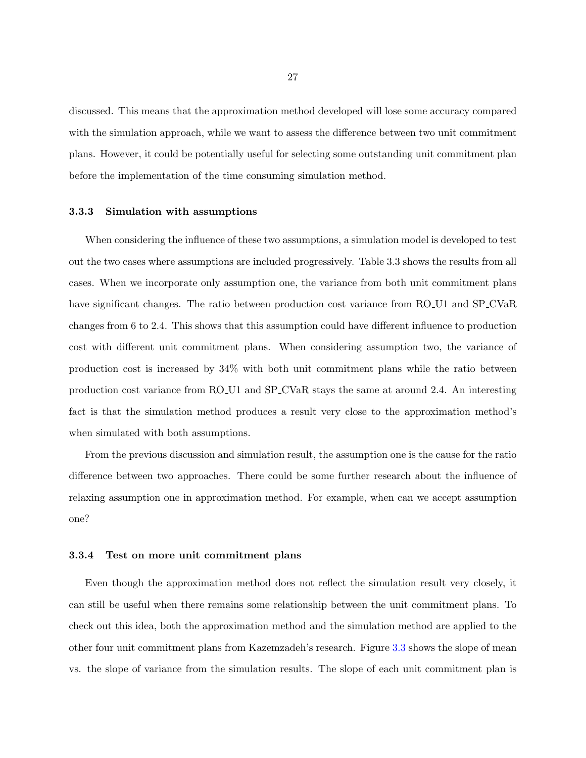discussed. This means that the approximation method developed will lose some accuracy compared with the simulation approach, while we want to assess the difference between two unit commitment plans. However, it could be potentially useful for selecting some outstanding unit commitment plan before the implementation of the time consuming simulation method.

### 3.3.3 Simulation with assumptions

When considering the influence of these two assumptions, a simulation model is developed to test out the two cases where assumptions are included progressively. Table 3.3 shows the results from all cases. When we incorporate only assumption one, the variance from both unit commitment plans have significant changes. The ratio between production cost variance from RO_U1 and SP_CVaR changes from 6 to 2.4. This shows that this assumption could have different influence to production cost with different unit commitment plans. When considering assumption two, the variance of production cost is increased by 34% with both unit commitment plans while the ratio between production cost variance from RO_U1 and SP_CVaR stays the same at around 2.4. An interesting fact is that the simulation method produces a result very close to the approximation method's when simulated with both assumptions.

From the previous discussion and simulation result, the assumption one is the cause for the ratio difference between two approaches. There could be some further research about the influence of relaxing assumption one in approximation method. For example, when can we accept assumption one?

### 3.3.4 Test on more unit commitment plans

Even though the approximation method does not reflect the simulation result very closely, it can still be useful when there remains some relationship between the unit commitment plans. To check out this idea, both the approximation method and the simulation method are applied to the other four unit commitment plans from Kazemzadeh's research. Figure 3.3 shows the slope of mean vs. the slope of variance from the simulation results. The slope of each unit commitment plan is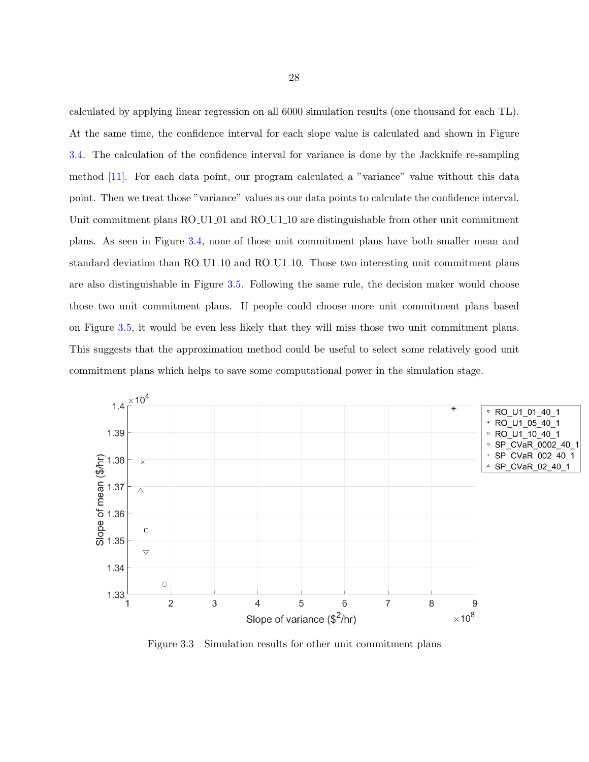calculated by applying linear regression on all 6000 simulation results (one thousand for each TL). At the same time, the confidence interval for each slope value is calculated and shown in Figure 3.4. The calculation of the confidence interval for variance is done by the Jackknife re-sampling method [11]. For each data point, our program calculated a "variance" value without this data point. Then we treat those "variance" values as our data points to calculate the confidence interval. Unit commitment plans RO_U1_01 and RO_U1_10 are distinguishable from other unit commitment plans. As seen in Figure 3.4, none of those unit commitment plans have both smaller mean and standard deviation than RO_U1_10 and RO_U1_10. Those two interesting unit commitment plans are also distinguishable in Figure 3.5. Following the same rule, the decision maker would choose those two unit commitment plans. If people could choose more unit commitment plans based on Figure 3.5, it would be even less likely that they will miss those two unit commitment plans. This suggests that the approximation method could be useful to select some relatively good unit commitment plans which helps to save some computational power in the simulation stage.

Figure 3.3 Simulation results for other unit commitment plans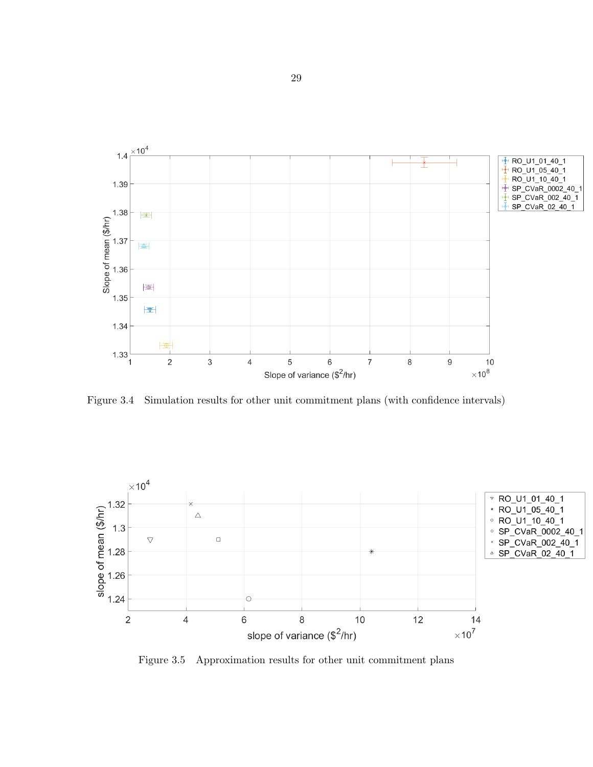Figure 3.4 Simulation results for other unit commitment plans (with confidence intervals)

Figure 3.5 Approximation results for other unit commitment plans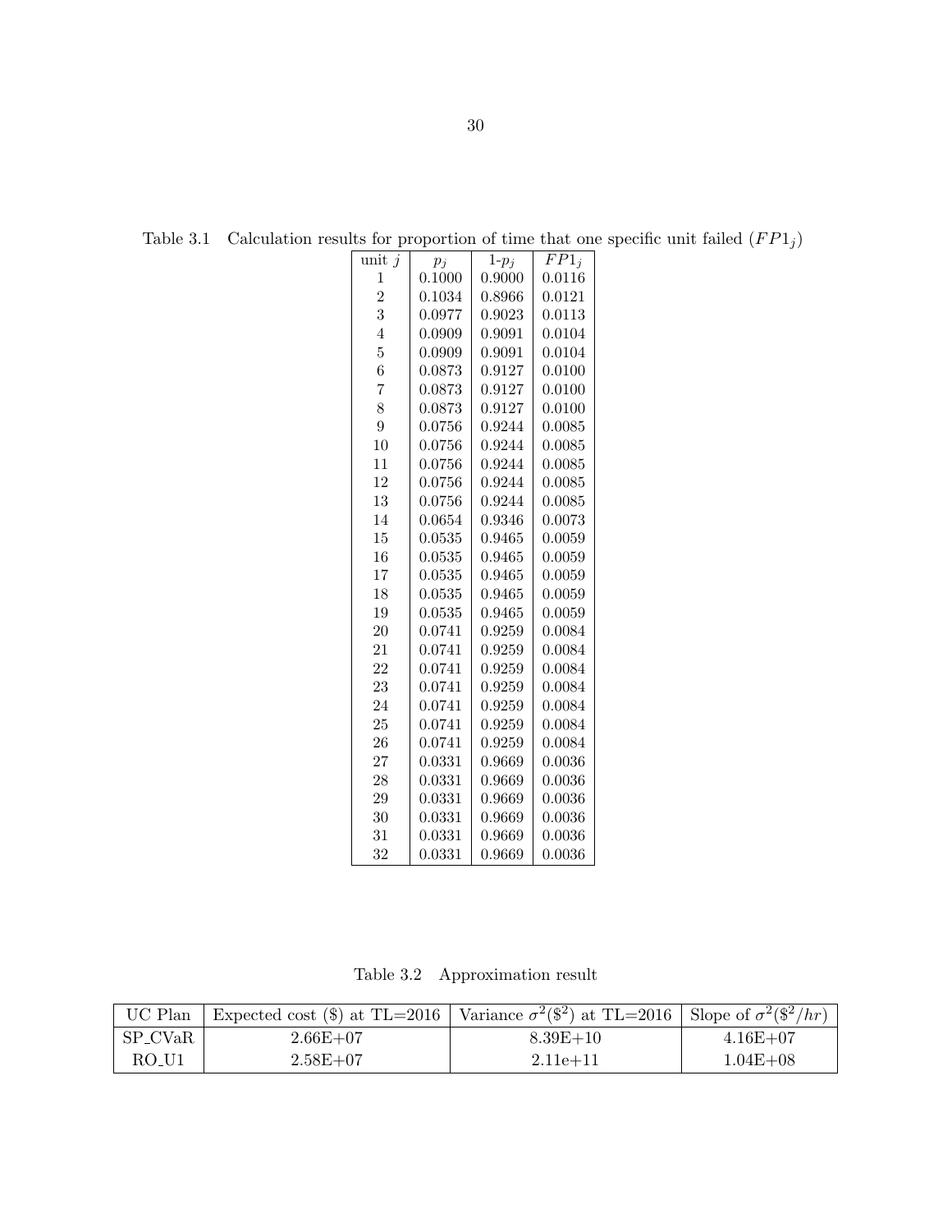Table 3.1 Calculation results for proportion of time that one specific unit failed ($FP1_j$)

| unit $j$ | $p_j$ | 1-$p_j$ | $FP1_j$ |
|---|---|---|---|
| 1 | 0.1000 | 0.9000 | 0.0116 |
| 2 | 0.1034 | 0.8966 | 0.0121 |
| 3 | 0.0977 | 0.9023 | 0.0113 |
| 4 | 0.0909 | 0.9091 | 0.0104 |
| 5 | 0.0909 | 0.9091 | 0.0104 |
| 6 | 0.0873 | 0.9127 | 0.0100 |
| 7 | 0.0873 | 0.9127 | 0.0100 |
| 8 | 0.0873 | 0.9127 | 0.0100 |
| 9 | 0.0756 | 0.9244 | 0.0085 |
| 10 | 0.0756 | 0.9244 | 0.0085 |
| 11 | 0.0756 | 0.9244 | 0.0085 |
| 12 | 0.0756 | 0.9244 | 0.0085 |
| 13 | 0.0756 | 0.9244 | 0.0085 |
| 14 | 0.0654 | 0.9346 | 0.0073 |
| 15 | 0.0535 | 0.9465 | 0.0059 |
| 16 | 0.0535 | 0.9465 | 0.0059 |
| 17 | 0.0535 | 0.9465 | 0.0059 |
| 18 | 0.0535 | 0.9465 | 0.0059 |
| 19 | 0.0535 | 0.9465 | 0.0059 |
| 20 | 0.0741 | 0.9259 | 0.0084 |
| 21 | 0.0741 | 0.9259 | 0.0084 |
| 22 | 0.0741 | 0.9259 | 0.0084 |
| 23 | 0.0741 | 0.9259 | 0.0084 |
| 24 | 0.0741 | 0.9259 | 0.0084 |
| 25 | 0.0741 | 0.9259 | 0.0084 |
| 26 | 0.0741 | 0.9259 | 0.0084 |
| 27 | 0.0331 | 0.9669 | 0.0036 |
| 28 | 0.0331 | 0.9669 | 0.0036 |
| 29 | 0.0331 | 0.9669 | 0.0036 |
| 30 | 0.0331 | 0.9669 | 0.0036 |
| 31 | 0.0331 | 0.9669 | 0.0036 |
| 32 | 0.0331 | 0.9669 | 0.0036 |

Table 3.2 Approximation result

| UC Plan | Expected cost ($) at TL=2016 | Variance $\sigma^2$($^2$) at TL=2016 | Slope of $\sigma^2$($^2/hr$) |
|---|---|---|---|
| SP_CVaR | 2.66E+07 | 8.39E+10 | 4.16E+07 |
| RO_U1 | 2.58E+07 | 2.11e+11 | 1.04E+08 |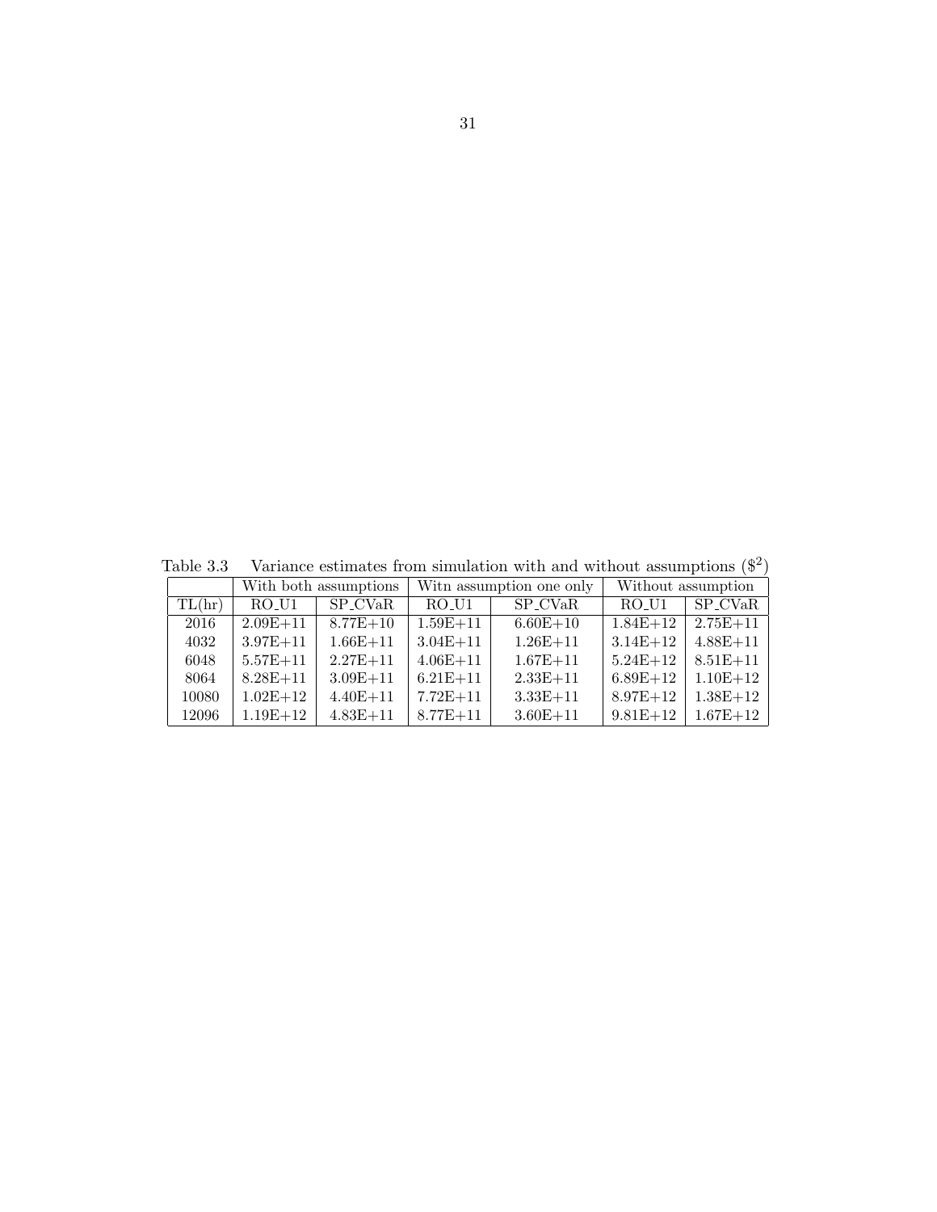Table 3.3 Variance estimates from simulation with and without assumptions ($\$^2$)

| | With both assumptions | | Witn assumption one only | | Without assumption | |
|---|---|---|---|---|---|---|
| TL(hr) | RO_U1 | SP_CVaR | RO_U1 | SP_CVaR | RO_U1 | SP_CVaR |
| 2016 | 2.09E+11 | 8.77E+10 | 1.59E+11 | 6.60E+10 | 1.84E+12 | 2.75E+11 |
| 4032 | 3.97E+11 | 1.66E+11 | 3.04E+11 | 1.26E+11 | 3.14E+12 | 4.88E+11 |
| 6048 | 5.57E+11 | 2.27E+11 | 4.06E+11 | 1.67E+11 | 5.24E+12 | 8.51E+11 |
| 8064 | 8.28E+11 | 3.09E+11 | 6.21E+11 | 2.33E+11 | 6.89E+12 | 1.10E+12 |
| 10080 | 1.02E+12 | 4.40E+11 | 7.72E+11 | 3.33E+11 | 8.97E+12 | 1.38E+12 |
| 12096 | 1.19E+12 | 4.83E+11 | 8.77E+11 | 3.60E+11 | 9.81E+12 | 1.67E+12 |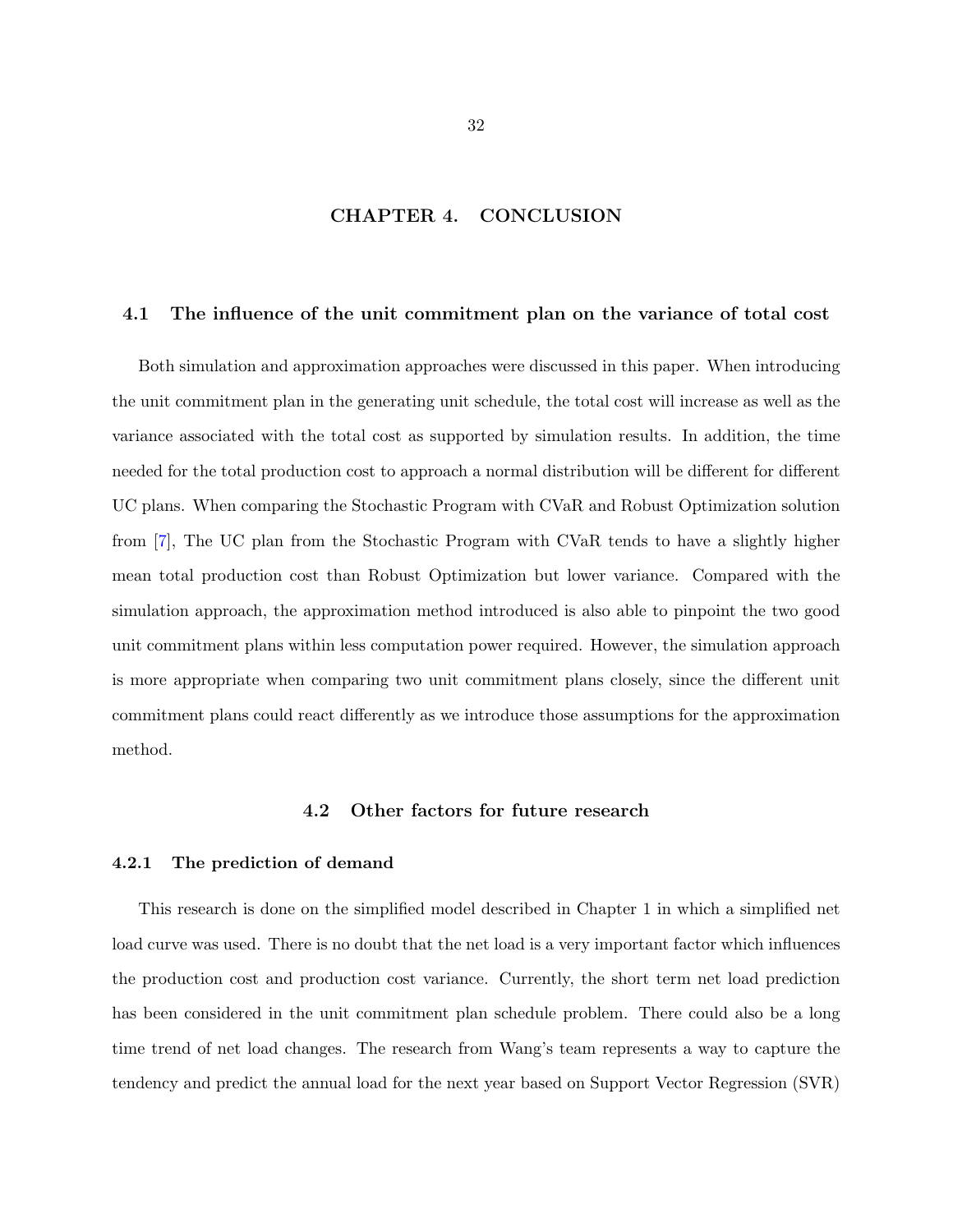# CHAPTER 4. CONCLUSION

## 4.1 The influence of the unit commitment plan on the variance of total cost

Both simulation and approximation approaches were discussed in this paper. When introducing the unit commitment plan in the generating unit schedule, the total cost will increase as well as the variance associated with the total cost as supported by simulation results. In addition, the time needed for the total production cost to approach a normal distribution will be different for different UC plans. When comparing the Stochastic Program with CVaR and Robust Optimization solution from [7], The UC plan from the Stochastic Program with CVaR tends to have a slightly higher mean total production cost than Robust Optimization but lower variance. Compared with the simulation approach, the approximation method introduced is also able to pinpoint the two good unit commitment plans within less computation power required. However, the simulation approach is more appropriate when comparing two unit commitment plans closely, since the different unit commitment plans could react differently as we introduce those assumptions for the approximation method.

## 4.2 Other factors for future research

### 4.2.1 The prediction of demand

This research is done on the simplified model described in Chapter 1 in which a simplified net load curve was used. There is no doubt that the net load is a very important factor which influences the production cost and production cost variance. Currently, the short term net load prediction has been considered in the unit commitment plan schedule problem. There could also be a long time trend of net load changes. The research from Wang's team represents a way to capture the tendency and predict the annual load for the next year based on Support Vector Regression (SVR)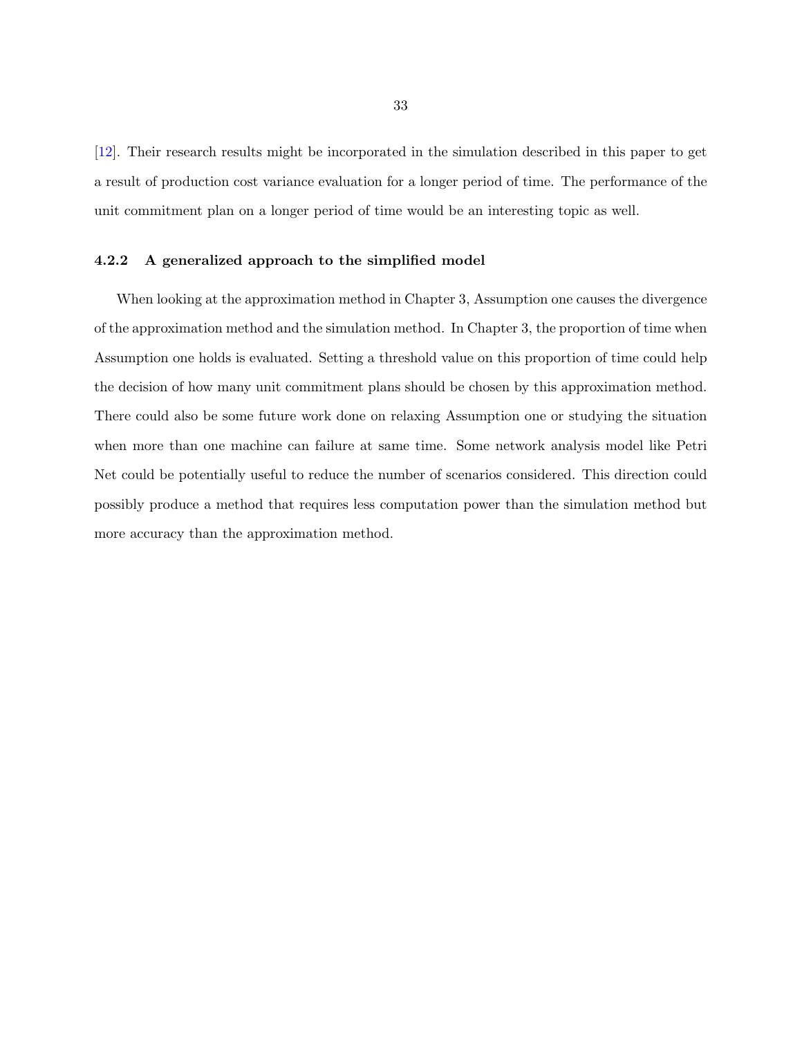[12]. Their research results might be incorporated in the simulation described in this paper to get a result of production cost variance evaluation for a longer period of time. The performance of the unit commitment plan on a longer period of time would be an interesting topic as well.

### 4.2.2 A generalized approach to the simplified model

When looking at the approximation method in Chapter 3, Assumption one causes the divergence of the approximation method and the simulation method. In Chapter 3, the proportion of time when Assumption one holds is evaluated. Setting a threshold value on this proportion of time could help the decision of how many unit commitment plans should be chosen by this approximation method. There could also be some future work done on relaxing Assumption one or studying the situation when more than one machine can failure at same time. Some network analysis model like Petri Net could be potentially useful to reduce the number of scenarios considered. This direction could possibly produce a method that requires less computation power than the simulation method but more accuracy than the approximation method.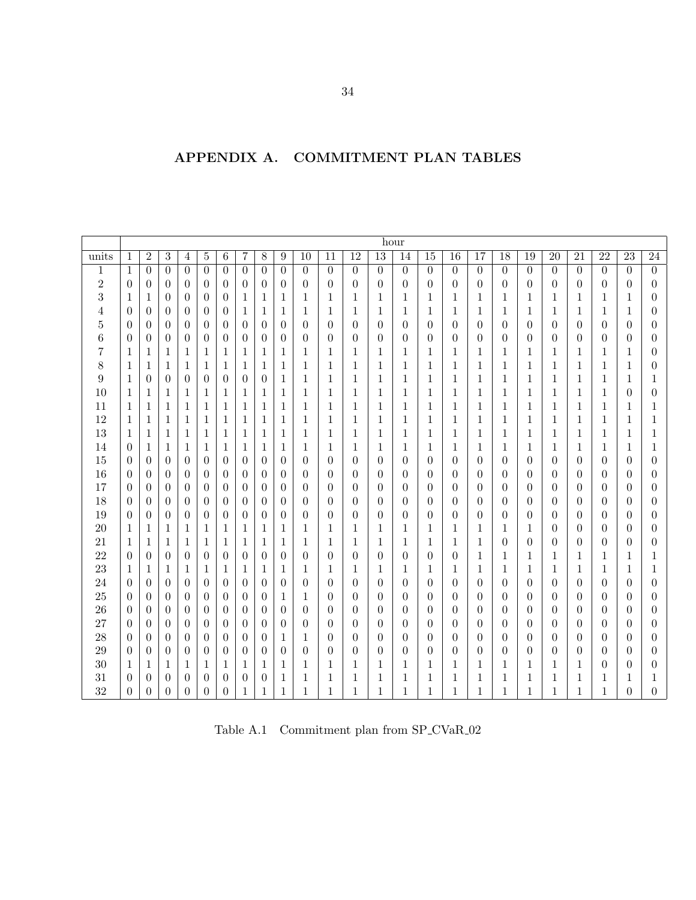# APPENDIX A. COMMITMENT PLAN TABLES

| | hour | | | | | | | | | | | | | | | | | | | | | | | |
|---|---|---|---|---|---|---|---|---|---|---|---|---|---|---|---|---|---|---|---|---|---|---|---|---|
| units | 1 | 2 | 3 | 4 | 5 | 6 | 7 | 8 | 9 | 10 | 11 | 12 | 13 | 14 | 15 | 16 | 17 | 18 | 19 | 20 | 21 | 22 | 23 | 24 |
| 1 | 1 | 0 | 0 | 0 | 0 | 0 | 0 | 0 | 0 | 0 | 0 | 0 | 0 | 0 | 0 | 0 | 0 | 0 | 0 | 0 | 0 | 0 | 0 | 0 |
| 2 | 0 | 0 | 0 | 0 | 0 | 0 | 0 | 0 | 0 | 0 | 0 | 0 | 0 | 0 | 0 | 0 | 0 | 0 | 0 | 0 | 0 | 0 | 0 | 0 |
| 3 | 1 | 1 | 0 | 0 | 0 | 0 | 1 | 1 | 1 | 1 | 1 | 1 | 1 | 1 | 1 | 1 | 1 | 1 | 1 | 1 | 1 | 1 | 1 | 0 |
| 4 | 0 | 0 | 0 | 0 | 0 | 0 | 1 | 1 | 1 | 1 | 1 | 1 | 1 | 1 | 1 | 1 | 1 | 1 | 1 | 1 | 1 | 1 | 1 | 0 |
| 5 | 0 | 0 | 0 | 0 | 0 | 0 | 0 | 0 | 0 | 0 | 0 | 0 | 0 | 0 | 0 | 0 | 0 | 0 | 0 | 0 | 0 | 0 | 0 | 0 |
| 6 | 0 | 0 | 0 | 0 | 0 | 0 | 0 | 0 | 0 | 0 | 0 | 0 | 0 | 0 | 0 | 0 | 0 | 0 | 0 | 0 | 0 | 0 | 0 | 0 |
| 7 | 1 | 1 | 1 | 1 | 1 | 1 | 1 | 1 | 1 | 1 | 1 | 1 | 1 | 1 | 1 | 1 | 1 | 1 | 1 | 1 | 1 | 1 | 1 | 0 |
| 8 | 1 | 1 | 1 | 1 | 1 | 1 | 1 | 1 | 1 | 1 | 1 | 1 | 1 | 1 | 1 | 1 | 1 | 1 | 1 | 1 | 1 | 1 | 1 | 0 |
| 9 | 1 | 0 | 0 | 0 | 0 | 0 | 0 | 0 | 1 | 1 | 1 | 1 | 1 | 1 | 1 | 1 | 1 | 1 | 1 | 1 | 1 | 1 | 1 | 1 |
| 10 | 1 | 1 | 1 | 1 | 1 | 1 | 1 | 1 | 1 | 1 | 1 | 1 | 1 | 1 | 1 | 1 | 1 | 1 | 1 | 1 | 1 | 1 | 0 | 0 |
| 11 | 1 | 1 | 1 | 1 | 1 | 1 | 1 | 1 | 1 | 1 | 1 | 1 | 1 | 1 | 1 | 1 | 1 | 1 | 1 | 1 | 1 | 1 | 1 | 1 |
| 12 | 1 | 1 | 1 | 1 | 1 | 1 | 1 | 1 | 1 | 1 | 1 | 1 | 1 | 1 | 1 | 1 | 1 | 1 | 1 | 1 | 1 | 1 | 1 | 1 |
| 13 | 1 | 1 | 1 | 1 | 1 | 1 | 1 | 1 | 1 | 1 | 1 | 1 | 1 | 1 | 1 | 1 | 1 | 1 | 1 | 1 | 1 | 1 | 1 | 1 |
| 14 | 0 | 1 | 1 | 1 | 1 | 1 | 1 | 1 | 1 | 1 | 1 | 1 | 1 | 1 | 1 | 1 | 1 | 1 | 1 | 1 | 1 | 1 | 1 | 1 |
| 15 | 0 | 0 | 0 | 0 | 0 | 0 | 0 | 0 | 0 | 0 | 0 | 0 | 0 | 0 | 0 | 0 | 0 | 0 | 0 | 0 | 0 | 0 | 0 | 0 |
| 16 | 0 | 0 | 0 | 0 | 0 | 0 | 0 | 0 | 0 | 0 | 0 | 0 | 0 | 0 | 0 | 0 | 0 | 0 | 0 | 0 | 0 | 0 | 0 | 0 |
| 17 | 0 | 0 | 0 | 0 | 0 | 0 | 0 | 0 | 0 | 0 | 0 | 0 | 0 | 0 | 0 | 0 | 0 | 0 | 0 | 0 | 0 | 0 | 0 | 0 |
| 18 | 0 | 0 | 0 | 0 | 0 | 0 | 0 | 0 | 0 | 0 | 0 | 0 | 0 | 0 | 0 | 0 | 0 | 0 | 0 | 0 | 0 | 0 | 0 | 0 |
| 19 | 0 | 0 | 0 | 0 | 0 | 0 | 0 | 0 | 0 | 0 | 0 | 0 | 0 | 0 | 0 | 0 | 0 | 0 | 0 | 0 | 0 | 0 | 0 | 0 |
| 20 | 1 | 1 | 1 | 1 | 1 | 1 | 1 | 1 | 1 | 1 | 1 | 1 | 1 | 1 | 1 | 1 | 1 | 1 | 1 | 0 | 0 | 0 | 0 | 0 |
| 21 | 1 | 1 | 1 | 1 | 1 | 1 | 1 | 1 | 1 | 1 | 1 | 1 | 1 | 1 | 1 | 1 | 1 | 0 | 0 | 0 | 0 | 0 | 0 | 0 |
| 22 | 0 | 0 | 0 | 0 | 0 | 0 | 0 | 0 | 0 | 0 | 0 | 0 | 0 | 0 | 0 | 0 | 1 | 1 | 1 | 1 | 1 | 1 | 1 | 1 |
| 23 | 1 | 1 | 1 | 1 | 1 | 1 | 1 | 1 | 1 | 1 | 1 | 1 | 1 | 1 | 1 | 1 | 1 | 1 | 1 | 1 | 1 | 1 | 1 | 1 |
| 24 | 0 | 0 | 0 | 0 | 0 | 0 | 0 | 0 | 0 | 0 | 0 | 0 | 0 | 0 | 0 | 0 | 0 | 0 | 0 | 0 | 0 | 0 | 0 | 0 |
| 25 | 0 | 0 | 0 | 0 | 0 | 0 | 0 | 0 | 1 | 1 | 0 | 0 | 0 | 0 | 0 | 0 | 0 | 0 | 0 | 0 | 0 | 0 | 0 | 0 |
| 26 | 0 | 0 | 0 | 0 | 0 | 0 | 0 | 0 | 0 | 0 | 0 | 0 | 0 | 0 | 0 | 0 | 0 | 0 | 0 | 0 | 0 | 0 | 0 | 0 |
| 27 | 0 | 0 | 0 | 0 | 0 | 0 | 0 | 0 | 0 | 0 | 0 | 0 | 0 | 0 | 0 | 0 | 0 | 0 | 0 | 0 | 0 | 0 | 0 | 0 |
| 28 | 0 | 0 | 0 | 0 | 0 | 0 | 0 | 0 | 1 | 1 | 0 | 0 | 0 | 0 | 0 | 0 | 0 | 0 | 0 | 0 | 0 | 0 | 0 | 0 |
| 29 | 0 | 0 | 0 | 0 | 0 | 0 | 0 | 0 | 0 | 0 | 0 | 0 | 0 | 0 | 0 | 0 | 0 | 0 | 0 | 0 | 0 | 0 | 0 | 0 |
| 30 | 1 | 1 | 1 | 1 | 1 | 1 | 1 | 1 | 1 | 1 | 1 | 1 | 1 | 1 | 1 | 1 | 1 | 1 | 1 | 1 | 1 | 0 | 0 | 0 |
| 31 | 0 | 0 | 0 | 0 | 0 | 0 | 0 | 0 | 1 | 1 | 1 | 1 | 1 | 1 | 1 | 1 | 1 | 1 | 1 | 1 | 1 | 1 | 1 | 1 |
| 32 | 0 | 0 | 0 | 0 | 0 | 0 | 1 | 1 | 1 | 1 | 1 | 1 | 1 | 1 | 1 | 1 | 1 | 1 | 1 | 1 | 1 | 1 | 0 | 0 |

Table A.1 Commitment plan from SP_CVaR_02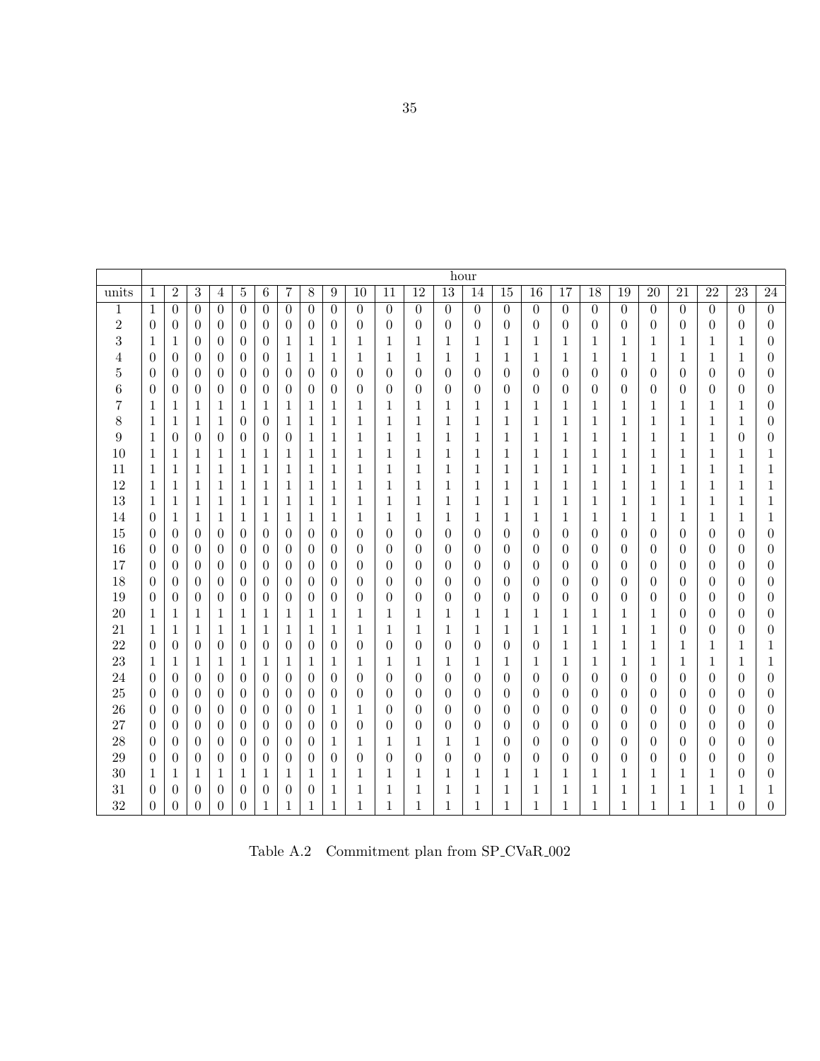| | hour | | | | | | | | | | | | | | | | | | | | | | | |
|---|---|---|---|---|---|---|---|---|---|---|---|---|---|---|---|---|---|---|---|---|---|---|---|---|
| units | 1 | 2 | 3 | 4 | 5 | 6 | 7 | 8 | 9 | 10 | 11 | 12 | 13 | 14 | 15 | 16 | 17 | 18 | 19 | 20 | 21 | 22 | 23 | 24 |
| 1 | 1 | 0 | 0 | 0 | 0 | 0 | 0 | 0 | 0 | 0 | 0 | 0 | 0 | 0 | 0 | 0 | 0 | 0 | 0 | 0 | 0 | 0 | 0 | 0 |
| 2 | 0 | 0 | 0 | 0 | 0 | 0 | 0 | 0 | 0 | 0 | 0 | 0 | 0 | 0 | 0 | 0 | 0 | 0 | 0 | 0 | 0 | 0 | 0 | 0 |
| 3 | 1 | 1 | 0 | 0 | 0 | 0 | 1 | 1 | 1 | 1 | 1 | 1 | 1 | 1 | 1 | 1 | 1 | 1 | 1 | 1 | 1 | 1 | 1 | 0 |
| 4 | 0 | 0 | 0 | 0 | 0 | 0 | 1 | 1 | 1 | 1 | 1 | 1 | 1 | 1 | 1 | 1 | 1 | 1 | 1 | 1 | 1 | 1 | 1 | 0 |
| 5 | 0 | 0 | 0 | 0 | 0 | 0 | 0 | 0 | 0 | 0 | 0 | 0 | 0 | 0 | 0 | 0 | 0 | 0 | 0 | 0 | 0 | 0 | 0 | 0 |
| 6 | 0 | 0 | 0 | 0 | 0 | 0 | 0 | 0 | 0 | 0 | 0 | 0 | 0 | 0 | 0 | 0 | 0 | 0 | 0 | 0 | 0 | 0 | 0 | 0 |
| 7 | 1 | 1 | 1 | 1 | 1 | 1 | 1 | 1 | 1 | 1 | 1 | 1 | 1 | 1 | 1 | 1 | 1 | 1 | 1 | 1 | 1 | 1 | 1 | 0 |
| 8 | 1 | 1 | 1 | 1 | 0 | 0 | 1 | 1 | 1 | 1 | 1 | 1 | 1 | 1 | 1 | 1 | 1 | 1 | 1 | 1 | 1 | 1 | 1 | 0 |
| 9 | 1 | 0 | 0 | 0 | 0 | 0 | 0 | 1 | 1 | 1 | 1 | 1 | 1 | 1 | 1 | 1 | 1 | 1 | 1 | 1 | 1 | 1 | 0 | 0 |
| 10 | 1 | 1 | 1 | 1 | 1 | 1 | 1 | 1 | 1 | 1 | 1 | 1 | 1 | 1 | 1 | 1 | 1 | 1 | 1 | 1 | 1 | 1 | 1 | 1 |
| 11 | 1 | 1 | 1 | 1 | 1 | 1 | 1 | 1 | 1 | 1 | 1 | 1 | 1 | 1 | 1 | 1 | 1 | 1 | 1 | 1 | 1 | 1 | 1 | 1 |
| 12 | 1 | 1 | 1 | 1 | 1 | 1 | 1 | 1 | 1 | 1 | 1 | 1 | 1 | 1 | 1 | 1 | 1 | 1 | 1 | 1 | 1 | 1 | 1 | 1 |
| 13 | 1 | 1 | 1 | 1 | 1 | 1 | 1 | 1 | 1 | 1 | 1 | 1 | 1 | 1 | 1 | 1 | 1 | 1 | 1 | 1 | 1 | 1 | 1 | 1 |
| 14 | 0 | 1 | 1 | 1 | 1 | 1 | 1 | 1 | 1 | 1 | 1 | 1 | 1 | 1 | 1 | 1 | 1 | 1 | 1 | 1 | 1 | 1 | 1 | 1 |
| 15 | 0 | 0 | 0 | 0 | 0 | 0 | 0 | 0 | 0 | 0 | 0 | 0 | 0 | 0 | 0 | 0 | 0 | 0 | 0 | 0 | 0 | 0 | 0 | 0 |
| 16 | 0 | 0 | 0 | 0 | 0 | 0 | 0 | 0 | 0 | 0 | 0 | 0 | 0 | 0 | 0 | 0 | 0 | 0 | 0 | 0 | 0 | 0 | 0 | 0 |
| 17 | 0 | 0 | 0 | 0 | 0 | 0 | 0 | 0 | 0 | 0 | 0 | 0 | 0 | 0 | 0 | 0 | 0 | 0 | 0 | 0 | 0 | 0 | 0 | 0 |
| 18 | 0 | 0 | 0 | 0 | 0 | 0 | 0 | 0 | 0 | 0 | 0 | 0 | 0 | 0 | 0 | 0 | 0 | 0 | 0 | 0 | 0 | 0 | 0 | 0 |
| 19 | 0 | 0 | 0 | 0 | 0 | 0 | 0 | 0 | 0 | 0 | 0 | 0 | 0 | 0 | 0 | 0 | 0 | 0 | 0 | 0 | 0 | 0 | 0 | 0 |
| 20 | 1 | 1 | 1 | 1 | 1 | 1 | 1 | 1 | 1 | 1 | 1 | 1 | 1 | 1 | 1 | 1 | 1 | 1 | 1 | 1 | 0 | 0 | 0 | 0 |
| 21 | 1 | 1 | 1 | 1 | 1 | 1 | 1 | 1 | 1 | 1 | 1 | 1 | 1 | 1 | 1 | 1 | 1 | 1 | 1 | 1 | 0 | 0 | 0 | 0 |
| 22 | 0 | 0 | 0 | 0 | 0 | 0 | 0 | 0 | 0 | 0 | 0 | 0 | 0 | 0 | 0 | 0 | 1 | 1 | 1 | 1 | 1 | 1 | 1 | 1 |
| 23 | 1 | 1 | 1 | 1 | 1 | 1 | 1 | 1 | 1 | 1 | 1 | 1 | 1 | 1 | 1 | 1 | 1 | 1 | 1 | 1 | 1 | 1 | 1 | 1 |
| 24 | 0 | 0 | 0 | 0 | 0 | 0 | 0 | 0 | 0 | 0 | 0 | 0 | 0 | 0 | 0 | 0 | 0 | 0 | 0 | 0 | 0 | 0 | 0 | 0 |
| 25 | 0 | 0 | 0 | 0 | 0 | 0 | 0 | 0 | 0 | 0 | 0 | 0 | 0 | 0 | 0 | 0 | 0 | 0 | 0 | 0 | 0 | 0 | 0 | 0 |
| 26 | 0 | 0 | 0 | 0 | 0 | 0 | 0 | 0 | 1 | 1 | 0 | 0 | 0 | 0 | 0 | 0 | 0 | 0 | 0 | 0 | 0 | 0 | 0 | 0 |
| 27 | 0 | 0 | 0 | 0 | 0 | 0 | 0 | 0 | 0 | 0 | 0 | 0 | 0 | 0 | 0 | 0 | 0 | 0 | 0 | 0 | 0 | 0 | 0 | 0 |
| 28 | 0 | 0 | 0 | 0 | 0 | 0 | 0 | 0 | 1 | 1 | 1 | 1 | 1 | 1 | 0 | 0 | 0 | 0 | 0 | 0 | 0 | 0 | 0 | 0 |
| 29 | 0 | 0 | 0 | 0 | 0 | 0 | 0 | 0 | 0 | 0 | 0 | 0 | 0 | 0 | 0 | 0 | 0 | 0 | 0 | 0 | 0 | 0 | 0 | 0 |
| 30 | 1 | 1 | 1 | 1 | 1 | 1 | 1 | 1 | 1 | 1 | 1 | 1 | 1 | 1 | 1 | 1 | 1 | 1 | 1 | 1 | 1 | 1 | 0 | 0 |
| 31 | 0 | 0 | 0 | 0 | 0 | 0 | 0 | 0 | 1 | 1 | 1 | 1 | 1 | 1 | 1 | 1 | 1 | 1 | 1 | 1 | 1 | 1 | 1 | 1 |
| 32 | 0 | 0 | 0 | 0 | 0 | 1 | 1 | 1 | 1 | 1 | 1 | 1 | 1 | 1 | 1 | 1 | 1 | 1 | 1 | 1 | 1 | 1 | 0 | 0 |

Table A.2 Commitment plan from SP_CVaR_002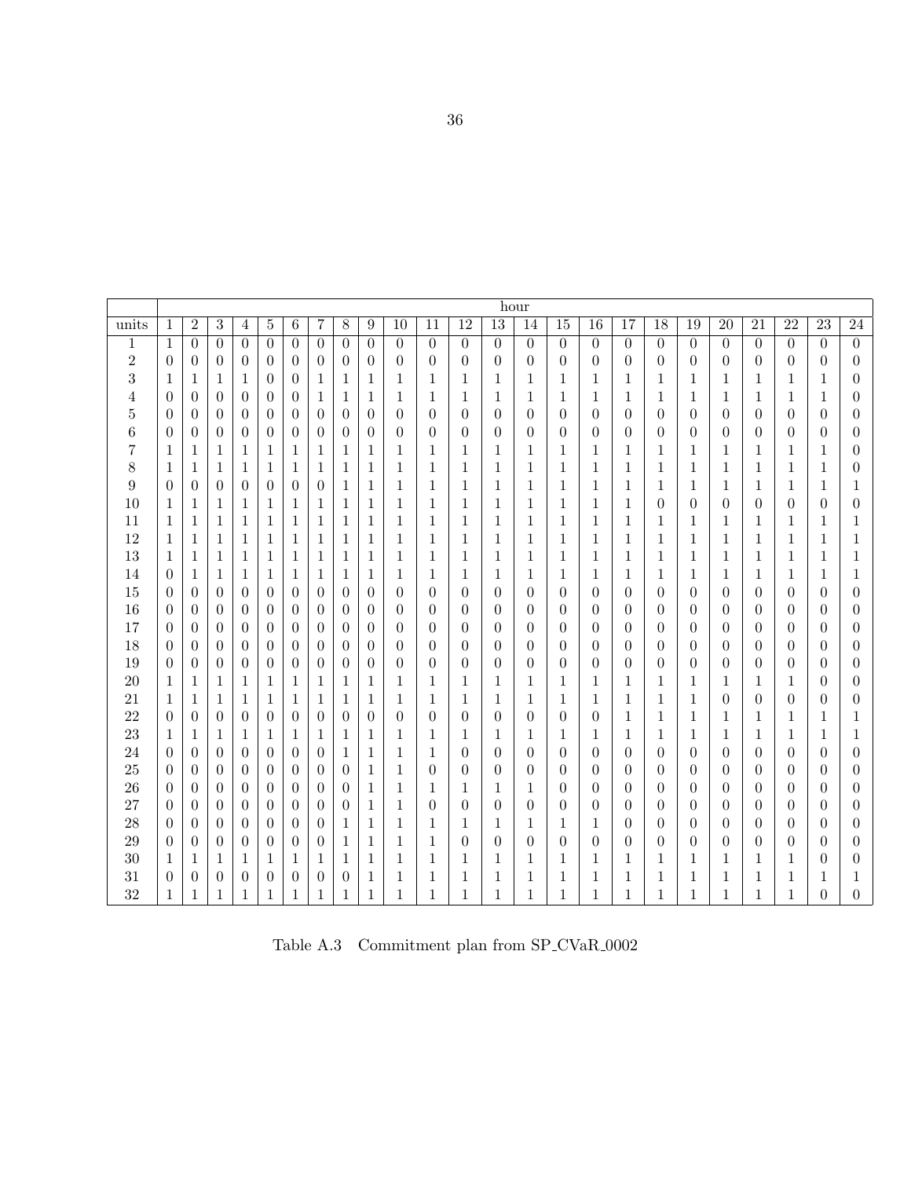| | hour | | | | | | | | | | | | | | | | | | | | | | | |
|---|---|---|---|---|---|---|---|---|---|---|---|---|---|---|---|---|---|---|---|---|---|---|---|---|
| units | 1 | 2 | 3 | 4 | 5 | 6 | 7 | 8 | 9 | 10 | 11 | 12 | 13 | 14 | 15 | 16 | 17 | 18 | 19 | 20 | 21 | 22 | 23 | 24 |
| 1 | 1 | 0 | 0 | 0 | 0 | 0 | 0 | 0 | 0 | 0 | 0 | 0 | 0 | 0 | 0 | 0 | 0 | 0 | 0 | 0 | 0 | 0 | 0 | 0 |
| 2 | 0 | 0 | 0 | 0 | 0 | 0 | 0 | 0 | 0 | 0 | 0 | 0 | 0 | 0 | 0 | 0 | 0 | 0 | 0 | 0 | 0 | 0 | 0 | 0 |
| 3 | 1 | 1 | 1 | 1 | 0 | 0 | 1 | 1 | 1 | 1 | 1 | 1 | 1 | 1 | 1 | 1 | 1 | 1 | 1 | 1 | 1 | 1 | 1 | 0 |
| 4 | 0 | 0 | 0 | 0 | 0 | 0 | 1 | 1 | 1 | 1 | 1 | 1 | 1 | 1 | 1 | 1 | 1 | 1 | 1 | 1 | 1 | 1 | 1 | 0 |
| 5 | 0 | 0 | 0 | 0 | 0 | 0 | 0 | 0 | 0 | 0 | 0 | 0 | 0 | 0 | 0 | 0 | 0 | 0 | 0 | 0 | 0 | 0 | 0 | 0 |
| 6 | 0 | 0 | 0 | 0 | 0 | 0 | 0 | 0 | 0 | 0 | 0 | 0 | 0 | 0 | 0 | 0 | 0 | 0 | 0 | 0 | 0 | 0 | 0 | 0 |
| 7 | 1 | 1 | 1 | 1 | 1 | 1 | 1 | 1 | 1 | 1 | 1 | 1 | 1 | 1 | 1 | 1 | 1 | 1 | 1 | 1 | 1 | 1 | 1 | 0 |
| 8 | 1 | 1 | 1 | 1 | 1 | 1 | 1 | 1 | 1 | 1 | 1 | 1 | 1 | 1 | 1 | 1 | 1 | 1 | 1 | 1 | 1 | 1 | 1 | 0 |
| 9 | 0 | 0 | 0 | 0 | 0 | 0 | 0 | 1 | 1 | 1 | 1 | 1 | 1 | 1 | 1 | 1 | 1 | 1 | 1 | 1 | 1 | 1 | 1 | 1 |
| 10 | 1 | 1 | 1 | 1 | 1 | 1 | 1 | 1 | 1 | 1 | 1 | 1 | 1 | 1 | 1 | 1 | 1 | 0 | 0 | 0 | 0 | 0 | 0 | 0 |
| 11 | 1 | 1 | 1 | 1 | 1 | 1 | 1 | 1 | 1 | 1 | 1 | 1 | 1 | 1 | 1 | 1 | 1 | 1 | 1 | 1 | 1 | 1 | 1 | 1 |
| 12 | 1 | 1 | 1 | 1 | 1 | 1 | 1 | 1 | 1 | 1 | 1 | 1 | 1 | 1 | 1 | 1 | 1 | 1 | 1 | 1 | 1 | 1 | 1 | 1 |
| 13 | 1 | 1 | 1 | 1 | 1 | 1 | 1 | 1 | 1 | 1 | 1 | 1 | 1 | 1 | 1 | 1 | 1 | 1 | 1 | 1 | 1 | 1 | 1 | 1 |
| 14 | 0 | 1 | 1 | 1 | 1 | 1 | 1 | 1 | 1 | 1 | 1 | 1 | 1 | 1 | 1 | 1 | 1 | 1 | 1 | 1 | 1 | 1 | 1 | 1 |
| 15 | 0 | 0 | 0 | 0 | 0 | 0 | 0 | 0 | 0 | 0 | 0 | 0 | 0 | 0 | 0 | 0 | 0 | 0 | 0 | 0 | 0 | 0 | 0 | 0 |
| 16 | 0 | 0 | 0 | 0 | 0 | 0 | 0 | 0 | 0 | 0 | 0 | 0 | 0 | 0 | 0 | 0 | 0 | 0 | 0 | 0 | 0 | 0 | 0 | 0 |
| 17 | 0 | 0 | 0 | 0 | 0 | 0 | 0 | 0 | 0 | 0 | 0 | 0 | 0 | 0 | 0 | 0 | 0 | 0 | 0 | 0 | 0 | 0 | 0 | 0 |
| 18 | 0 | 0 | 0 | 0 | 0 | 0 | 0 | 0 | 0 | 0 | 0 | 0 | 0 | 0 | 0 | 0 | 0 | 0 | 0 | 0 | 0 | 0 | 0 | 0 |
| 19 | 0 | 0 | 0 | 0 | 0 | 0 | 0 | 0 | 0 | 0 | 0 | 0 | 0 | 0 | 0 | 0 | 0 | 0 | 0 | 0 | 0 | 0 | 0 | 0 |
| 20 | 1 | 1 | 1 | 1 | 1 | 1 | 1 | 1 | 1 | 1 | 1 | 1 | 1 | 1 | 1 | 1 | 1 | 1 | 1 | 1 | 1 | 1 | 0 | 0 |
| 21 | 1 | 1 | 1 | 1 | 1 | 1 | 1 | 1 | 1 | 1 | 1 | 1 | 1 | 1 | 1 | 1 | 1 | 1 | 1 | 0 | 0 | 0 | 0 | 0 |
| 22 | 0 | 0 | 0 | 0 | 0 | 0 | 0 | 0 | 0 | 0 | 0 | 0 | 0 | 0 | 0 | 0 | 1 | 1 | 1 | 1 | 1 | 1 | 1 | 1 |
| 23 | 1 | 1 | 1 | 1 | 1 | 1 | 1 | 1 | 1 | 1 | 1 | 1 | 1 | 1 | 1 | 1 | 1 | 1 | 1 | 1 | 1 | 1 | 1 | 1 |
| 24 | 0 | 0 | 0 | 0 | 0 | 0 | 0 | 1 | 1 | 1 | 1 | 0 | 0 | 0 | 0 | 0 | 0 | 0 | 0 | 0 | 0 | 0 | 0 | 0 |
| 25 | 0 | 0 | 0 | 0 | 0 | 0 | 0 | 0 | 1 | 1 | 0 | 0 | 0 | 0 | 0 | 0 | 0 | 0 | 0 | 0 | 0 | 0 | 0 | 0 |
| 26 | 0 | 0 | 0 | 0 | 0 | 0 | 0 | 0 | 1 | 1 | 1 | 1 | 1 | 1 | 0 | 0 | 0 | 0 | 0 | 0 | 0 | 0 | 0 | 0 |
| 27 | 0 | 0 | 0 | 0 | 0 | 0 | 0 | 0 | 1 | 1 | 0 | 0 | 0 | 0 | 0 | 0 | 0 | 0 | 0 | 0 | 0 | 0 | 0 | 0 |
| 28 | 0 | 0 | 0 | 0 | 0 | 0 | 0 | 1 | 1 | 1 | 1 | 1 | 1 | 1 | 1 | 1 | 0 | 0 | 0 | 0 | 0 | 0 | 0 | 0 |
| 29 | 0 | 0 | 0 | 0 | 0 | 0 | 0 | 1 | 1 | 1 | 1 | 0 | 0 | 0 | 0 | 0 | 0 | 0 | 0 | 0 | 0 | 0 | 0 | 0 |
| 30 | 1 | 1 | 1 | 1 | 1 | 1 | 1 | 1 | 1 | 1 | 1 | 1 | 1 | 1 | 1 | 1 | 1 | 1 | 1 | 1 | 1 | 1 | 0 | 0 |
| 31 | 0 | 0 | 0 | 0 | 0 | 0 | 0 | 0 | 1 | 1 | 1 | 1 | 1 | 1 | 1 | 1 | 1 | 1 | 1 | 1 | 1 | 1 | 1 | 1 |
| 32 | 1 | 1 | 1 | 1 | 1 | 1 | 1 | 1 | 1 | 1 | 1 | 1 | 1 | 1 | 1 | 1 | 1 | 1 | 1 | 1 | 1 | 1 | 0 | 0 |

Table A.3 Commitment plan from SP_CVaR_0002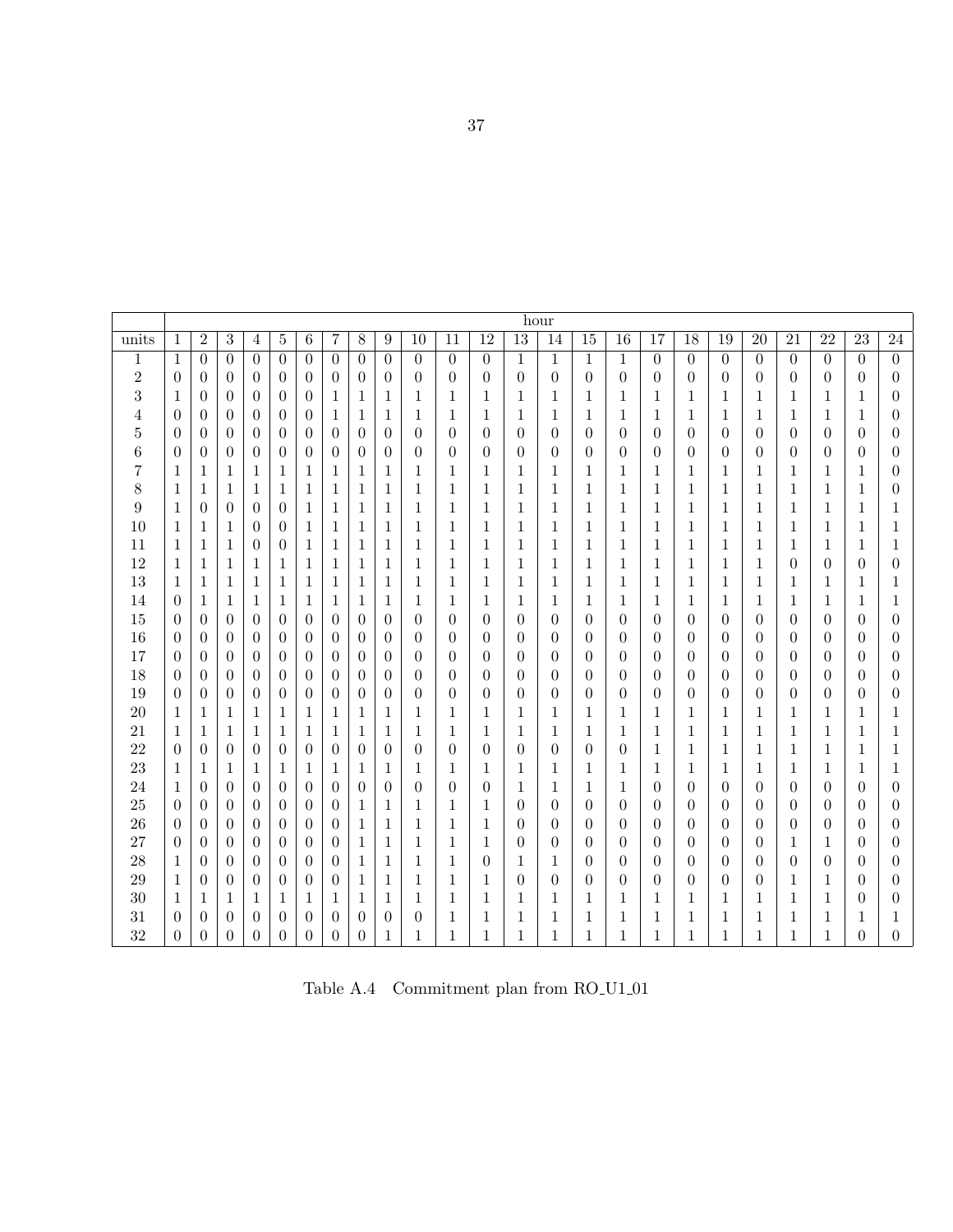| units | hour | | | | | | | | | | | | | | | | | | | | | | | |
|---|---|---|---|---|---|---|---|---|---|---|---|---|---|---|---|---|---|---|---|---|---|---|---|---|
| | 1 | 2 | 3 | 4 | 5 | 6 | 7 | 8 | 9 | 10 | 11 | 12 | 13 | 14 | 15 | 16 | 17 | 18 | 19 | 20 | 21 | 22 | 23 | 24 |
| 1 | 1 | 0 | 0 | 0 | 0 | 0 | 0 | 0 | 0 | 0 | 0 | 0 | 1 | 1 | 1 | 1 | 0 | 0 | 0 | 0 | 0 | 0 | 0 | 0 |
| 2 | 0 | 0 | 0 | 0 | 0 | 0 | 0 | 0 | 0 | 0 | 0 | 0 | 0 | 0 | 0 | 0 | 0 | 0 | 0 | 0 | 0 | 0 | 0 | 0 |
| 3 | 1 | 0 | 0 | 0 | 0 | 0 | 1 | 1 | 1 | 1 | 1 | 1 | 1 | 1 | 1 | 1 | 1 | 1 | 1 | 1 | 1 | 1 | 1 | 0 |
| 4 | 0 | 0 | 0 | 0 | 0 | 0 | 1 | 1 | 1 | 1 | 1 | 1 | 1 | 1 | 1 | 1 | 1 | 1 | 1 | 1 | 1 | 1 | 1 | 0 |
| 5 | 0 | 0 | 0 | 0 | 0 | 0 | 0 | 0 | 0 | 0 | 0 | 0 | 0 | 0 | 0 | 0 | 0 | 0 | 0 | 0 | 0 | 0 | 0 | 0 |
| 6 | 0 | 0 | 0 | 0 | 0 | 0 | 0 | 0 | 0 | 0 | 0 | 0 | 0 | 0 | 0 | 0 | 0 | 0 | 0 | 0 | 0 | 0 | 0 | 0 |
| 7 | 1 | 1 | 1 | 1 | 1 | 1 | 1 | 1 | 1 | 1 | 1 | 1 | 1 | 1 | 1 | 1 | 1 | 1 | 1 | 1 | 1 | 1 | 1 | 0 |
| 8 | 1 | 1 | 1 | 1 | 1 | 1 | 1 | 1 | 1 | 1 | 1 | 1 | 1 | 1 | 1 | 1 | 1 | 1 | 1 | 1 | 1 | 1 | 1 | 0 |
| 9 | 1 | 0 | 0 | 0 | 0 | 1 | 1 | 1 | 1 | 1 | 1 | 1 | 1 | 1 | 1 | 1 | 1 | 1 | 1 | 1 | 1 | 1 | 1 | 1 |
| 10 | 1 | 1 | 1 | 0 | 0 | 1 | 1 | 1 | 1 | 1 | 1 | 1 | 1 | 1 | 1 | 1 | 1 | 1 | 1 | 1 | 1 | 1 | 1 | 1 |
| 11 | 1 | 1 | 1 | 0 | 0 | 1 | 1 | 1 | 1 | 1 | 1 | 1 | 1 | 1 | 1 | 1 | 1 | 1 | 1 | 1 | 1 | 1 | 1 | 1 |
| 12 | 1 | 1 | 1 | 1 | 1 | 1 | 1 | 1 | 1 | 1 | 1 | 1 | 1 | 1 | 1 | 1 | 1 | 1 | 1 | 1 | 0 | 0 | 0 | 0 |
| 13 | 1 | 1 | 1 | 1 | 1 | 1 | 1 | 1 | 1 | 1 | 1 | 1 | 1 | 1 | 1 | 1 | 1 | 1 | 1 | 1 | 1 | 1 | 1 | 1 |
| 14 | 0 | 1 | 1 | 1 | 1 | 1 | 1 | 1 | 1 | 1 | 1 | 1 | 1 | 1 | 1 | 1 | 1 | 1 | 1 | 1 | 1 | 1 | 1 | 1 |
| 15 | 0 | 0 | 0 | 0 | 0 | 0 | 0 | 0 | 0 | 0 | 0 | 0 | 0 | 0 | 0 | 0 | 0 | 0 | 0 | 0 | 0 | 0 | 0 | 0 |
| 16 | 0 | 0 | 0 | 0 | 0 | 0 | 0 | 0 | 0 | 0 | 0 | 0 | 0 | 0 | 0 | 0 | 0 | 0 | 0 | 0 | 0 | 0 | 0 | 0 |
| 17 | 0 | 0 | 0 | 0 | 0 | 0 | 0 | 0 | 0 | 0 | 0 | 0 | 0 | 0 | 0 | 0 | 0 | 0 | 0 | 0 | 0 | 0 | 0 | 0 |
| 18 | 0 | 0 | 0 | 0 | 0 | 0 | 0 | 0 | 0 | 0 | 0 | 0 | 0 | 0 | 0 | 0 | 0 | 0 | 0 | 0 | 0 | 0 | 0 | 0 |
| 19 | 0 | 0 | 0 | 0 | 0 | 0 | 0 | 0 | 0 | 0 | 0 | 0 | 0 | 0 | 0 | 0 | 0 | 0 | 0 | 0 | 0 | 0 | 0 | 0 |
| 20 | 1 | 1 | 1 | 1 | 1 | 1 | 1 | 1 | 1 | 1 | 1 | 1 | 1 | 1 | 1 | 1 | 1 | 1 | 1 | 1 | 1 | 1 | 1 | 1 |
| 21 | 1 | 1 | 1 | 1 | 1 | 1 | 1 | 1 | 1 | 1 | 1 | 1 | 1 | 1 | 1 | 1 | 1 | 1 | 1 | 1 | 1 | 1 | 1 | 1 |
| 22 | 0 | 0 | 0 | 0 | 0 | 0 | 0 | 0 | 0 | 0 | 0 | 0 | 0 | 0 | 0 | 0 | 1 | 1 | 1 | 1 | 1 | 1 | 1 | 1 |
| 23 | 1 | 1 | 1 | 1 | 1 | 1 | 1 | 1 | 1 | 1 | 1 | 1 | 1 | 1 | 1 | 1 | 1 | 1 | 1 | 1 | 1 | 1 | 1 | 1 |
| 24 | 1 | 0 | 0 | 0 | 0 | 0 | 0 | 0 | 0 | 0 | 0 | 0 | 1 | 1 | 1 | 1 | 0 | 0 | 0 | 0 | 0 | 0 | 0 | 0 |
| 25 | 0 | 0 | 0 | 0 | 0 | 0 | 0 | 1 | 1 | 1 | 1 | 1 | 0 | 0 | 0 | 0 | 0 | 0 | 0 | 0 | 0 | 0 | 0 | 0 |
| 26 | 0 | 0 | 0 | 0 | 0 | 0 | 0 | 1 | 1 | 1 | 1 | 1 | 0 | 0 | 0 | 0 | 0 | 0 | 0 | 0 | 0 | 0 | 0 | 0 |
| 27 | 0 | 0 | 0 | 0 | 0 | 0 | 0 | 1 | 1 | 1 | 1 | 1 | 0 | 0 | 0 | 0 | 0 | 0 | 0 | 0 | 1 | 1 | 0 | 0 |
| 28 | 1 | 0 | 0 | 0 | 0 | 0 | 0 | 1 | 1 | 1 | 1 | 0 | 1 | 1 | 0 | 0 | 0 | 0 | 0 | 0 | 0 | 0 | 0 | 0 |
| 29 | 1 | 0 | 0 | 0 | 0 | 0 | 0 | 1 | 1 | 1 | 1 | 1 | 0 | 0 | 0 | 0 | 0 | 0 | 0 | 0 | 1 | 1 | 0 | 0 |
| 30 | 1 | 1 | 1 | 1 | 1 | 1 | 1 | 1 | 1 | 1 | 1 | 1 | 1 | 1 | 1 | 1 | 1 | 1 | 1 | 1 | 1 | 1 | 0 | 0 |
| 31 | 0 | 0 | 0 | 0 | 0 | 0 | 0 | 0 | 0 | 0 | 1 | 1 | 1 | 1 | 1 | 1 | 1 | 1 | 1 | 1 | 1 | 1 | 1 | 1 |
| 32 | 0 | 0 | 0 | 0 | 0 | 0 | 0 | 0 | 1 | 1 | 1 | 1 | 1 | 1 | 1 | 1 | 1 | 1 | 1 | 1 | 1 | 1 | 0 | 0 |

Table A.4 Commitment plan from RO_U1_01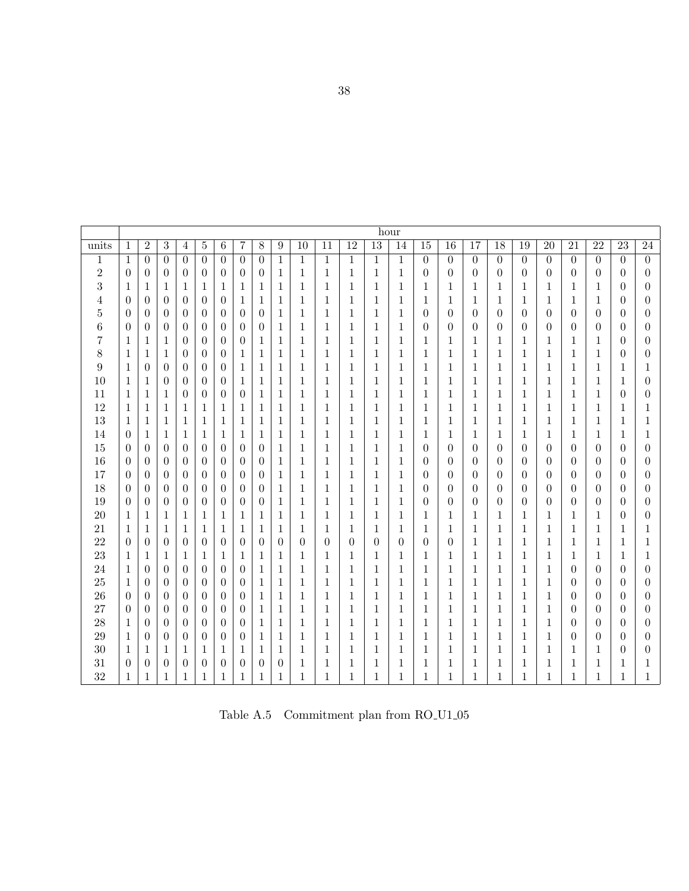| | hour | | | | | | | | | | | | | | | | | | | | | | | |
|---|---|---|---|---|---|---|---|---|---|---|---|---|---|---|---|---|---|---|---|---|---|---|---|---|
| units | 1 | 2 | 3 | 4 | 5 | 6 | 7 | 8 | 9 | 10 | 11 | 12 | 13 | 14 | 15 | 16 | 17 | 18 | 19 | 20 | 21 | 22 | 23 | 24 |
| 1 | 1 | 0 | 0 | 0 | 0 | 0 | 0 | 0 | 1 | 1 | 1 | 1 | 1 | 1 | 0 | 0 | 0 | 0 | 0 | 0 | 0 | 0 | 0 | 0 |
| 2 | 0 | 0 | 0 | 0 | 0 | 0 | 0 | 0 | 1 | 1 | 1 | 1 | 1 | 1 | 0 | 0 | 0 | 0 | 0 | 0 | 0 | 0 | 0 | 0 |
| 3 | 1 | 1 | 1 | 1 | 1 | 1 | 1 | 1 | 1 | 1 | 1 | 1 | 1 | 1 | 1 | 1 | 1 | 1 | 1 | 1 | 1 | 1 | 0 | 0 |
| 4 | 0 | 0 | 0 | 0 | 0 | 0 | 1 | 1 | 1 | 1 | 1 | 1 | 1 | 1 | 1 | 1 | 1 | 1 | 1 | 1 | 1 | 1 | 0 | 0 |
| 5 | 0 | 0 | 0 | 0 | 0 | 0 | 0 | 0 | 1 | 1 | 1 | 1 | 1 | 1 | 0 | 0 | 0 | 0 | 0 | 0 | 0 | 0 | 0 | 0 |
| 6 | 0 | 0 | 0 | 0 | 0 | 0 | 0 | 0 | 1 | 1 | 1 | 1 | 1 | 1 | 0 | 0 | 0 | 0 | 0 | 0 | 0 | 0 | 0 | 0 |
| 7 | 1 | 1 | 1 | 0 | 0 | 0 | 0 | 1 | 1 | 1 | 1 | 1 | 1 | 1 | 1 | 1 | 1 | 1 | 1 | 1 | 1 | 1 | 0 | 0 |
| 8 | 1 | 1 | 1 | 0 | 0 | 0 | 1 | 1 | 1 | 1 | 1 | 1 | 1 | 1 | 1 | 1 | 1 | 1 | 1 | 1 | 1 | 1 | 0 | 0 |
| 9 | 1 | 0 | 0 | 0 | 0 | 0 | 1 | 1 | 1 | 1 | 1 | 1 | 1 | 1 | 1 | 1 | 1 | 1 | 1 | 1 | 1 | 1 | 1 | 1 |
| 10 | 1 | 1 | 0 | 0 | 0 | 0 | 1 | 1 | 1 | 1 | 1 | 1 | 1 | 1 | 1 | 1 | 1 | 1 | 1 | 1 | 1 | 1 | 1 | 0 |
| 11 | 1 | 1 | 1 | 0 | 0 | 0 | 0 | 1 | 1 | 1 | 1 | 1 | 1 | 1 | 1 | 1 | 1 | 1 | 1 | 1 | 1 | 1 | 0 | 0 |
| 12 | 1 | 1 | 1 | 1 | 1 | 1 | 1 | 1 | 1 | 1 | 1 | 1 | 1 | 1 | 1 | 1 | 1 | 1 | 1 | 1 | 1 | 1 | 1 | 1 |
| 13 | 1 | 1 | 1 | 1 | 1 | 1 | 1 | 1 | 1 | 1 | 1 | 1 | 1 | 1 | 1 | 1 | 1 | 1 | 1 | 1 | 1 | 1 | 1 | 1 |
| 14 | 0 | 1 | 1 | 1 | 1 | 1 | 1 | 1 | 1 | 1 | 1 | 1 | 1 | 1 | 1 | 1 | 1 | 1 | 1 | 1 | 1 | 1 | 1 | 1 |
| 15 | 0 | 0 | 0 | 0 | 0 | 0 | 0 | 0 | 1 | 1 | 1 | 1 | 1 | 1 | 0 | 0 | 0 | 0 | 0 | 0 | 0 | 0 | 0 | 0 |
| 16 | 0 | 0 | 0 | 0 | 0 | 0 | 0 | 0 | 1 | 1 | 1 | 1 | 1 | 1 | 0 | 0 | 0 | 0 | 0 | 0 | 0 | 0 | 0 | 0 |
| 17 | 0 | 0 | 0 | 0 | 0 | 0 | 0 | 0 | 1 | 1 | 1 | 1 | 1 | 1 | 0 | 0 | 0 | 0 | 0 | 0 | 0 | 0 | 0 | 0 |
| 18 | 0 | 0 | 0 | 0 | 0 | 0 | 0 | 0 | 1 | 1 | 1 | 1 | 1 | 1 | 0 | 0 | 0 | 0 | 0 | 0 | 0 | 0 | 0 | 0 |
| 19 | 0 | 0 | 0 | 0 | 0 | 0 | 0 | 0 | 1 | 1 | 1 | 1 | 1 | 1 | 0 | 0 | 0 | 0 | 0 | 0 | 0 | 0 | 0 | 0 |
| 20 | 1 | 1 | 1 | 1 | 1 | 1 | 1 | 1 | 1 | 1 | 1 | 1 | 1 | 1 | 1 | 1 | 1 | 1 | 1 | 1 | 1 | 1 | 0 | 0 |
| 21 | 1 | 1 | 1 | 1 | 1 | 1 | 1 | 1 | 1 | 1 | 1 | 1 | 1 | 1 | 1 | 1 | 1 | 1 | 1 | 1 | 1 | 1 | 1 | 1 |
| 22 | 0 | 0 | 0 | 0 | 0 | 0 | 0 | 0 | 0 | 0 | 0 | 0 | 0 | 0 | 0 | 0 | 1 | 1 | 1 | 1 | 1 | 1 | 1 | 1 |
| 23 | 1 | 1 | 1 | 1 | 1 | 1 | 1 | 1 | 1 | 1 | 1 | 1 | 1 | 1 | 1 | 1 | 1 | 1 | 1 | 1 | 1 | 1 | 1 | 1 |
| 24 | 1 | 0 | 0 | 0 | 0 | 0 | 0 | 1 | 1 | 1 | 1 | 1 | 1 | 1 | 1 | 1 | 1 | 1 | 1 | 1 | 0 | 0 | 0 | 0 |
| 25 | 1 | 0 | 0 | 0 | 0 | 0 | 0 | 1 | 1 | 1 | 1 | 1 | 1 | 1 | 1 | 1 | 1 | 1 | 1 | 1 | 0 | 0 | 0 | 0 |
| 26 | 0 | 0 | 0 | 0 | 0 | 0 | 0 | 1 | 1 | 1 | 1 | 1 | 1 | 1 | 1 | 1 | 1 | 1 | 1 | 1 | 0 | 0 | 0 | 0 |
| 27 | 0 | 0 | 0 | 0 | 0 | 0 | 0 | 1 | 1 | 1 | 1 | 1 | 1 | 1 | 1 | 1 | 1 | 1 | 1 | 1 | 0 | 0 | 0 | 0 |
| 28 | 1 | 0 | 0 | 0 | 0 | 0 | 0 | 1 | 1 | 1 | 1 | 1 | 1 | 1 | 1 | 1 | 1 | 1 | 1 | 1 | 0 | 0 | 0 | 0 |
| 29 | 1 | 0 | 0 | 0 | 0 | 0 | 0 | 1 | 1 | 1 | 1 | 1 | 1 | 1 | 1 | 1 | 1 | 1 | 1 | 1 | 0 | 0 | 0 | 0 |
| 30 | 1 | 1 | 1 | 1 | 1 | 1 | 1 | 1 | 1 | 1 | 1 | 1 | 1 | 1 | 1 | 1 | 1 | 1 | 1 | 1 | 1 | 1 | 0 | 0 |
| 31 | 0 | 0 | 0 | 0 | 0 | 0 | 0 | 0 | 0 | 1 | 1 | 1 | 1 | 1 | 1 | 1 | 1 | 1 | 1 | 1 | 1 | 1 | 1 | 1 |
| 32 | 1 | 1 | 1 | 1 | 1 | 1 | 1 | 1 | 1 | 1 | 1 | 1 | 1 | 1 | 1 | 1 | 1 | 1 | 1 | 1 | 1 | 1 | 1 | 1 |

Table A.5 Commitment plan from RO_U1_05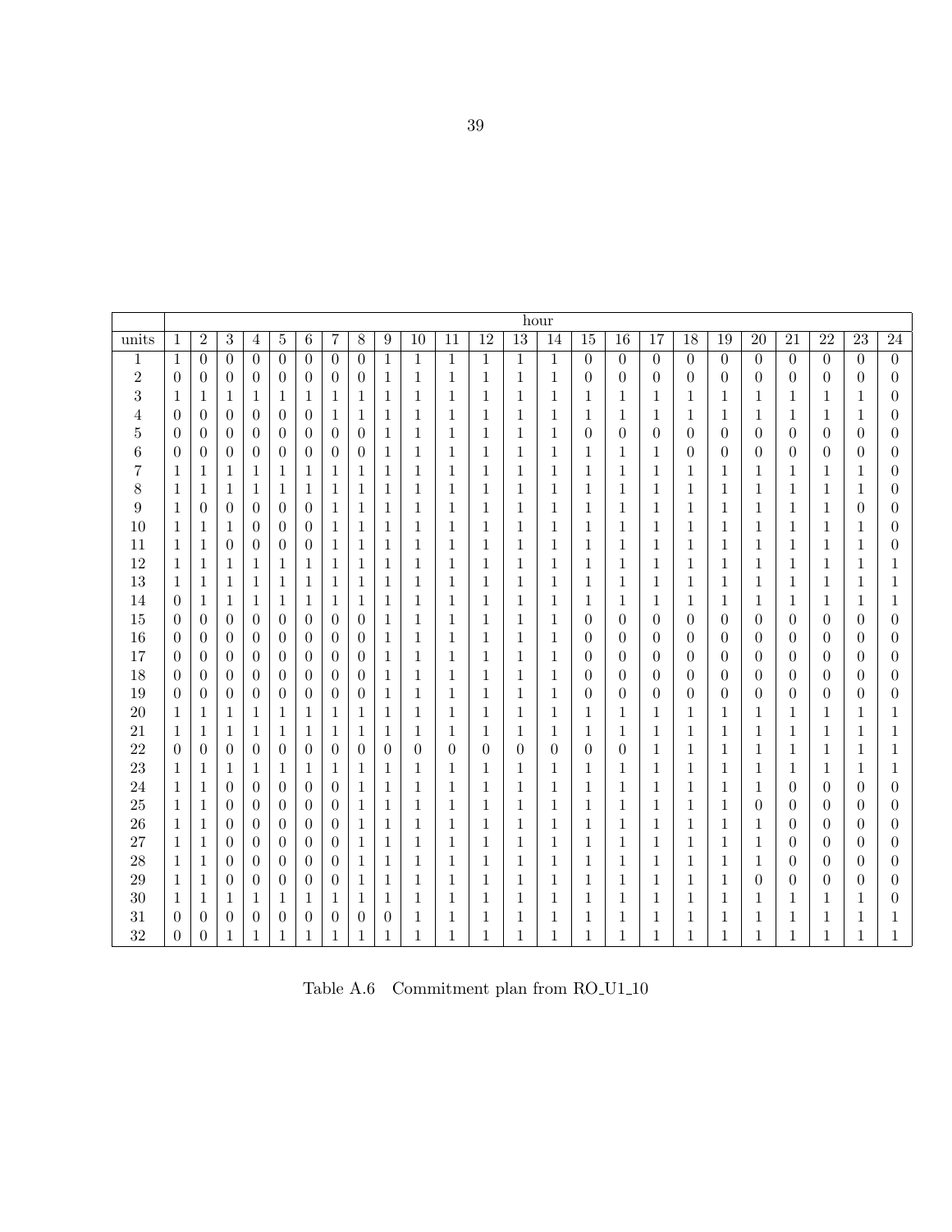| | hour | | | | | | | | | | | | | | | | | | | | | | | |
|---|---|---|---|---|---|---|---|---|---|---|---|---|---|---|---|---|---|---|---|---|---|---|---|---|
| units | 1 | 2 | 3 | 4 | 5 | 6 | 7 | 8 | 9 | 10 | 11 | 12 | 13 | 14 | 15 | 16 | 17 | 18 | 19 | 20 | 21 | 22 | 23 | 24 |
| 1 | 1 | 0 | 0 | 0 | 0 | 0 | 0 | 0 | 1 | 1 | 1 | 1 | 1 | 1 | 0 | 0 | 0 | 0 | 0 | 0 | 0 | 0 | 0 | 0 |
| 2 | 0 | 0 | 0 | 0 | 0 | 0 | 0 | 0 | 1 | 1 | 1 | 1 | 1 | 1 | 0 | 0 | 0 | 0 | 0 | 0 | 0 | 0 | 0 | 0 |
| 3 | 1 | 1 | 1 | 1 | 1 | 1 | 1 | 1 | 1 | 1 | 1 | 1 | 1 | 1 | 1 | 1 | 1 | 1 | 1 | 1 | 1 | 1 | 1 | 0 |
| 4 | 0 | 0 | 0 | 0 | 0 | 0 | 1 | 1 | 1 | 1 | 1 | 1 | 1 | 1 | 1 | 1 | 1 | 1 | 1 | 1 | 1 | 1 | 1 | 0 |
| 5 | 0 | 0 | 0 | 0 | 0 | 0 | 0 | 0 | 1 | 1 | 1 | 1 | 1 | 1 | 0 | 0 | 0 | 0 | 0 | 0 | 0 | 0 | 0 | 0 |
| 6 | 0 | 0 | 0 | 0 | 0 | 0 | 0 | 0 | 1 | 1 | 1 | 1 | 1 | 1 | 1 | 1 | 1 | 0 | 0 | 0 | 0 | 0 | 0 | 0 |
| 7 | 1 | 1 | 1 | 1 | 1 | 1 | 1 | 1 | 1 | 1 | 1 | 1 | 1 | 1 | 1 | 1 | 1 | 1 | 1 | 1 | 1 | 1 | 1 | 0 |
| 8 | 1 | 1 | 1 | 1 | 1 | 1 | 1 | 1 | 1 | 1 | 1 | 1 | 1 | 1 | 1 | 1 | 1 | 1 | 1 | 1 | 1 | 1 | 1 | 0 |
| 9 | 1 | 0 | 0 | 0 | 0 | 0 | 1 | 1 | 1 | 1 | 1 | 1 | 1 | 1 | 1 | 1 | 1 | 1 | 1 | 1 | 1 | 1 | 0 | 0 |
| 10 | 1 | 1 | 1 | 0 | 0 | 0 | 1 | 1 | 1 | 1 | 1 | 1 | 1 | 1 | 1 | 1 | 1 | 1 | 1 | 1 | 1 | 1 | 1 | 0 |
| 11 | 1 | 1 | 0 | 0 | 0 | 0 | 1 | 1 | 1 | 1 | 1 | 1 | 1 | 1 | 1 | 1 | 1 | 1 | 1 | 1 | 1 | 1 | 1 | 0 |
| 12 | 1 | 1 | 1 | 1 | 1 | 1 | 1 | 1 | 1 | 1 | 1 | 1 | 1 | 1 | 1 | 1 | 1 | 1 | 1 | 1 | 1 | 1 | 1 | 1 |
| 13 | 1 | 1 | 1 | 1 | 1 | 1 | 1 | 1 | 1 | 1 | 1 | 1 | 1 | 1 | 1 | 1 | 1 | 1 | 1 | 1 | 1 | 1 | 1 | 1 |
| 14 | 0 | 1 | 1 | 1 | 1 | 1 | 1 | 1 | 1 | 1 | 1 | 1 | 1 | 1 | 1 | 1 | 1 | 1 | 1 | 1 | 1 | 1 | 1 | 1 |
| 15 | 0 | 0 | 0 | 0 | 0 | 0 | 0 | 0 | 1 | 1 | 1 | 1 | 1 | 1 | 0 | 0 | 0 | 0 | 0 | 0 | 0 | 0 | 0 | 0 |
| 16 | 0 | 0 | 0 | 0 | 0 | 0 | 0 | 0 | 1 | 1 | 1 | 1 | 1 | 1 | 0 | 0 | 0 | 0 | 0 | 0 | 0 | 0 | 0 | 0 |
| 17 | 0 | 0 | 0 | 0 | 0 | 0 | 0 | 0 | 1 | 1 | 1 | 1 | 1 | 1 | 0 | 0 | 0 | 0 | 0 | 0 | 0 | 0 | 0 | 0 |
| 18 | 0 | 0 | 0 | 0 | 0 | 0 | 0 | 0 | 1 | 1 | 1 | 1 | 1 | 1 | 0 | 0 | 0 | 0 | 0 | 0 | 0 | 0 | 0 | 0 |
| 19 | 0 | 0 | 0 | 0 | 0 | 0 | 0 | 0 | 1 | 1 | 1 | 1 | 1 | 1 | 0 | 0 | 0 | 0 | 0 | 0 | 0 | 0 | 0 | 0 |
| 20 | 1 | 1 | 1 | 1 | 1 | 1 | 1 | 1 | 1 | 1 | 1 | 1 | 1 | 1 | 1 | 1 | 1 | 1 | 1 | 1 | 1 | 1 | 1 | 1 |
| 21 | 1 | 1 | 1 | 1 | 1 | 1 | 1 | 1 | 1 | 1 | 1 | 1 | 1 | 1 | 1 | 1 | 1 | 1 | 1 | 1 | 1 | 1 | 1 | 1 |
| 22 | 0 | 0 | 0 | 0 | 0 | 0 | 0 | 0 | 0 | 0 | 0 | 0 | 0 | 0 | 0 | 0 | 1 | 1 | 1 | 1 | 1 | 1 | 1 | 1 |
| 23 | 1 | 1 | 1 | 1 | 1 | 1 | 1 | 1 | 1 | 1 | 1 | 1 | 1 | 1 | 1 | 1 | 1 | 1 | 1 | 1 | 1 | 1 | 1 | 1 |
| 24 | 1 | 1 | 0 | 0 | 0 | 0 | 0 | 1 | 1 | 1 | 1 | 1 | 1 | 1 | 1 | 1 | 1 | 1 | 1 | 1 | 0 | 0 | 0 | 0 |
| 25 | 1 | 1 | 0 | 0 | 0 | 0 | 0 | 1 | 1 | 1 | 1 | 1 | 1 | 1 | 1 | 1 | 1 | 1 | 1 | 0 | 0 | 0 | 0 | 0 |
| 26 | 1 | 1 | 0 | 0 | 0 | 0 | 0 | 1 | 1 | 1 | 1 | 1 | 1 | 1 | 1 | 1 | 1 | 1 | 1 | 1 | 0 | 0 | 0 | 0 |
| 27 | 1 | 1 | 0 | 0 | 0 | 0 | 0 | 1 | 1 | 1 | 1 | 1 | 1 | 1 | 1 | 1 | 1 | 1 | 1 | 1 | 0 | 0 | 0 | 0 |
| 28 | 1 | 1 | 0 | 0 | 0 | 0 | 0 | 1 | 1 | 1 | 1 | 1 | 1 | 1 | 1 | 1 | 1 | 1 | 1 | 1 | 0 | 0 | 0 | 0 |
| 29 | 1 | 1 | 0 | 0 | 0 | 0 | 0 | 1 | 1 | 1 | 1 | 1 | 1 | 1 | 1 | 1 | 1 | 1 | 1 | 0 | 0 | 0 | 0 | 0 |
| 30 | 1 | 1 | 1 | 1 | 1 | 1 | 1 | 1 | 1 | 1 | 1 | 1 | 1 | 1 | 1 | 1 | 1 | 1 | 1 | 1 | 1 | 1 | 1 | 0 |
| 31 | 0 | 0 | 0 | 0 | 0 | 0 | 0 | 0 | 0 | 1 | 1 | 1 | 1 | 1 | 1 | 1 | 1 | 1 | 1 | 1 | 1 | 1 | 1 | 1 |
| 32 | 0 | 0 | 1 | 1 | 1 | 1 | 1 | 1 | 1 | 1 | 1 | 1 | 1 | 1 | 1 | 1 | 1 | 1 | 1 | 1 | 1 | 1 | 1 | 1 |

Table A.6 Commitment plan from RO_U1_10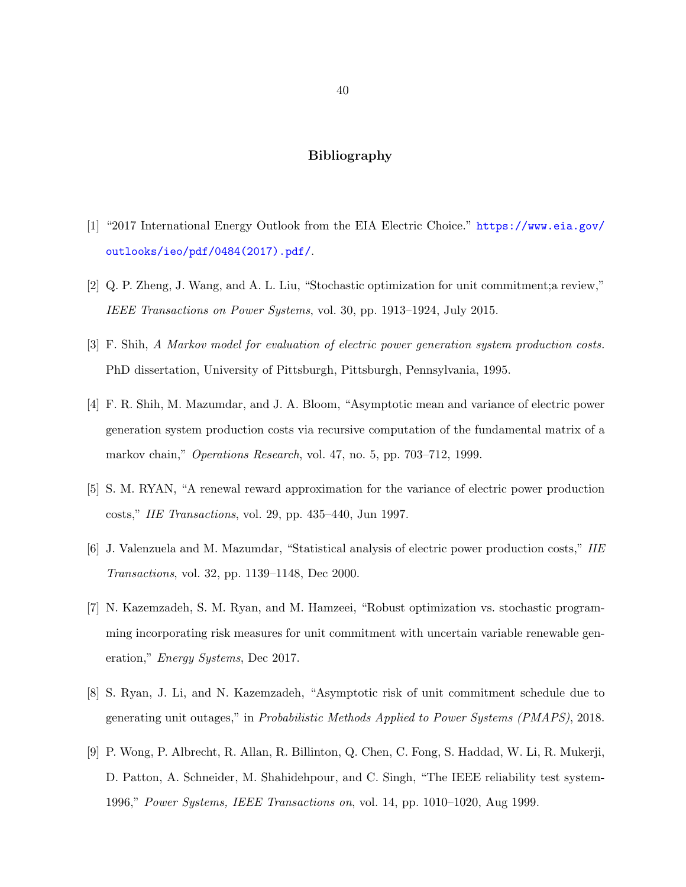# Bibliography

[1] "2017 International Energy Outlook from the EIA Electric Choice." https://www.eia.gov/outlooks/ieo/pdf/0484(2017).pdf/.

[2] Q. P. Zheng, J. Wang, and A. L. Liu, "Stochastic optimization for unit commitment;a review," *IEEE Transactions on Power Systems*, vol. 30, pp. 1913–1924, July 2015.

[3] F. Shih, *A Markov model for evaluation of electric power generation system production costs*. PhD dissertation, University of Pittsburgh, Pittsburgh, Pennsylvania, 1995.

[4] F. R. Shih, M. Mazumdar, and J. A. Bloom, "Asymptotic mean and variance of electric power generation system production costs via recursive computation of the fundamental matrix of a markov chain," *Operations Research*, vol. 47, no. 5, pp. 703–712, 1999.

[5] S. M. RYAN, "A renewal reward approximation for the variance of electric power production costs," *IIE Transactions*, vol. 29, pp. 435–440, Jun 1997.

[6] J. Valenzuela and M. Mazumdar, "Statistical analysis of electric power production costs," *IIE Transactions*, vol. 32, pp. 1139–1148, Dec 2000.

[7] N. Kazemzadeh, S. M. Ryan, and M. Hamzeei, "Robust optimization vs. stochastic programming incorporating risk measures for unit commitment with uncertain variable renewable generation," *Energy Systems*, Dec 2017.

[8] S. Ryan, J. Li, and N. Kazemzadeh, "Asymptotic risk of unit commitment schedule due to generating unit outages," in *Probabilistic Methods Applied to Power Systems (PMAPS)*, 2018.

[9] P. Wong, P. Albrecht, R. Allan, R. Billinton, Q. Chen, C. Fong, S. Haddad, W. Li, R. Mukerji, D. Patton, A. Schneider, M. Shahidehpour, and C. Singh, "The IEEE reliability test system-1996," *Power Systems, IEEE Transactions on*, vol. 14, pp. 1010–1020, Aug 1999.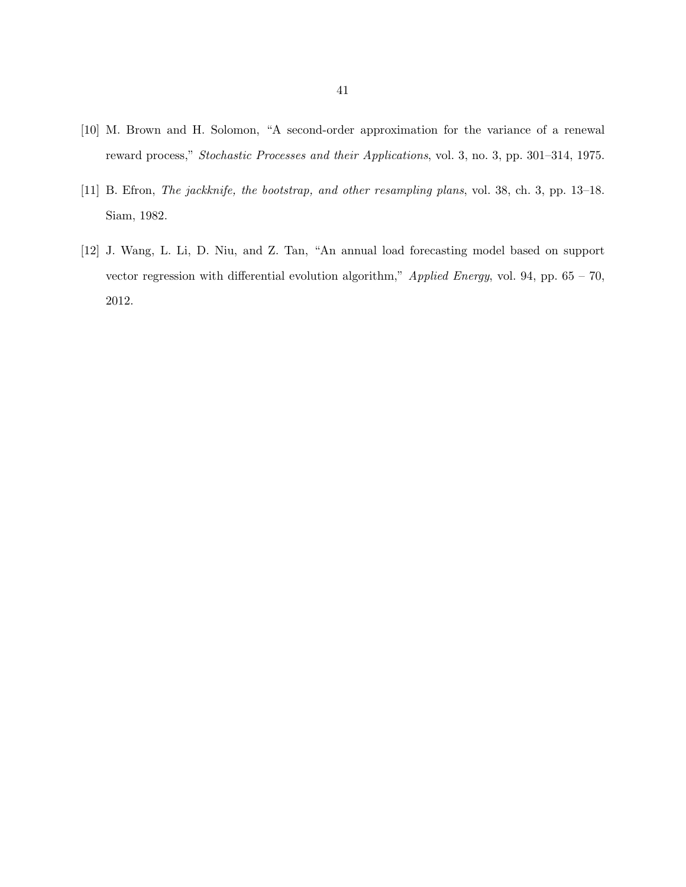[10] M. Brown and H. Solomon, “A second-order approximation for the variance of a renewal reward process,” *Stochastic Processes and their Applications*, vol. 3, no. 3, pp. 301–314, 1975.

[11] B. Efron, *The jackknife, the bootstrap, and other resampling plans*, vol. 38, ch. 3, pp. 13–18. Siam, 1982.

[12] J. Wang, L. Li, D. Niu, and Z. Tan, “An annual load forecasting model based on support vector regression with differential evolution algorithm,” *Applied Energy*, vol. 94, pp. 65 – 70, 2012.